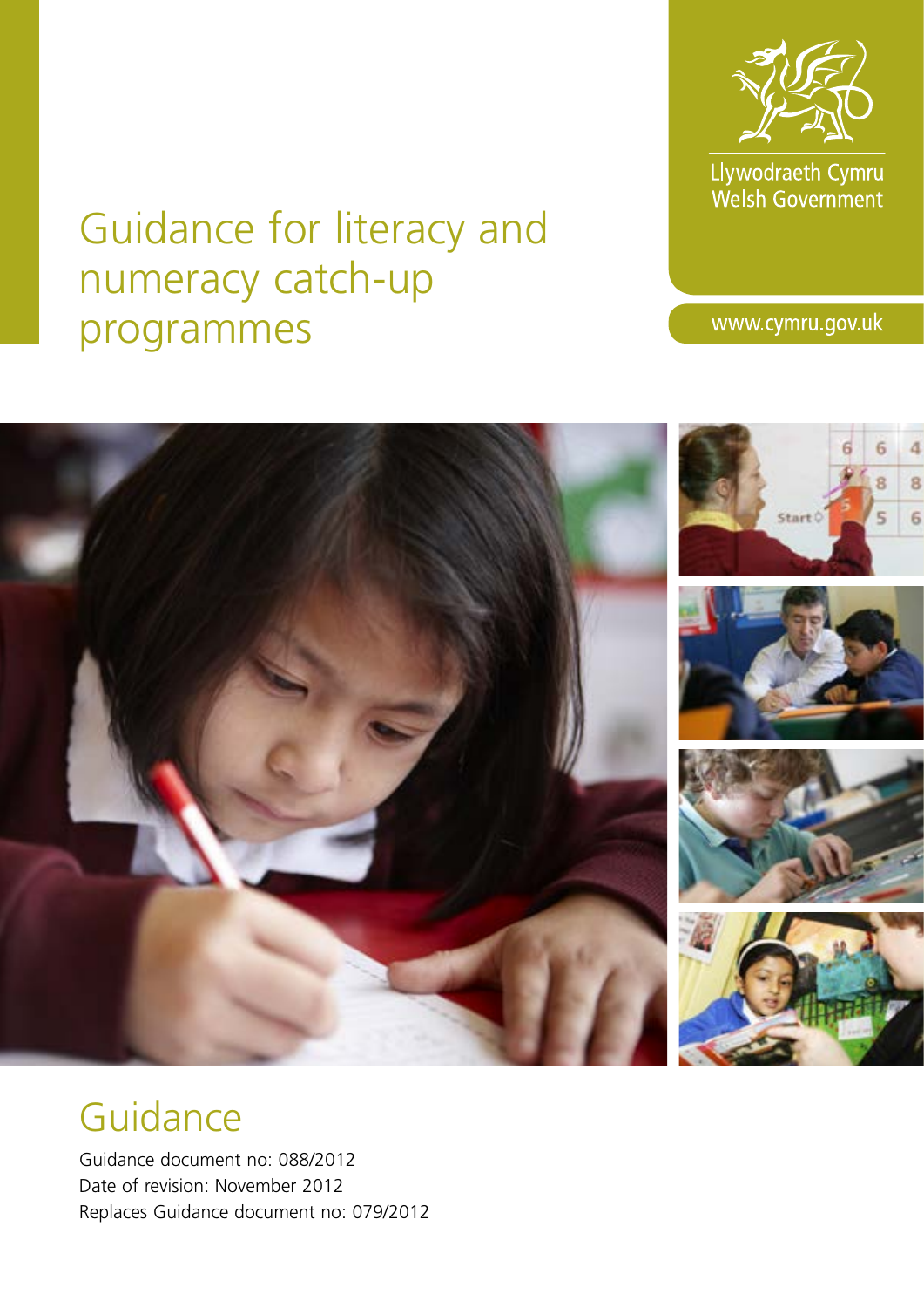# Guidance for literacy and numeracy catch-up programmes

Llywodraeth Cymru
Welsh Government

www.cymru.gov.uk

## Guidance

Guidance document no: 088/2012
Date of revision: November 2012
Replaces Guidance document no: 079/2012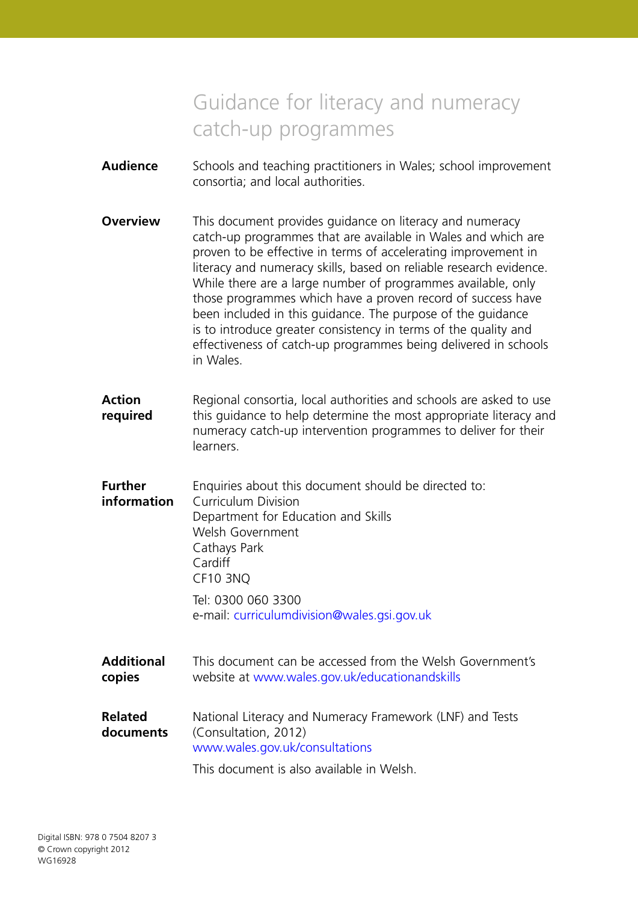# Guidance for literacy and numeracy catch-up programmes

**Audience**

Schools and teaching practitioners in Wales; school improvement consortia; and local authorities.

**Overview**

This document provides guidance on literacy and numeracy catch-up programmes that are available in Wales and which are proven to be effective in terms of accelerating improvement in literacy and numeracy skills, based on reliable research evidence. While there are a large number of programmes available, only those programmes which have a proven record of success have been included in this guidance. The purpose of the guidance is to introduce greater consistency in terms of the quality and effectiveness of catch-up programmes being delivered in schools in Wales.

**Action required**

Regional consortia, local authorities and schools are asked to use this guidance to help determine the most appropriate literacy and numeracy catch-up intervention programmes to deliver for their learners.

**Further information**

Enquiries about this document should be directed to:
Curriculum Division
Department for Education and Skills
Welsh Government
Cathays Park
Cardiff
CF10 3NQ

Tel: 0300 060 3300
e-mail: curriculumdivision@wales.gsi.gov.uk

**Additional copies**

This document can be accessed from the Welsh Government's website at www.wales.gov.uk/educationandskills

**Related documents**

National Literacy and Numeracy Framework (LNF) and Tests (Consultation, 2012)
www.wales.gov.uk/consultations

This document is also available in Welsh.

Digital ISBN: 978 0 7504 8207 3
© Crown copyright 2012
WG16928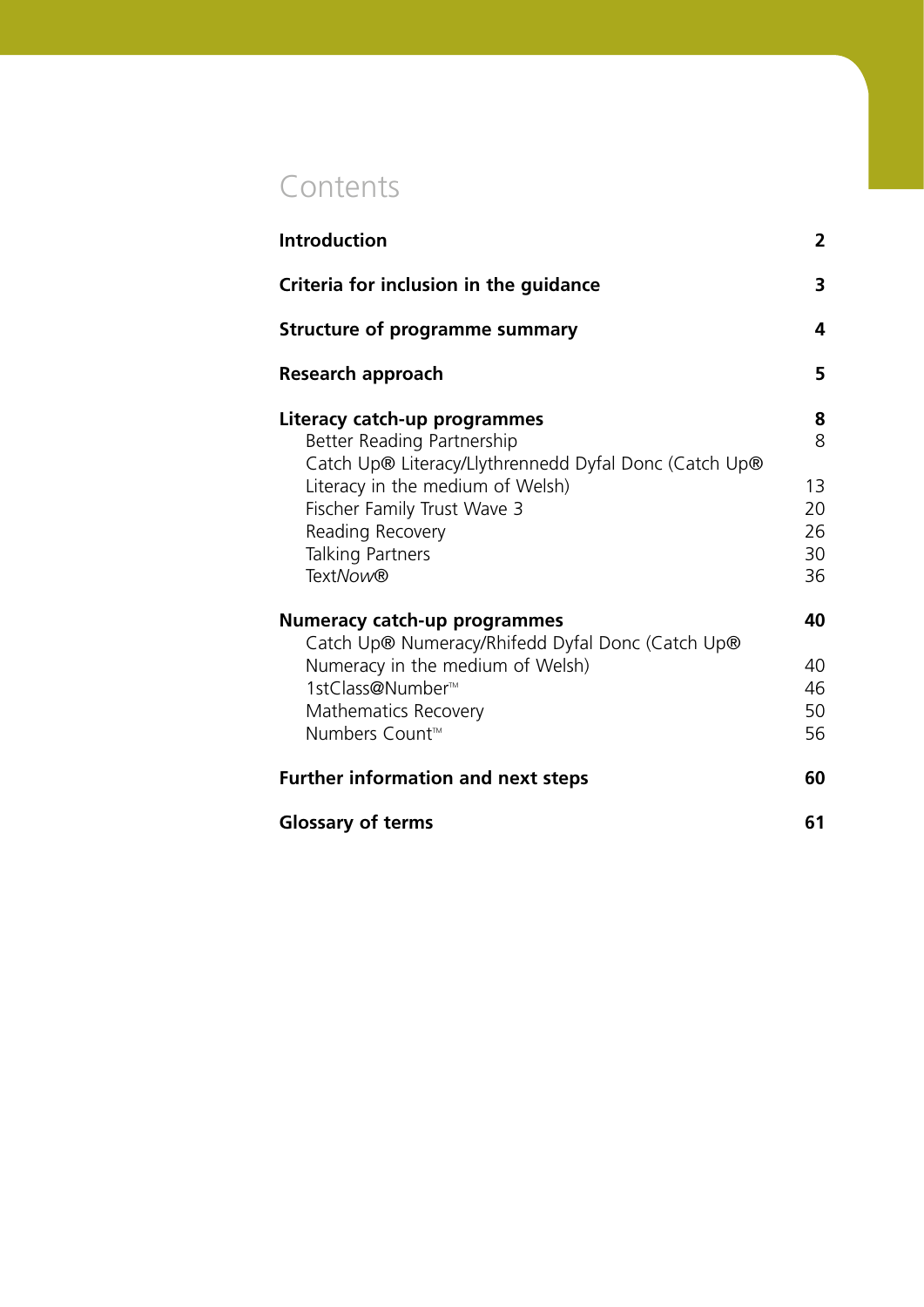# Contents

| | |
|---|---|
| **Introduction** | **2** |
| **Criteria for inclusion in the guidance** | **3** |
| **Structure of programme summary** | **4** |
| **Research approach** | **5** |
| **Literacy catch-up programmes** | **8** |
| Better Reading Partnership | 8 |
| Catch Up® Literacy/Llythrennedd Dyfal Donc (Catch Up® Literacy in the medium of Welsh) | 13 |
| Fischer Family Trust Wave 3 | 20 |
| Reading Recovery | 26 |
| Talking Partners | 30 |
| Text*Now*® | 36 |
| **Numeracy catch-up programmes** | **40** |
| Catch Up® Numeracy/Rhifedd Dyfal Donc (Catch Up® Numeracy in the medium of Welsh) | 40 |
| 1stClass@Number™ | 46 |
| Mathematics Recovery | 50 |
| Numbers Count™ | 56 |
| **Further information and next steps** | **60** |
| **Glossary of terms** | **61** |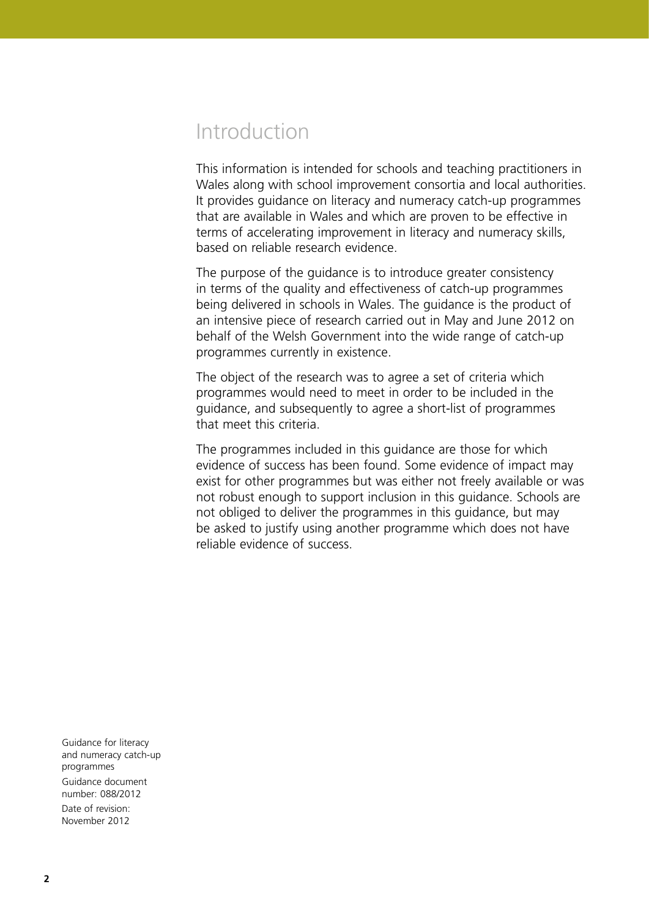# Introduction

This information is intended for schools and teaching practitioners in Wales along with school improvement consortia and local authorities. It provides guidance on literacy and numeracy catch-up programmes that are available in Wales and which are proven to be effective in terms of accelerating improvement in literacy and numeracy skills, based on reliable research evidence.

The purpose of the guidance is to introduce greater consistency in terms of the quality and effectiveness of catch-up programmes being delivered in schools in Wales. The guidance is the product of an intensive piece of research carried out in May and June 2012 on behalf of the Welsh Government into the wide range of catch-up programmes currently in existence.

The object of the research was to agree a set of criteria which programmes would need to meet in order to be included in the guidance, and subsequently to agree a short-list of programmes that meet this criteria.

The programmes included in this guidance are those for which evidence of success has been found. Some evidence of impact may exist for other programmes but was either not freely available or was not robust enough to support inclusion in this guidance. Schools are not obliged to deliver the programmes in this guidance, but may be asked to justify using another programme which does not have reliable evidence of success.

Guidance for literacy and numeracy catch-up programmes

Guidance document number: 088/2012

Date of revision: November 2012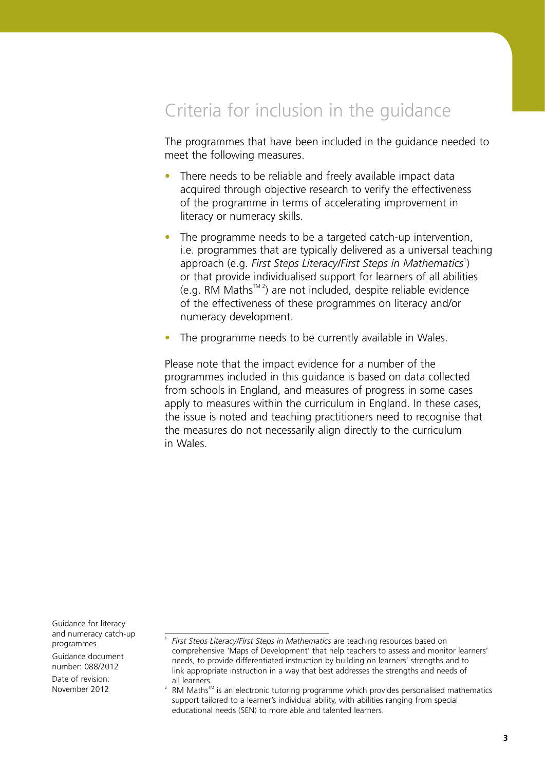# Criteria for inclusion in the guidance

The programmes that have been included in the guidance needed to meet the following measures.

- There needs to be reliable and freely available impact data acquired through objective research to verify the effectiveness of the programme in terms of accelerating improvement in literacy or numeracy skills.
- The programme needs to be a targeted catch-up intervention, i.e. programmes that are typically delivered as a universal teaching approach (e.g. *First Steps Literacy/First Steps in Mathematics*[1]) or that provide individualised support for learners of all abilities (e.g. RM Maths™[2]) are not included, despite reliable evidence of the effectiveness of these programmes on literacy and/or numeracy development.
- The programme needs to be currently available in Wales.

Please note that the impact evidence for a number of the programmes included in this guidance is based on data collected from schools in England, and measures of progress in some cases apply to measures within the curriculum in England. In these cases, the issue is noted and teaching practitioners need to recognise that the measures do not necessarily align directly to the curriculum in Wales.

[1] *First Steps Literacy/First Steps in Mathematics* are teaching resources based on comprehensive 'Maps of Development' that help teachers to assess and monitor learners' needs, to provide differentiated instruction by building on learners' strengths and to link appropriate instruction in a way that best addresses the strengths and needs of all learners.

[2] RM Maths™ is an electronic tutoring programme which provides personalised mathematics support tailored to a learner's individual ability, with abilities ranging from special educational needs (SEN) to more able and talented learners.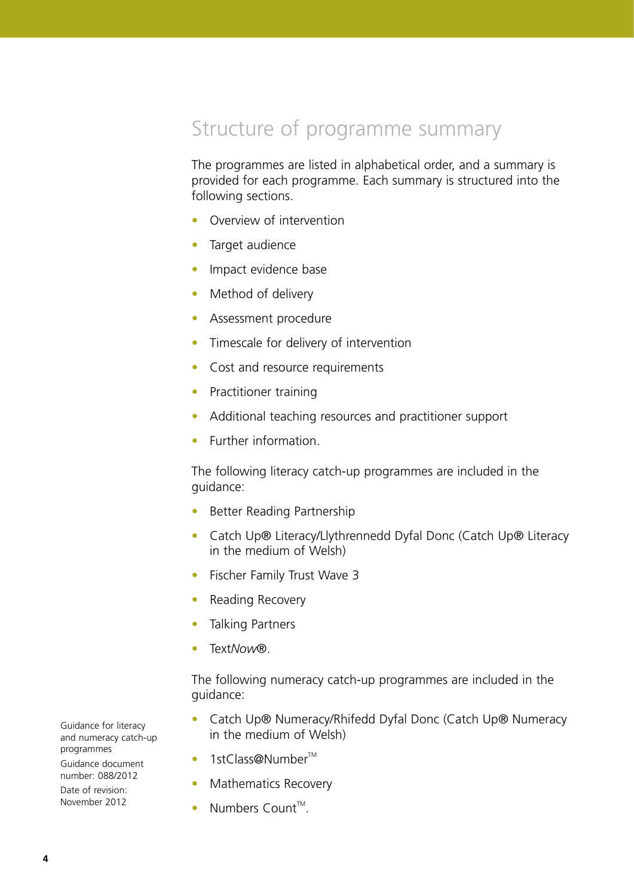# Structure of programme summary

The programmes are listed in alphabetical order, and a summary is provided for each programme. Each summary is structured into the following sections.

- Overview of intervention
- Target audience
- Impact evidence base
- Method of delivery
- Assessment procedure
- Timescale for delivery of intervention
- Cost and resource requirements
- Practitioner training
- Additional teaching resources and practitioner support
- Further information.

The following literacy catch-up programmes are included in the guidance:

- Better Reading Partnership
- Catch Up® Literacy/Llythrennedd Dyfal Donc (Catch Up® Literacy in the medium of Welsh)
- Fischer Family Trust Wave 3
- Reading Recovery
- Talking Partners
- Text*Now*®.

The following numeracy catch-up programmes are included in the guidance:

- Catch Up® Numeracy/Rhifedd Dyfal Donc (Catch Up® Numeracy in the medium of Welsh)
- 1stClass@Number™
- Mathematics Recovery
- Numbers Count™.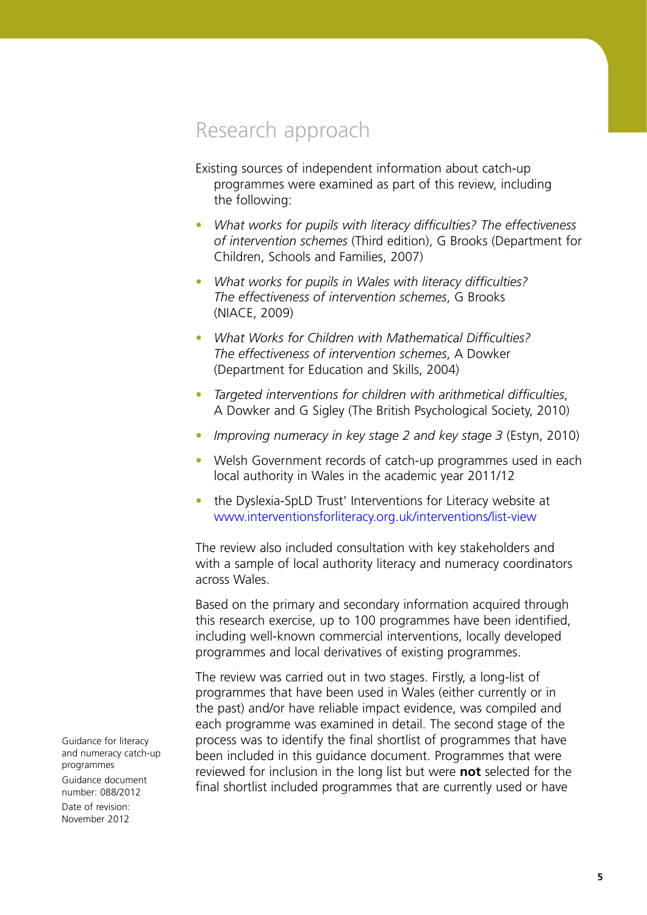## Research approach

Existing sources of independent information about catch-up programmes were examined as part of this review, including the following:

- *What works for pupils with literacy difficulties? The effectiveness of intervention schemes* (Third edition), G Brooks (Department for Children, Schools and Families, 2007)
- *What works for pupils in Wales with literacy difficulties? The effectiveness of intervention schemes*, G Brooks (NIACE, 2009)
- *What Works for Children with Mathematical Difficulties? The effectiveness of intervention schemes*, A Dowker (Department for Education and Skills, 2004)
- *Targeted interventions for children with arithmetical difficulties*, A Dowker and G Sigley (The British Psychological Society, 2010)
- *Improving numeracy in key stage 2 and key stage 3* (Estyn, 2010)
- Welsh Government records of catch-up programmes used in each local authority in Wales in the academic year 2011/12
- the Dyslexia-SpLD Trust' Interventions for Literacy website at www.interventionsforliteracy.org.uk/interventions/list-view

The review also included consultation with key stakeholders and with a sample of local authority literacy and numeracy coordinators across Wales.

Based on the primary and secondary information acquired through this research exercise, up to 100 programmes have been identified, including well-known commercial interventions, locally developed programmes and local derivatives of existing programmes.

The review was carried out in two stages. Firstly, a long-list of programmes that have been used in Wales (either currently or in the past) and/or have reliable impact evidence, was compiled and each programme was examined in detail. The second stage of the process was to identify the final shortlist of programmes that have been included in this guidance document. Programmes that were reviewed for inclusion in the long list but were **not** selected for the final shortlist included programmes that are currently used or have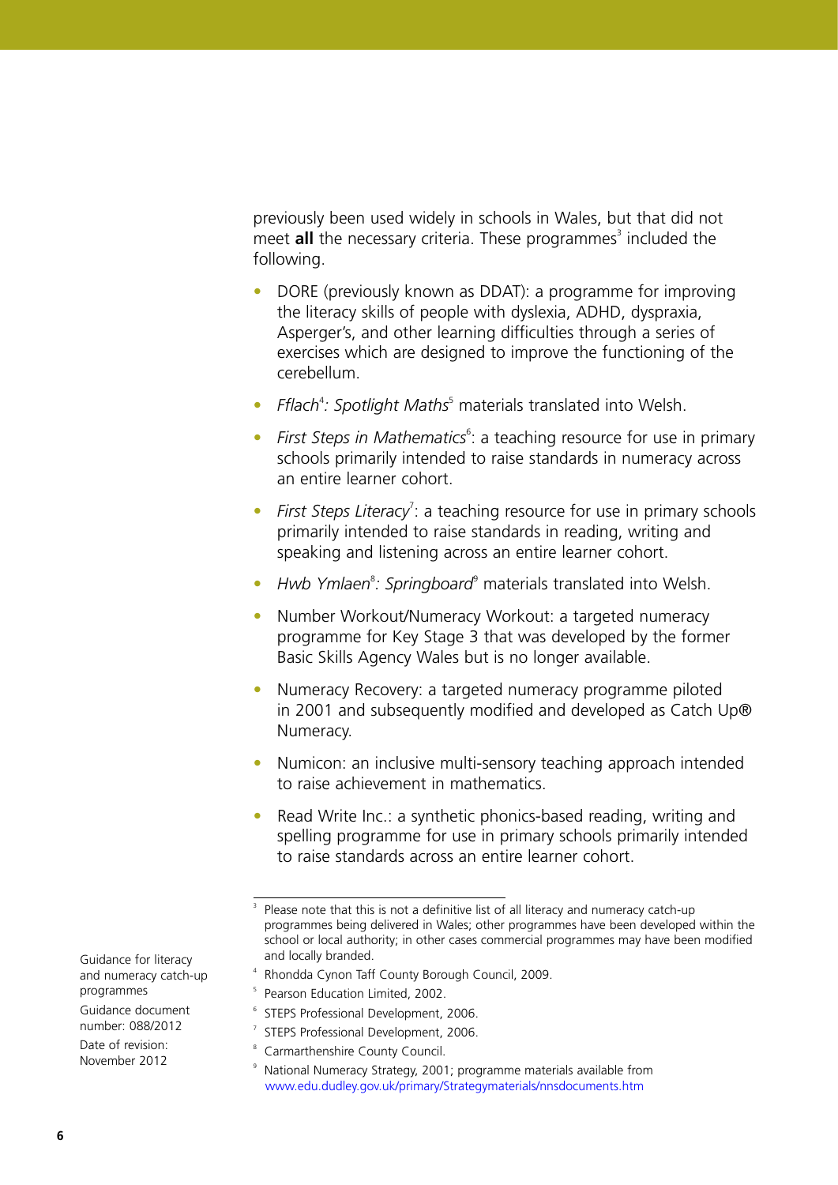previously been used widely in schools in Wales, but that did not meet **all** the necessary criteria. These programmes[3] included the following.

- DORE (previously known as DDAT): a programme for improving the literacy skills of people with dyslexia, ADHD, dyspraxia, Asperger's, and other learning difficulties through a series of exercises which are designed to improve the functioning of the cerebellum.
- *Fflach*[4]*: Spotlight Maths*[5] materials translated into Welsh.
- *First Steps in Mathematics*[6]: a teaching resource for use in primary schools primarily intended to raise standards in numeracy across an entire learner cohort.
- *First Steps Literacy*[7]: a teaching resource for use in primary schools primarily intended to raise standards in reading, writing and speaking and listening across an entire learner cohort.
- *Hwb Ymlaen*[8]*: Springboard*[9] materials translated into Welsh.
- Number Workout/Numeracy Workout: a targeted numeracy programme for Key Stage 3 that was developed by the former Basic Skills Agency Wales but is no longer available.
- Numeracy Recovery: a targeted numeracy programme piloted in 2001 and subsequently modified and developed as Catch Up® Numeracy.
- Numicon: an inclusive multi-sensory teaching approach intended to raise achievement in mathematics.
- Read Write Inc.: a synthetic phonics-based reading, writing and spelling programme for use in primary schools primarily intended to raise standards across an entire learner cohort.

---

[3] Please note that this is not a definitive list of all literacy and numeracy catch-up programmes being delivered in Wales; other programmes have been developed within the school or local authority; in other cases commercial programmes may have been modified and locally branded.

[4] Rhondda Cynon Taff County Borough Council, 2009.

[5] Pearson Education Limited, 2002.

[6] STEPS Professional Development, 2006.

[7] STEPS Professional Development, 2006.

[8] Carmarthenshire County Council.

[9] National Numeracy Strategy, 2001; programme materials available from www.edu.dudley.gov.uk/primary/Strategymaterials/nnsdocuments.htm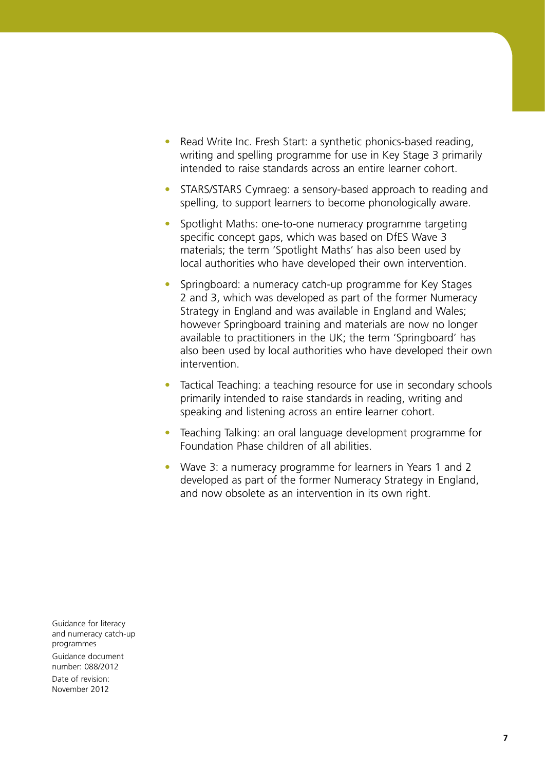- Read Write Inc. Fresh Start: a synthetic phonics-based reading, writing and spelling programme for use in Key Stage 3 primarily intended to raise standards across an entire learner cohort.
- STARS/STARS Cymraeg: a sensory-based approach to reading and spelling, to support learners to become phonologically aware.
- Spotlight Maths: one-to-one numeracy programme targeting specific concept gaps, which was based on DfES Wave 3 materials; the term 'Spotlight Maths' has also been used by local authorities who have developed their own intervention.
- Springboard: a numeracy catch-up programme for Key Stages 2 and 3, which was developed as part of the former Numeracy Strategy in England and was available in England and Wales; however Springboard training and materials are now no longer available to practitioners in the UK; the term 'Springboard' has also been used by local authorities who have developed their own intervention.
- Tactical Teaching: a teaching resource for use in secondary schools primarily intended to raise standards in reading, writing and speaking and listening across an entire learner cohort.
- Teaching Talking: an oral language development programme for Foundation Phase children of all abilities.
- Wave 3: a numeracy programme for learners in Years 1 and 2 developed as part of the former Numeracy Strategy in England, and now obsolete as an intervention in its own right.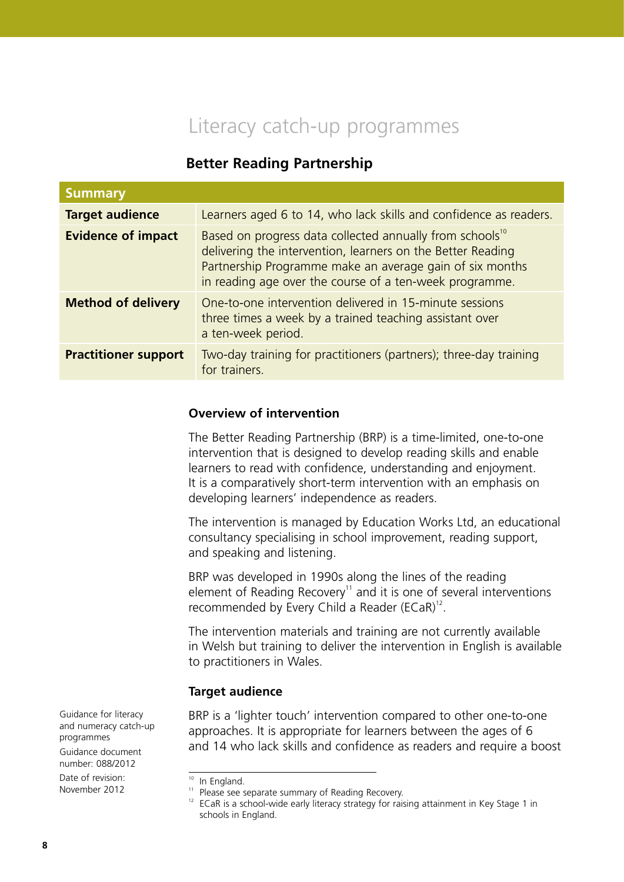# Literacy catch-up programmes

## Better Reading Partnership

| Summary | |
|---|---|
| **Target audience** | Learners aged 6 to 14, who lack skills and confidence as readers. |
| **Evidence of impact** | Based on progress data collected annually from schools[10] delivering the intervention, learners on the Better Reading Partnership Programme make an average gain of six months in reading age over the course of a ten-week programme. |
| **Method of delivery** | One-to-one intervention delivered in 15-minute sessions three times a week by a trained teaching assistant over a ten-week period. |
| **Practitioner support** | Two-day training for practitioners (partners); three-day training for trainers. |

### Overview of intervention

The Better Reading Partnership (BRP) is a time-limited, one-to-one intervention that is designed to develop reading skills and enable learners to read with confidence, understanding and enjoyment. It is a comparatively short-term intervention with an emphasis on developing learners' independence as readers.

The intervention is managed by Education Works Ltd, an educational consultancy specialising in school improvement, reading support, and speaking and listening.

BRP was developed in 1990s along the lines of the reading element of Reading Recovery[11] and it is one of several interventions recommended by Every Child a Reader (ECaR)[12].

The intervention materials and training are not currently available in Welsh but training to deliver the intervention in English is available to practitioners in Wales.

### Target audience

BRP is a 'lighter touch' intervention compared to other one-to-one approaches. It is appropriate for learners between the ages of 6 and 14 who lack skills and confidence as readers and require a boost

Guidance for literacy and numeracy catch-up programmes

Guidance document number: 088/2012

Date of revision: November 2012

---

[10] In England.

[11] Please see separate summary of Reading Recovery.

[12] ECaR is a school-wide early literacy strategy for raising attainment in Key Stage 1 in schools in England.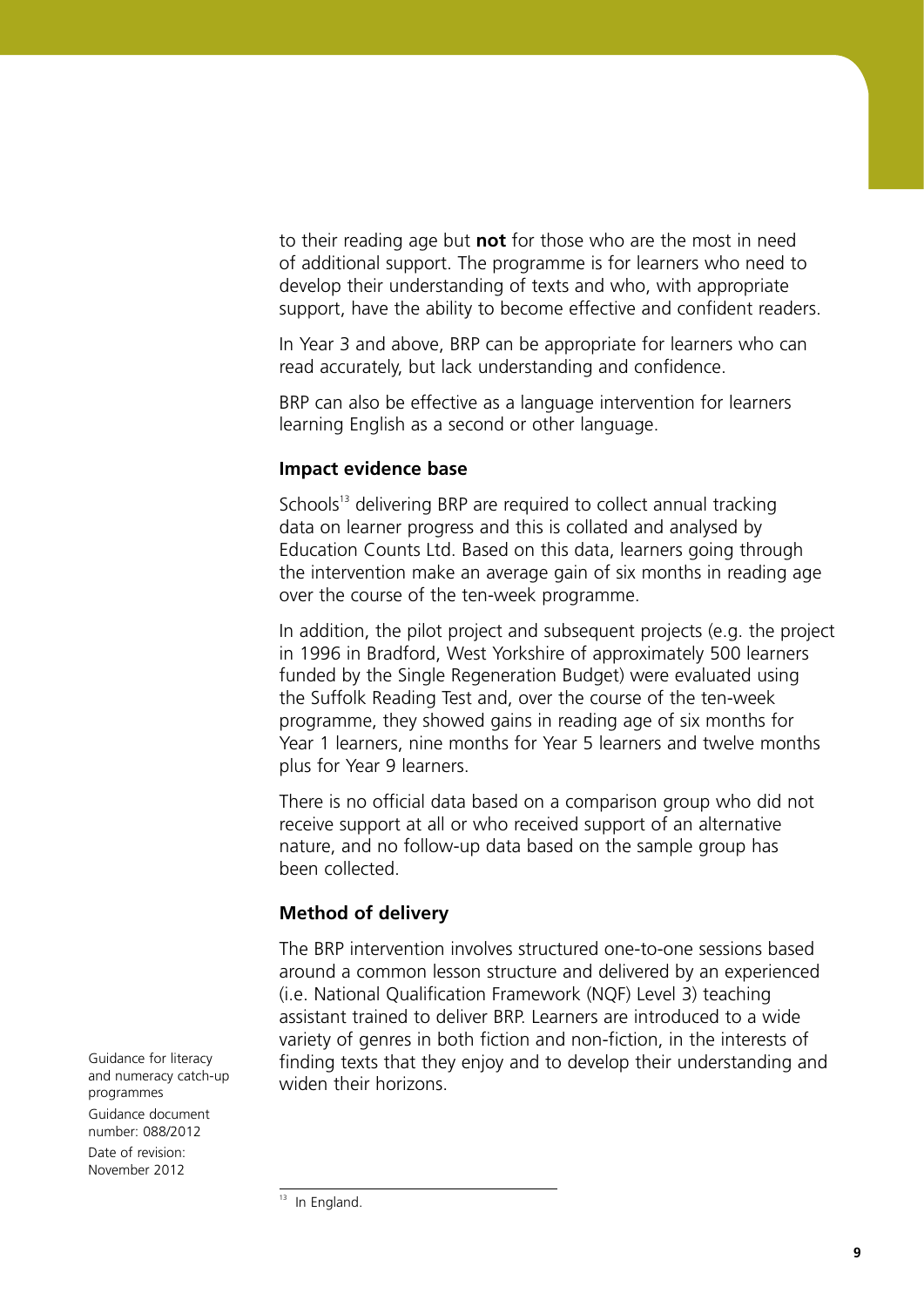to their reading age but **not** for those who are the most in need of additional support. The programme is for learners who need to develop their understanding of texts and who, with appropriate support, have the ability to become effective and confident readers.

In Year 3 and above, BRP can be appropriate for learners who can read accurately, but lack understanding and confidence.

BRP can also be effective as a language intervention for learners learning English as a second or other language.

### Impact evidence base

Schools[13] delivering BRP are required to collect annual tracking data on learner progress and this is collated and analysed by Education Counts Ltd. Based on this data, learners going through the intervention make an average gain of six months in reading age over the course of the ten-week programme.

In addition, the pilot project and subsequent projects (e.g. the project in 1996 in Bradford, West Yorkshire of approximately 500 learners funded by the Single Regeneration Budget) were evaluated using the Suffolk Reading Test and, over the course of the ten-week programme, they showed gains in reading age of six months for Year 1 learners, nine months for Year 5 learners and twelve months plus for Year 9 learners.

There is no official data based on a comparison group who did not receive support at all or who received support of an alternative nature, and no follow-up data based on the sample group has been collected.

### Method of delivery

The BRP intervention involves structured one-to-one sessions based around a common lesson structure and delivered by an experienced (i.e. National Qualification Framework (NQF) Level 3) teaching assistant trained to deliver BRP. Learners are introduced to a wide variety of genres in both fiction and non-fiction, in the interests of finding texts that they enjoy and to develop their understanding and widen their horizons.

[13] In England.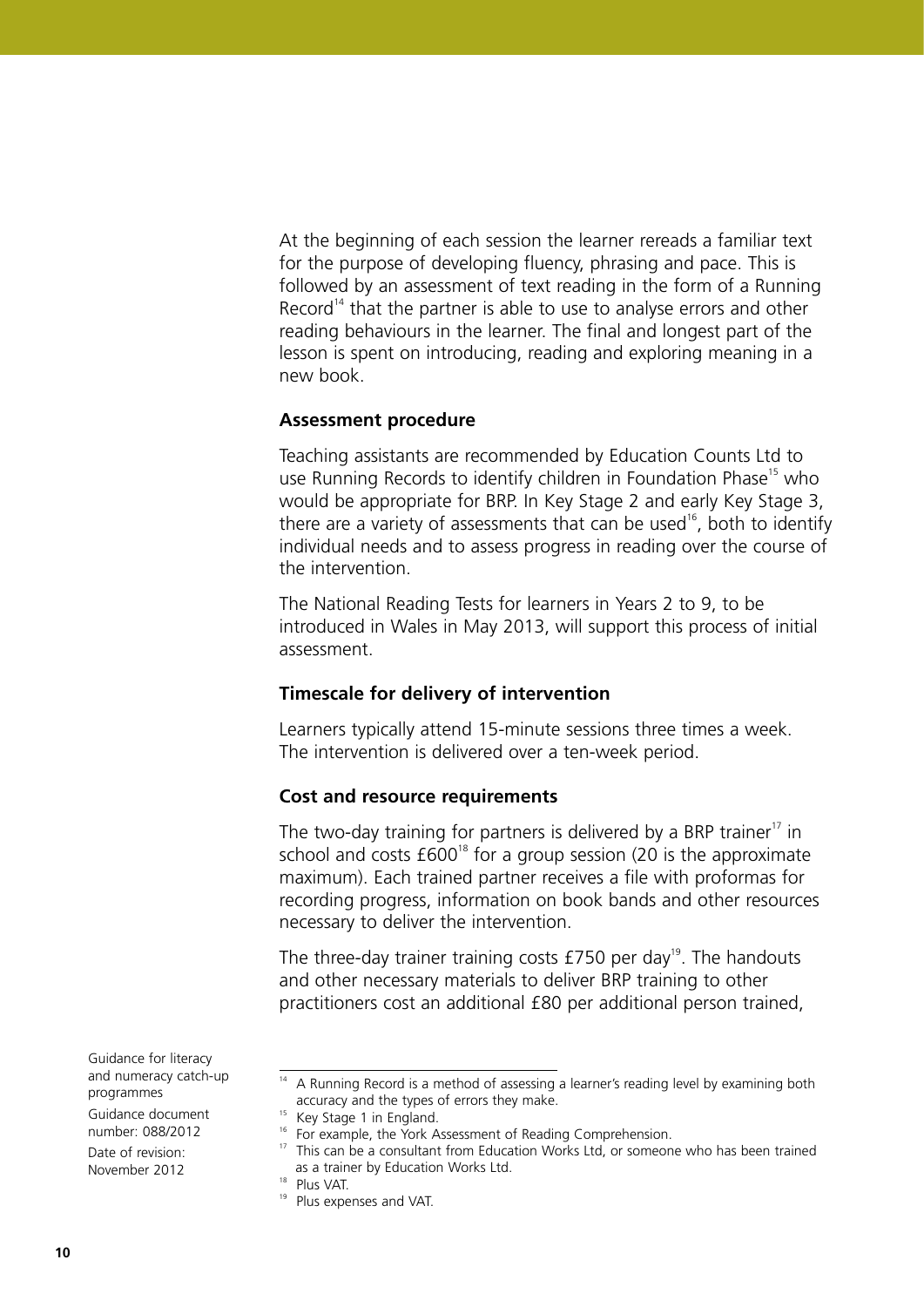At the beginning of each session the learner rereads a familiar text for the purpose of developing fluency, phrasing and pace. This is followed by an assessment of text reading in the form of a Running Record[14] that the partner is able to use to analyse errors and other reading behaviours in the learner. The final and longest part of the lesson is spent on introducing, reading and exploring meaning in a new book.

### Assessment procedure

Teaching assistants are recommended by Education Counts Ltd to use Running Records to identify children in Foundation Phase[15] who would be appropriate for BRP. In Key Stage 2 and early Key Stage 3, there are a variety of assessments that can be used[16], both to identify individual needs and to assess progress in reading over the course of the intervention.

The National Reading Tests for learners in Years 2 to 9, to be introduced in Wales in May 2013, will support this process of initial assessment.

### Timescale for delivery of intervention

Learners typically attend 15-minute sessions three times a week. The intervention is delivered over a ten-week period.

### Cost and resource requirements

The two-day training for partners is delivered by a BRP trainer[17] in school and costs £600[18] for a group session (20 is the approximate maximum). Each trained partner receives a file with proformas for recording progress, information on book bands and other resources necessary to deliver the intervention.

The three-day trainer training costs £750 per day[19]. The handouts and other necessary materials to deliver BRP training to other practitioners cost an additional £80 per additional person trained,

---

[14] A Running Record is a method of assessing a learner's reading level by examining both accuracy and the types of errors they make.

[15] Key Stage 1 in England.

[16] For example, the York Assessment of Reading Comprehension.

[17] This can be a consultant from Education Works Ltd, or someone who has been trained as a trainer by Education Works Ltd.

[18] Plus VAT.

[19] Plus expenses and VAT.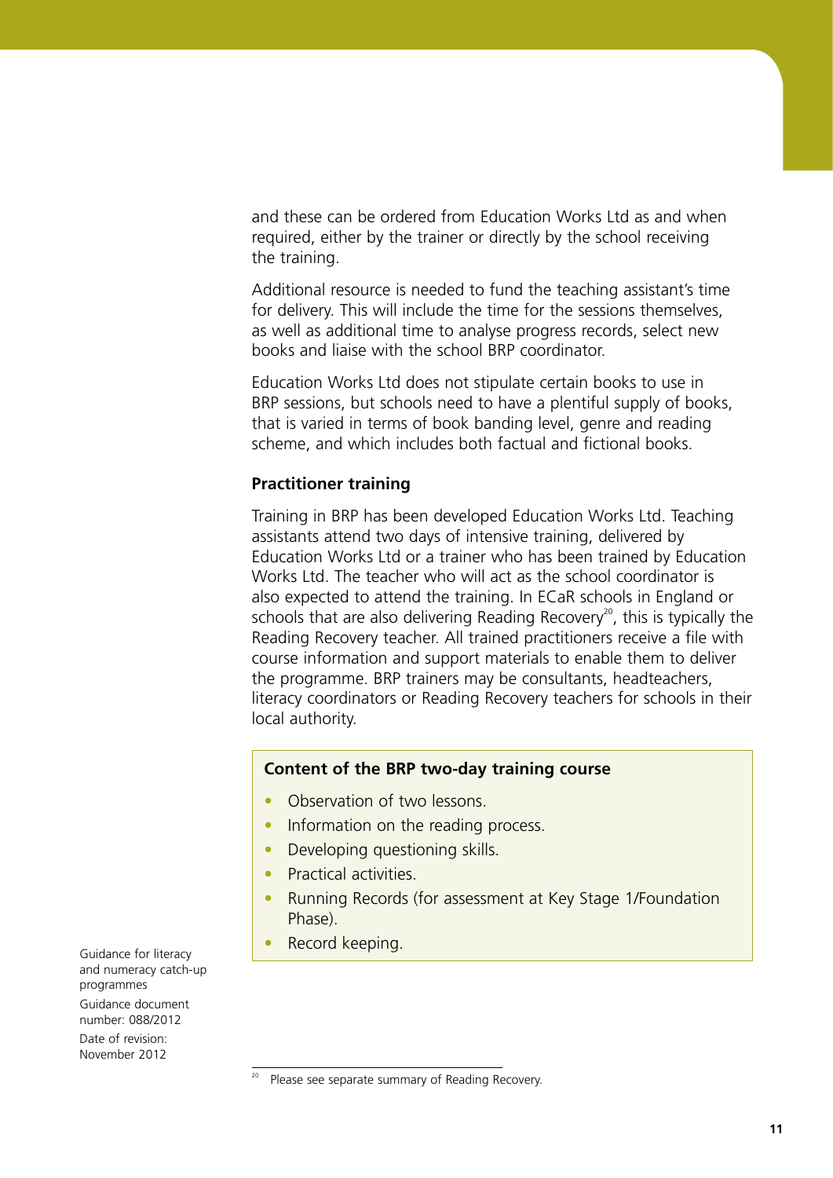and these can be ordered from Education Works Ltd as and when required, either by the trainer or directly by the school receiving the training.

Additional resource is needed to fund the teaching assistant's time for delivery. This will include the time for the sessions themselves, as well as additional time to analyse progress records, select new books and liaise with the school BRP coordinator.

Education Works Ltd does not stipulate certain books to use in BRP sessions, but schools need to have a plentiful supply of books, that is varied in terms of book banding level, genre and reading scheme, and which includes both factual and fictional books.

**Practitioner training**

Training in BRP has been developed Education Works Ltd. Teaching assistants attend two days of intensive training, delivered by Education Works Ltd or a trainer who has been trained by Education Works Ltd. The teacher who will act as the school coordinator is also expected to attend the training. In ECaR schools in England or schools that are also delivering Reading Recovery[20], this is typically the Reading Recovery teacher. All trained practitioners receive a file with course information and support materials to enable them to deliver the programme. BRP trainers may be consultants, headteachers, literacy coordinators or Reading Recovery teachers for schools in their local authority.

**Content of the BRP two-day training course**

- Observation of two lessons.
- Information on the reading process.
- Developing questioning skills.
- Practical activities.
- Running Records (for assessment at Key Stage 1/Foundation Phase).
- Record keeping.

Guidance for literacy and numeracy catch-up programmes

Guidance document number: 088/2012

Date of revision: November 2012

[20] Please see separate summary of Reading Recovery.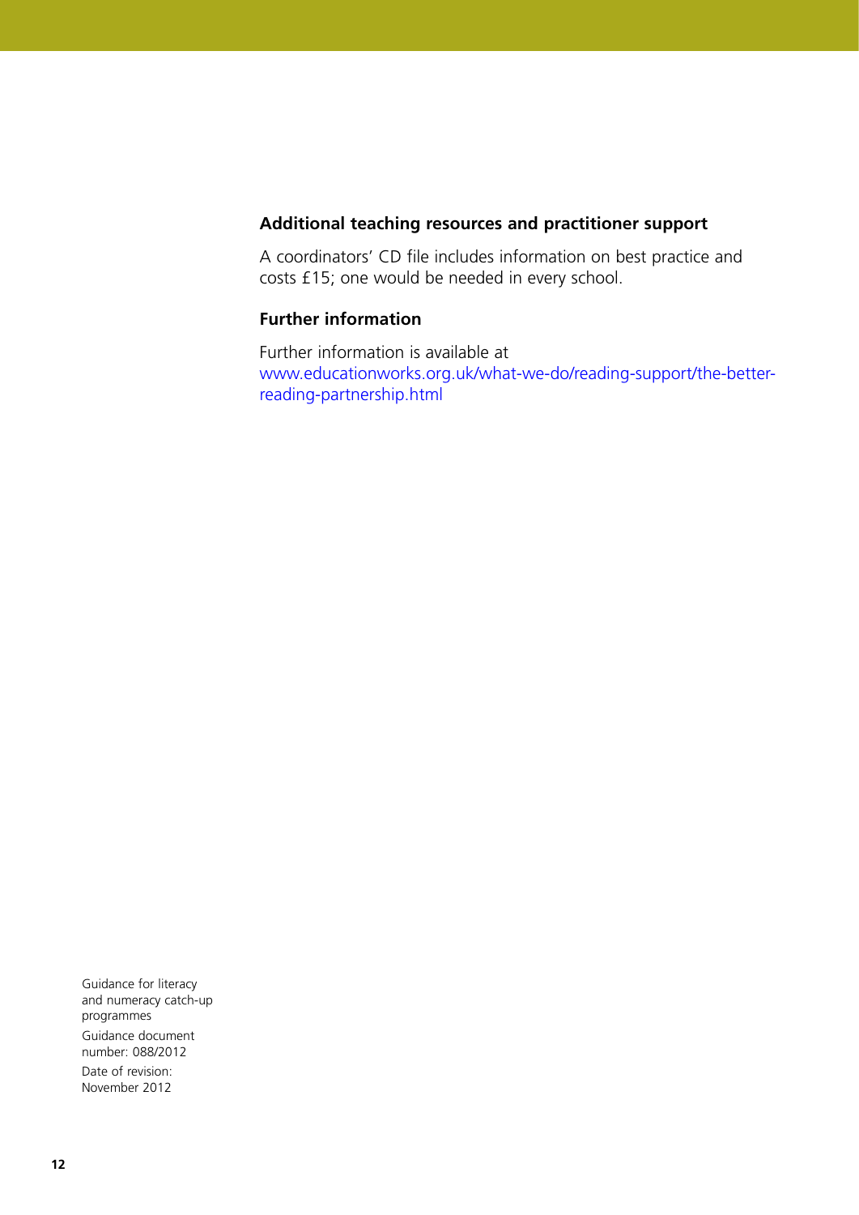### Additional teaching resources and practitioner support

A coordinators' CD file includes information on best practice and costs £15; one would be needed in every school.

### Further information

Further information is available at www.educationworks.org.uk/what-we-do/reading-support/the-better-reading-partnership.html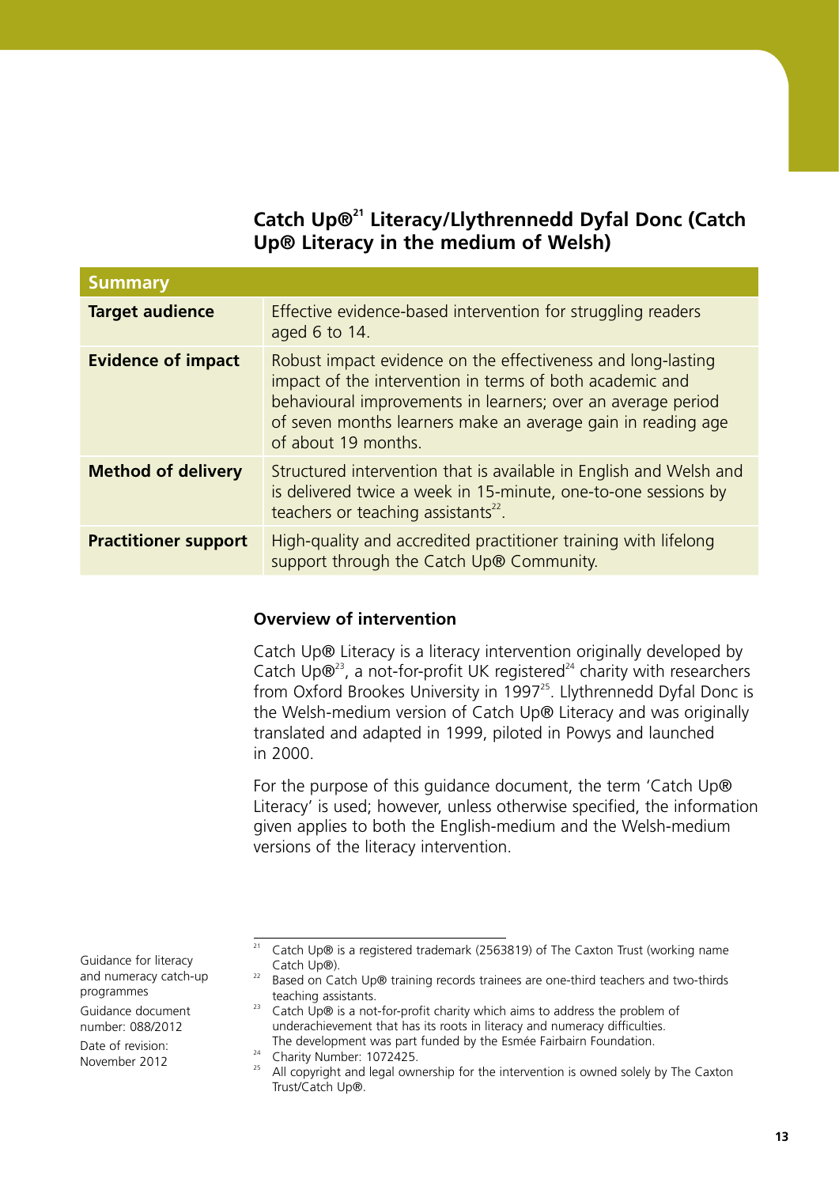## Catch Up®[21] Literacy/Llythrennedd Dyfal Donc (Catch Up® Literacy in the medium of Welsh)

| Summary | |
|---|---|
| **Target audience** | Effective evidence-based intervention for struggling readers aged 6 to 14. |
| **Evidence of impact** | Robust impact evidence on the effectiveness and long-lasting impact of the intervention in terms of both academic and behavioural improvements in learners; over an average period of seven months learners make an average gain in reading age of about 19 months. |
| **Method of delivery** | Structured intervention that is available in English and Welsh and is delivered twice a week in 15-minute, one-to-one sessions by teachers or teaching assistants[22]. |
| **Practitioner support** | High-quality and accredited practitioner training with lifelong support through the Catch Up® Community. |

### Overview of intervention

Catch Up® Literacy is a literacy intervention originally developed by Catch Up®[23], a not-for-profit UK registered[24] charity with researchers from Oxford Brookes University in 1997[25]. Llythrennedd Dyfal Donc is the Welsh-medium version of Catch Up® Literacy and was originally translated and adapted in 1999, piloted in Powys and launched in 2000.

For the purpose of this guidance document, the term 'Catch Up® Literacy' is used; however, unless otherwise specified, the information given applies to both the English-medium and the Welsh-medium versions of the literacy intervention.

---

[21] Catch Up® is a registered trademark (2563819) of The Caxton Trust (working name Catch Up®).

[22] Based on Catch Up® training records trainees are one-third teachers and two-thirds teaching assistants.

[23] Catch Up® is a not-for-profit charity which aims to address the problem of underachievement that has its roots in literacy and numeracy difficulties. The development was part funded by the Esmée Fairbairn Foundation.

[24] Charity Number: 1072425.

[25] All copyright and legal ownership for the intervention is owned solely by The Caxton Trust/Catch Up®.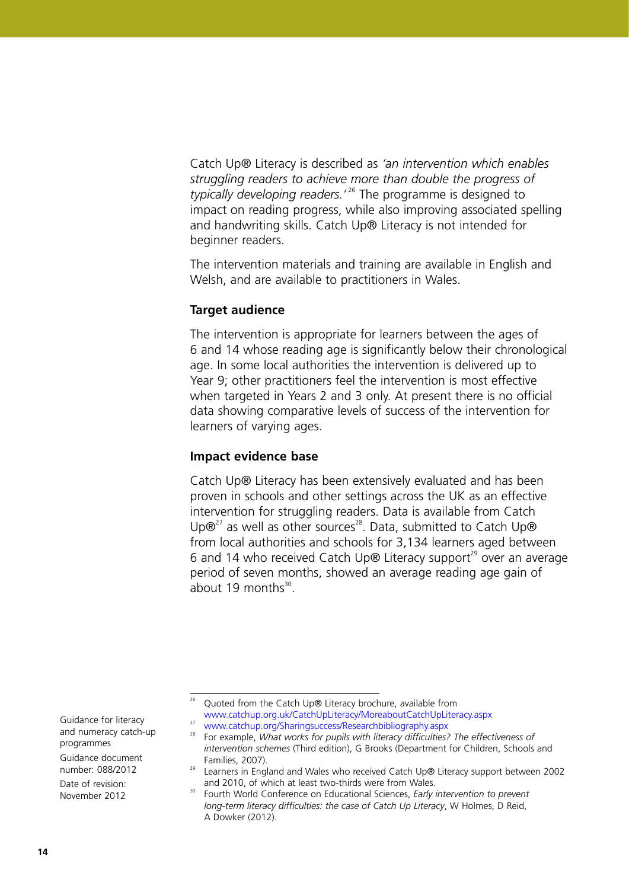Catch Up® Literacy is described as *'an intervention which enables struggling readers to achieve more than double the progress of typically developing readers.'*[26] The programme is designed to impact on reading progress, while also improving associated spelling and handwriting skills. Catch Up® Literacy is not intended for beginner readers.

The intervention materials and training are available in English and Welsh, and are available to practitioners in Wales.

### Target audience

The intervention is appropriate for learners between the ages of 6 and 14 whose reading age is significantly below their chronological age. In some local authorities the intervention is delivered up to Year 9; other practitioners feel the intervention is most effective when targeted in Years 2 and 3 only. At present there is no official data showing comparative levels of success of the intervention for learners of varying ages.

### Impact evidence base

Catch Up® Literacy has been extensively evaluated and has been proven in schools and other settings across the UK as an effective intervention for struggling readers. Data is available from Catch Up®[27] as well as other sources[28]. Data, submitted to Catch Up® from local authorities and schools for 3,134 learners aged between 6 and 14 who received Catch Up® Literacy support[29] over an average period of seven months, showed an average reading age gain of about 19 months[30].

---

[26] Quoted from the Catch Up® Literacy brochure, available from www.catchup.org.uk/CatchUpLiteracy/MoreaboutCatchUpLiteracy.aspx

[27] www.catchup.org/Sharingsuccess/Researchbibliography.aspx

[28] For example, *What works for pupils with literacy difficulties? The effectiveness of intervention schemes* (Third edition), G Brooks (Department for Children, Schools and Families, 2007).

[29] Learners in England and Wales who received Catch Up® Literacy support between 2002 and 2010, of which at least two-thirds were from Wales.

[30] Fourth World Conference on Educational Sciences, *Early intervention to prevent long-term literacy difficulties: the case of Catch Up Literacy*, W Holmes, D Reid, A Dowker (2012).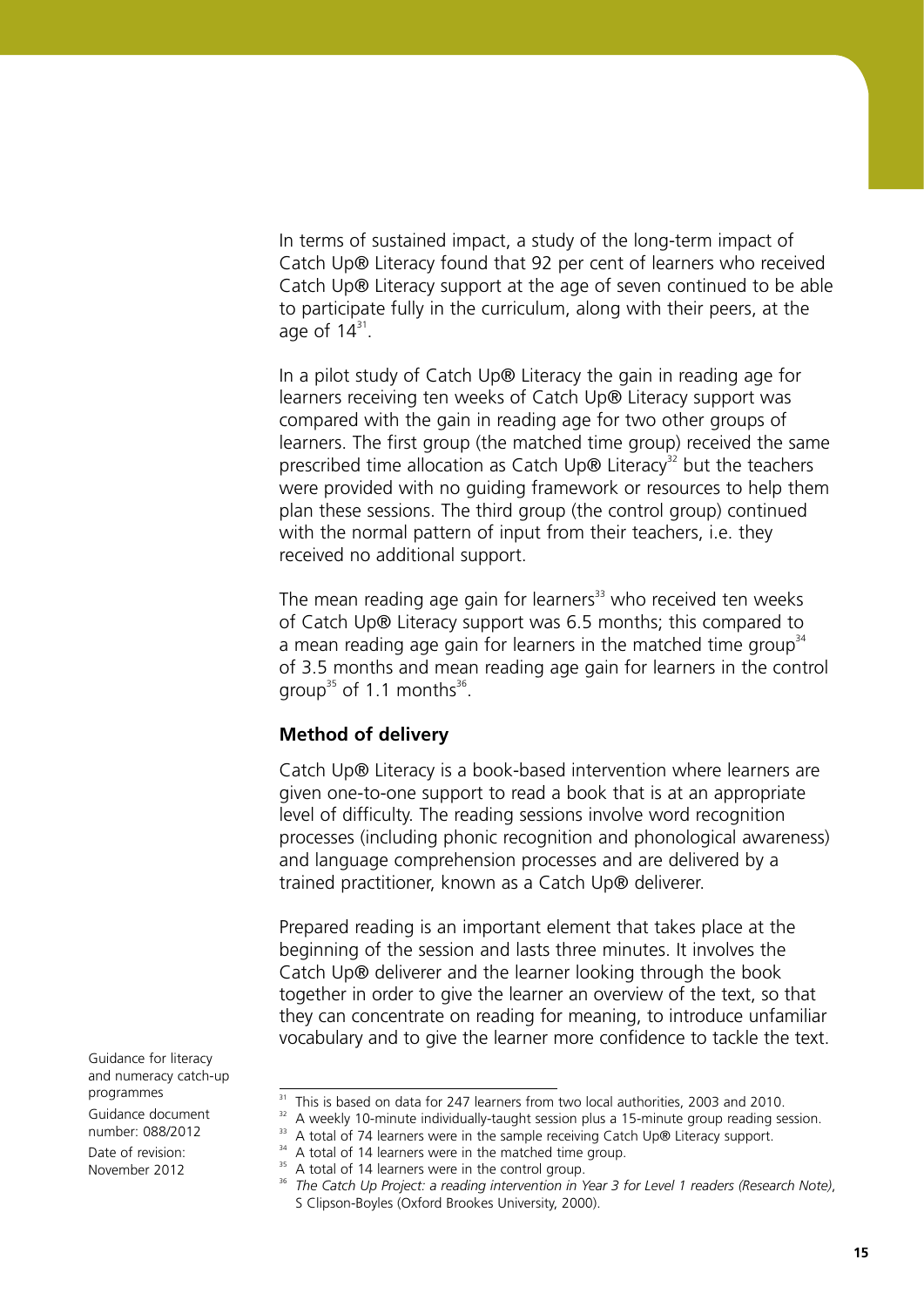In terms of sustained impact, a study of the long-term impact of Catch Up® Literacy found that 92 per cent of learners who received Catch Up® Literacy support at the age of seven continued to be able to participate fully in the curriculum, along with their peers, at the age of 14[31].

In a pilot study of Catch Up® Literacy the gain in reading age for learners receiving ten weeks of Catch Up® Literacy support was compared with the gain in reading age for two other groups of learners. The first group (the matched time group) received the same prescribed time allocation as Catch Up® Literacy[32] but the teachers were provided with no guiding framework or resources to help them plan these sessions. The third group (the control group) continued with the normal pattern of input from their teachers, i.e. they received no additional support.

The mean reading age gain for learners[33] who received ten weeks of Catch Up® Literacy support was 6.5 months; this compared to a mean reading age gain for learners in the matched time group[34] of 3.5 months and mean reading age gain for learners in the control group[35] of 1.1 months[36].

### Method of delivery

Catch Up® Literacy is a book-based intervention where learners are given one-to-one support to read a book that is at an appropriate level of difficulty. The reading sessions involve word recognition processes (including phonic recognition and phonological awareness) and language comprehension processes and are delivered by a trained practitioner, known as a Catch Up® deliverer.

Prepared reading is an important element that takes place at the beginning of the session and lasts three minutes. It involves the Catch Up® deliverer and the learner looking through the book together in order to give the learner an overview of the text, so that they can concentrate on reading for meaning, to introduce unfamiliar vocabulary and to give the learner more confidence to tackle the text.

---

[31] This is based on data for 247 learners from two local authorities, 2003 and 2010.

[32] A weekly 10-minute individually-taught session plus a 15-minute group reading session.

[33] A total of 74 learners were in the sample receiving Catch Up® Literacy support.

[34] A total of 14 learners were in the matched time group.

[35] A total of 14 learners were in the control group.

[36] *The Catch Up Project: a reading intervention in Year 3 for Level 1 readers (Research Note)*, S Clipson-Boyles (Oxford Brookes University, 2000).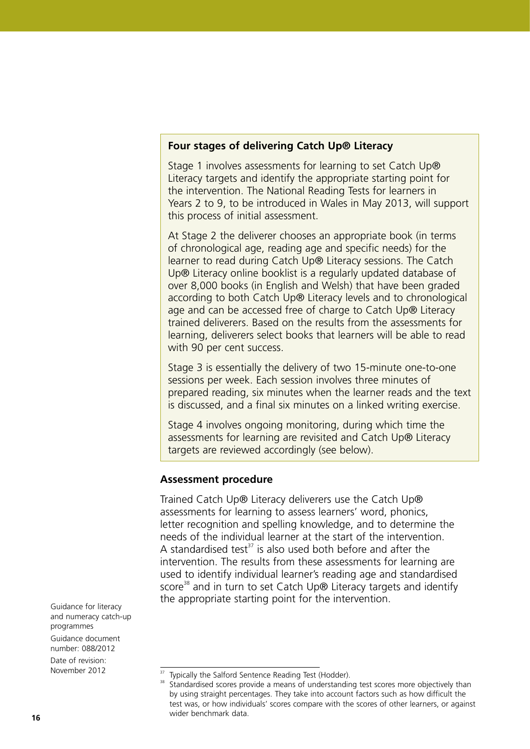**Four stages of delivering Catch Up® Literacy**

Stage 1 involves assessments for learning to set Catch Up® Literacy targets and identify the appropriate starting point for the intervention. The National Reading Tests for learners in Years 2 to 9, to be introduced in Wales in May 2013, will support this process of initial assessment.

At Stage 2 the deliverer chooses an appropriate book (in terms of chronological age, reading age and specific needs) for the learner to read during Catch Up® Literacy sessions. The Catch Up® Literacy online booklist is a regularly updated database of over 8,000 books (in English and Welsh) that have been graded according to both Catch Up® Literacy levels and to chronological age and can be accessed free of charge to Catch Up® Literacy trained deliverers. Based on the results from the assessments for learning, deliverers select books that learners will be able to read with 90 per cent success.

Stage 3 is essentially the delivery of two 15-minute one-to-one sessions per week. Each session involves three minutes of prepared reading, six minutes when the learner reads and the text is discussed, and a final six minutes on a linked writing exercise.

Stage 4 involves ongoing monitoring, during which time the assessments for learning are revisited and Catch Up® Literacy targets are reviewed accordingly (see below).

### Assessment procedure

Trained Catch Up® Literacy deliverers use the Catch Up® assessments for learning to assess learners' word, phonics, letter recognition and spelling knowledge, and to determine the needs of the individual learner at the start of the intervention. A standardised test[37] is also used both before and after the intervention. The results from these assessments for learning are used to identify individual learner's reading age and standardised score[38] and in turn to set Catch Up® Literacy targets and identify the appropriate starting point for the intervention.

[37] Typically the Salford Sentence Reading Test (Hodder).

[38] Standardised scores provide a means of understanding test scores more objectively than by using straight percentages. They take into account factors such as how difficult the test was, or how individuals' scores compare with the scores of other learners, or against wider benchmark data.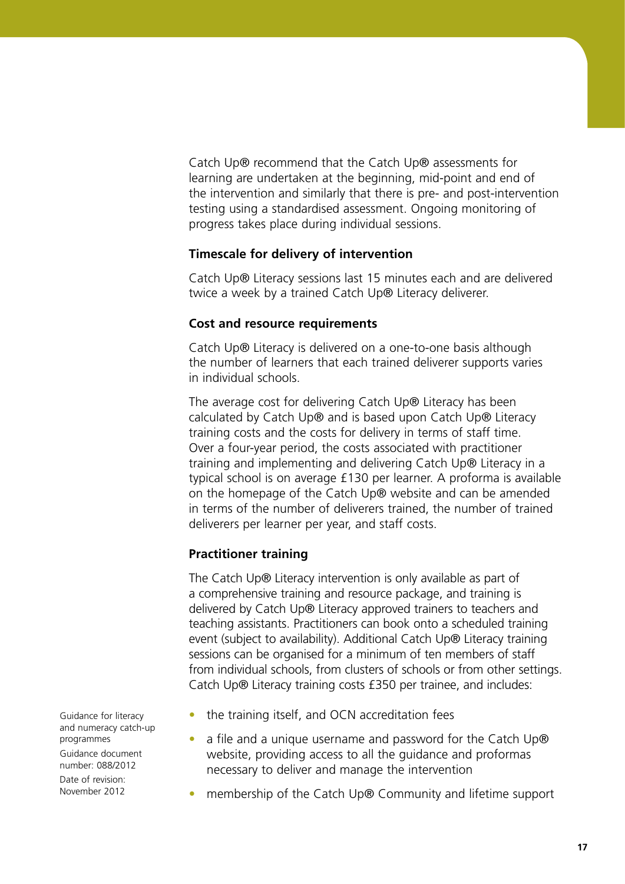Catch Up® recommend that the Catch Up® assessments for learning are undertaken at the beginning, mid-point and end of the intervention and similarly that there is pre- and post-intervention testing using a standardised assessment. Ongoing monitoring of progress takes place during individual sessions.

**Timescale for delivery of intervention**

Catch Up® Literacy sessions last 15 minutes each and are delivered twice a week by a trained Catch Up® Literacy deliverer.

**Cost and resource requirements**

Catch Up® Literacy is delivered on a one-to-one basis although the number of learners that each trained deliverer supports varies in individual schools.

The average cost for delivering Catch Up® Literacy has been calculated by Catch Up® and is based upon Catch Up® Literacy training costs and the costs for delivery in terms of staff time. Over a four-year period, the costs associated with practitioner training and implementing and delivering Catch Up® Literacy in a typical school is on average £130 per learner. A proforma is available on the homepage of the Catch Up® website and can be amended in terms of the number of deliverers trained, the number of trained deliverers per learner per year, and staff costs.

**Practitioner training**

The Catch Up® Literacy intervention is only available as part of a comprehensive training and resource package, and training is delivered by Catch Up® Literacy approved trainers to teachers and teaching assistants. Practitioners can book onto a scheduled training event (subject to availability). Additional Catch Up® Literacy training sessions can be organised for a minimum of ten members of staff from individual schools, from clusters of schools or from other settings. Catch Up® Literacy training costs £350 per trainee, and includes:

- the training itself, and OCN accreditation fees
- a file and a unique username and password for the Catch Up® website, providing access to all the guidance and proformas necessary to deliver and manage the intervention
- membership of the Catch Up® Community and lifetime support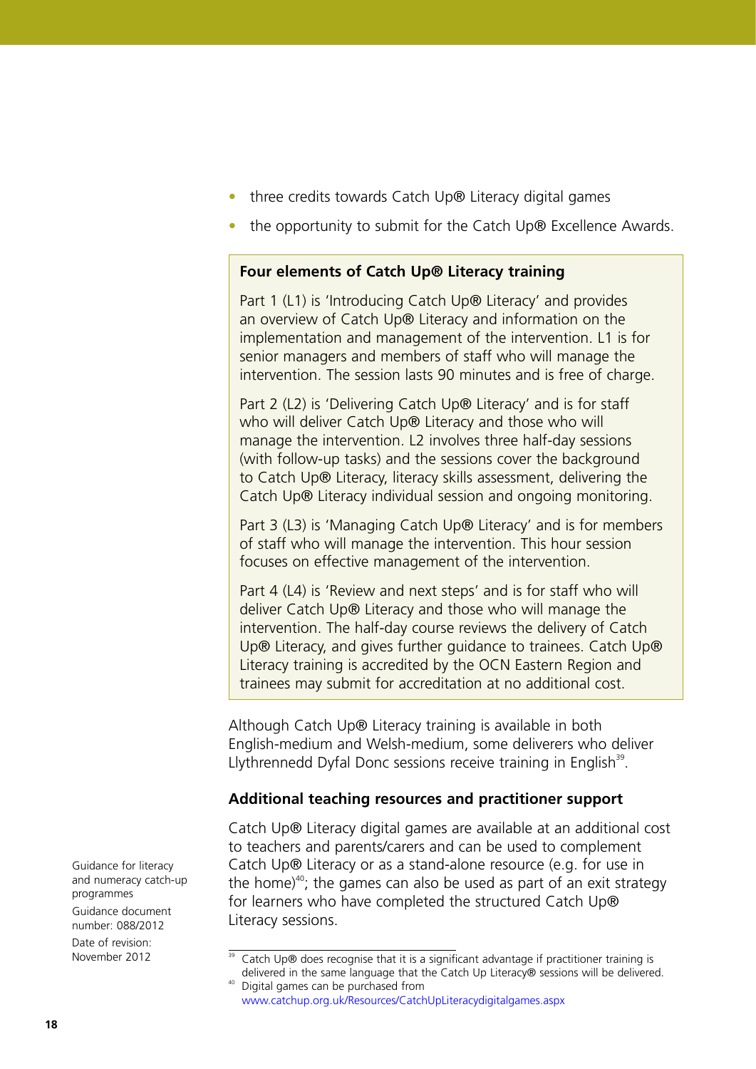- three credits towards Catch Up® Literacy digital games
- the opportunity to submit for the Catch Up® Excellence Awards.

**Four elements of Catch Up® Literacy training**

Part 1 (L1) is 'Introducing Catch Up® Literacy' and provides an overview of Catch Up® Literacy and information on the implementation and management of the intervention. L1 is for senior managers and members of staff who will manage the intervention. The session lasts 90 minutes and is free of charge.

Part 2 (L2) is 'Delivering Catch Up® Literacy' and is for staff who will deliver Catch Up® Literacy and those who will manage the intervention. L2 involves three half-day sessions (with follow-up tasks) and the sessions cover the background to Catch Up® Literacy, literacy skills assessment, delivering the Catch Up® Literacy individual session and ongoing monitoring.

Part 3 (L3) is 'Managing Catch Up® Literacy' and is for members of staff who will manage the intervention. This hour session focuses on effective management of the intervention.

Part 4 (L4) is 'Review and next steps' and is for staff who will deliver Catch Up® Literacy and those who will manage the intervention. The half-day course reviews the delivery of Catch Up® Literacy, and gives further guidance to trainees. Catch Up® Literacy training is accredited by the OCN Eastern Region and trainees may submit for accreditation at no additional cost.

Although Catch Up® Literacy training is available in both English-medium and Welsh-medium, some deliverers who deliver Llythrennedd Dyfal Donc sessions receive training in English[39].

### Additional teaching resources and practitioner support

Catch Up® Literacy digital games are available at an additional cost to teachers and parents/carers and can be used to complement Catch Up® Literacy or as a stand-alone resource (e.g. for use in the home)[40]; the games can also be used as part of an exit strategy for learners who have completed the structured Catch Up® Literacy sessions.

Guidance for literacy and numeracy catch-up programmes
Guidance document number: 088/2012
Date of revision: November 2012

---

[39] Catch Up® does recognise that it is a significant advantage if practitioner training is delivered in the same language that the Catch Up Literacy® sessions will be delivered.

[40] Digital games can be purchased from www.catchup.org.uk/Resources/CatchUpLiteracydigitalgames.aspx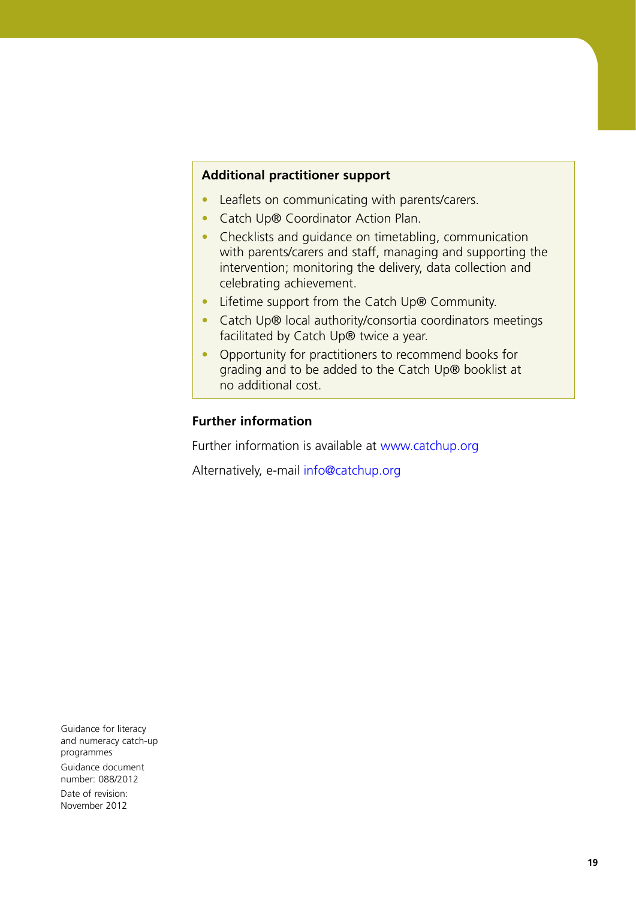**Additional practitioner support**

- Leaflets on communicating with parents/carers.
- Catch Up® Coordinator Action Plan.
- Checklists and guidance on timetabling, communication with parents/carers and staff, managing and supporting the intervention; monitoring the delivery, data collection and celebrating achievement.
- Lifetime support from the Catch Up® Community.
- Catch Up® local authority/consortia coordinators meetings facilitated by Catch Up® twice a year.
- Opportunity for practitioners to recommend books for grading and to be added to the Catch Up® booklist at no additional cost.

## Further information

Further information is available at www.catchup.org

Alternatively, e-mail info@catchup.org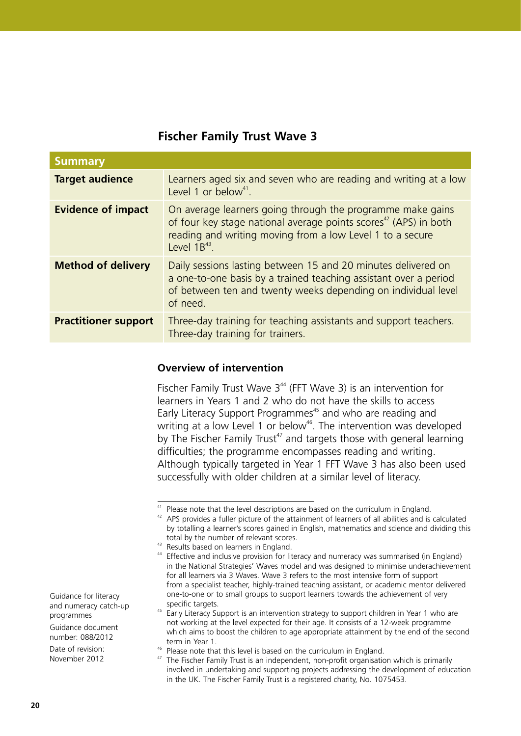## Fischer Family Trust Wave 3

| Summary | |
|---|---|
| **Target audience** | Learners aged six and seven who are reading and writing at a low Level 1 or below[41]. |
| **Evidence of impact** | On average learners going through the programme make gains of four key stage national average points scores[42] (APS) in both reading and writing moving from a low Level 1 to a secure Level 1B[43]. |
| **Method of delivery** | Daily sessions lasting between 15 and 20 minutes delivered on a one-to-one basis by a trained teaching assistant over a period of between ten and twenty weeks depending on individual level of need. |
| **Practitioner support** | Three-day training for teaching assistants and support teachers. Three-day training for trainers. |

### Overview of intervention

Fischer Family Trust Wave 3[44] (FFT Wave 3) is an intervention for learners in Years 1 and 2 who do not have the skills to access Early Literacy Support Programmes[45] and who are reading and writing at a low Level 1 or below[46]. The intervention was developed by The Fischer Family Trust[47] and targets those with general learning difficulties; the programme encompasses reading and writing. Although typically targeted in Year 1 FFT Wave 3 has also been used successfully with older children at a similar level of literacy.

---

[41] Please note that the level descriptions are based on the curriculum in England.

[42] APS provides a fuller picture of the attainment of learners of all abilities and is calculated by totalling a learner's scores gained in English, mathematics and science and dividing this total by the number of relevant scores.

[43] Results based on learners in England.

[44] Effective and inclusive provision for literacy and numeracy was summarised (in England) in the National Strategies' Waves model and was designed to minimise underachievement for all learners via 3 Waves. Wave 3 refers to the most intensive form of support from a specialist teacher, highly-trained teaching assistant, or academic mentor delivered one-to-one or to small groups to support learners towards the achievement of very specific targets.

[45] Early Literacy Support is an intervention strategy to support children in Year 1 who are not working at the level expected for their age. It consists of a 12-week programme which aims to boost the children to age appropriate attainment by the end of the second term in Year 1.

[46] Please note that this level is based on the curriculum in England.

[47] The Fischer Family Trust is an independent, non-profit organisation which is primarily involved in undertaking and supporting projects addressing the development of education in the UK. The Fischer Family Trust is a registered charity, No. 1075453.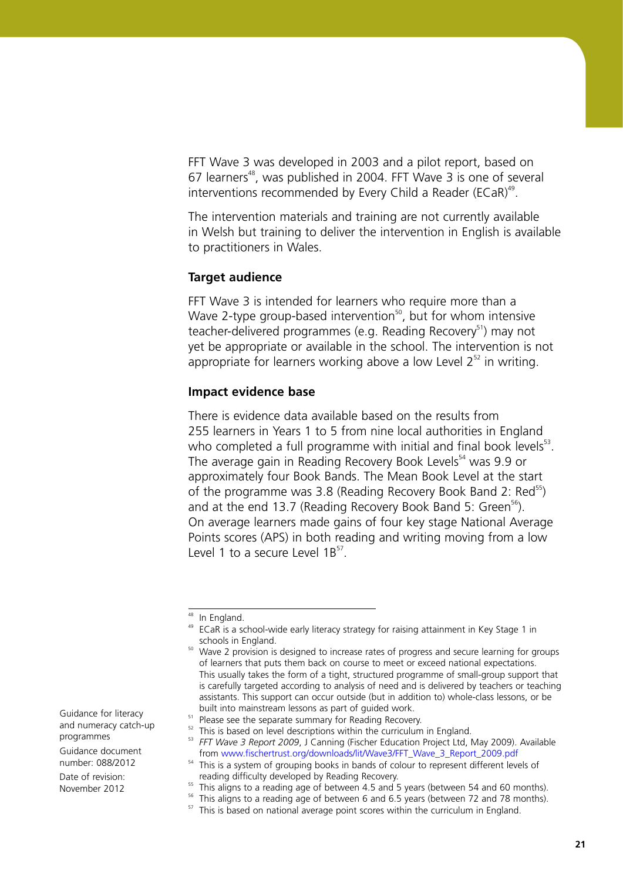FFT Wave 3 was developed in 2003 and a pilot report, based on 67 learners[48], was published in 2004. FFT Wave 3 is one of several interventions recommended by Every Child a Reader (ECaR)[49].

The intervention materials and training are not currently available in Welsh but training to deliver the intervention in English is available to practitioners in Wales.

**Target audience**

FFT Wave 3 is intended for learners who require more than a Wave 2-type group-based intervention[50], but for whom intensive teacher-delivered programmes (e.g. Reading Recovery[51]) may not yet be appropriate or available in the school. The intervention is not appropriate for learners working above a low Level 2[52] in writing.

**Impact evidence base**

There is evidence data available based on the results from 255 learners in Years 1 to 5 from nine local authorities in England who completed a full programme with initial and final book levels[53]. The average gain in Reading Recovery Book Levels[54] was 9.9 or approximately four Book Bands. The Mean Book Level at the start of the programme was 3.8 (Reading Recovery Book Band 2: Red[55]) and at the end 13.7 (Reading Recovery Book Band 5: Green[56]). On average learners made gains of four key stage National Average Points scores (APS) in both reading and writing moving from a low Level 1 to a secure Level 1B[57].

---

[48] In England.

[49] ECaR is a school-wide early literacy strategy for raising attainment in Key Stage 1 in schools in England.

[50] Wave 2 provision is designed to increase rates of progress and secure learning for groups of learners that puts them back on course to meet or exceed national expectations. This usually takes the form of a tight, structured programme of small-group support that is carefully targeted according to analysis of need and is delivered by teachers or teaching assistants. This support can occur outside (but in addition to) whole-class lessons, or be built into mainstream lessons as part of guided work.

[51] Please see the separate summary for Reading Recovery.

[52] This is based on level descriptions within the curriculum in England.

[53] *FFT Wave 3 Report 2009*, J Canning (Fischer Education Project Ltd, May 2009). Available from www.fischertrust.org/downloads/lit/Wave3/FFT_Wave_3_Report_2009.pdf

[54] This is a system of grouping books in bands of colour to represent different levels of reading difficulty developed by Reading Recovery.

[55] This aligns to a reading age of between 4.5 and 5 years (between 54 and 60 months).

[56] This aligns to a reading age of between 6 and 6.5 years (between 72 and 78 months).

[57] This is based on national average point scores within the curriculum in England.

Guidance for literacy and numeracy catch-up programmes

Guidance document number: 088/2012

Date of revision: November 2012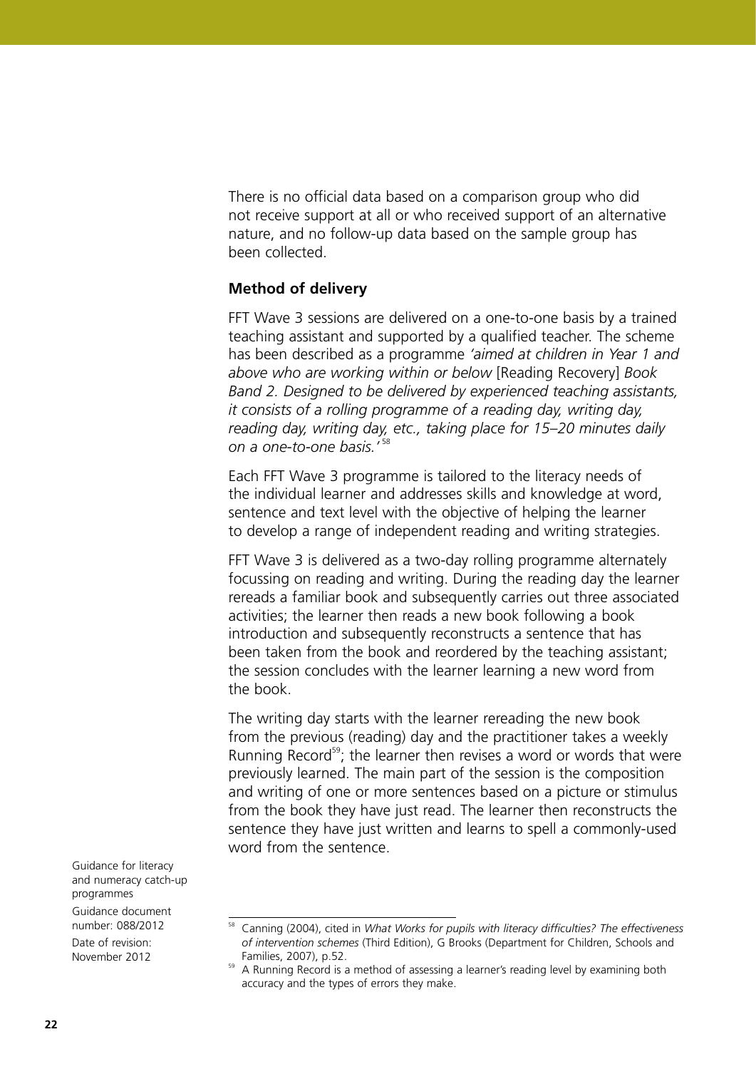There is no official data based on a comparison group who did not receive support at all or who received support of an alternative nature, and no follow-up data based on the sample group has been collected.

**Method of delivery**

FFT Wave 3 sessions are delivered on a one-to-one basis by a trained teaching assistant and supported by a qualified teacher. The scheme has been described as a programme *'aimed at children in Year 1 and above who are working within or below* [Reading Recovery] *Book Band 2. Designed to be delivered by experienced teaching assistants, it consists of a rolling programme of a reading day, writing day, reading day, writing day, etc., taking place for 15–20 minutes daily on a one-to-one basis.'*[58]

Each FFT Wave 3 programme is tailored to the literacy needs of the individual learner and addresses skills and knowledge at word, sentence and text level with the objective of helping the learner to develop a range of independent reading and writing strategies.

FFT Wave 3 is delivered as a two-day rolling programme alternately focussing on reading and writing. During the reading day the learner rereads a familiar book and subsequently carries out three associated activities; the learner then reads a new book following a book introduction and subsequently reconstructs a sentence that has been taken from the book and reordered by the teaching assistant; the session concludes with the learner learning a new word from the book.

The writing day starts with the learner rereading the new book from the previous (reading) day and the practitioner takes a weekly Running Record[59]; the learner then revises a word or words that were previously learned. The main part of the session is the composition and writing of one or more sentences based on a picture or stimulus from the book they have just read. The learner then reconstructs the sentence they have just written and learns to spell a commonly-used word from the sentence.

---

[58] Canning (2004), cited in *What Works for pupils with literacy difficulties? The effectiveness of intervention schemes* (Third Edition), G Brooks (Department for Children, Schools and Families, 2007), p.52.

[59] A Running Record is a method of assessing a learner's reading level by examining both accuracy and the types of errors they make.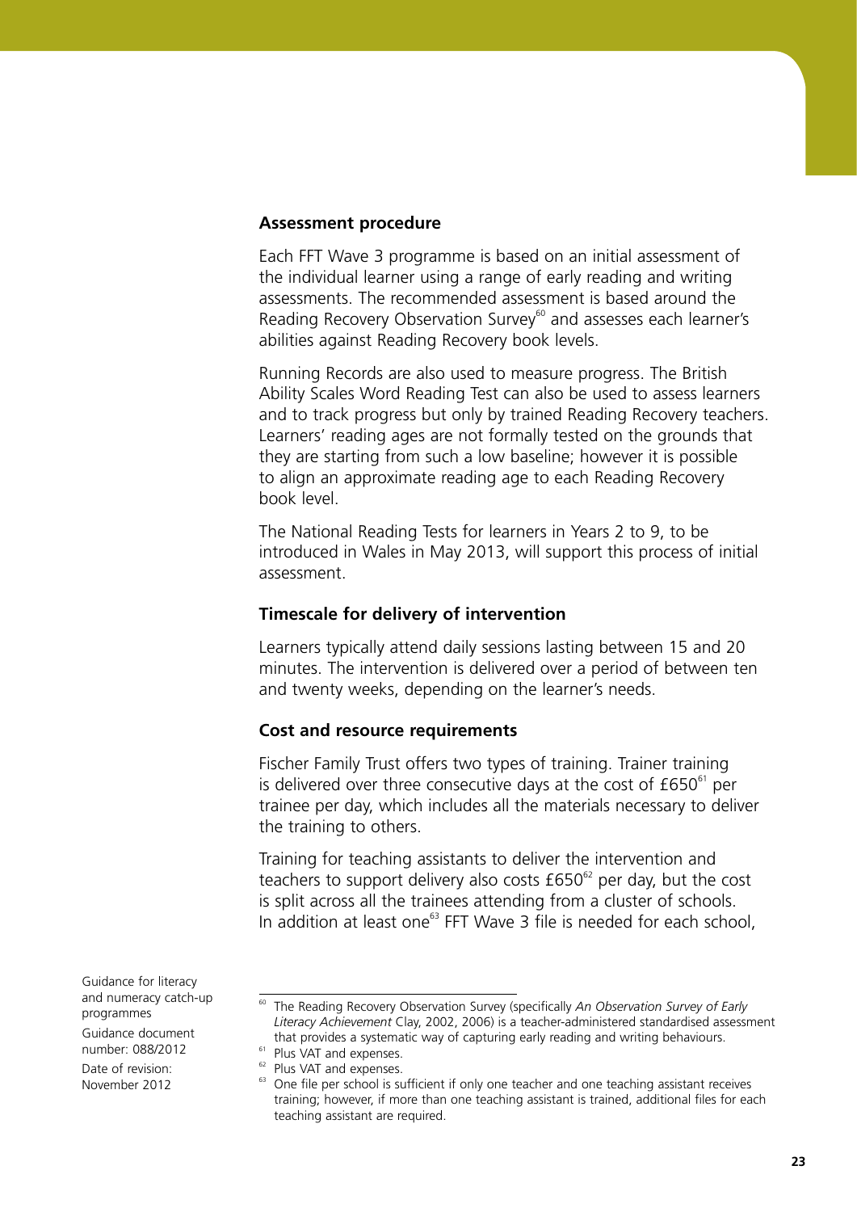### Assessment procedure

Each FFT Wave 3 programme is based on an initial assessment of the individual learner using a range of early reading and writing assessments. The recommended assessment is based around the Reading Recovery Observation Survey[60] and assesses each learner's abilities against Reading Recovery book levels.

Running Records are also used to measure progress. The British Ability Scales Word Reading Test can also be used to assess learners and to track progress but only by trained Reading Recovery teachers. Learners' reading ages are not formally tested on the grounds that they are starting from such a low baseline; however it is possible to align an approximate reading age to each Reading Recovery book level.

The National Reading Tests for learners in Years 2 to 9, to be introduced in Wales in May 2013, will support this process of initial assessment.

### Timescale for delivery of intervention

Learners typically attend daily sessions lasting between 15 and 20 minutes. The intervention is delivered over a period of between ten and twenty weeks, depending on the learner's needs.

### Cost and resource requirements

Fischer Family Trust offers two types of training. Trainer training is delivered over three consecutive days at the cost of £650[61] per trainee per day, which includes all the materials necessary to deliver the training to others.

Training for teaching assistants to deliver the intervention and teachers to support delivery also costs £650[62] per day, but the cost is split across all the trainees attending from a cluster of schools. In addition at least one[63] FFT Wave 3 file is needed for each school,

---

[60] The Reading Recovery Observation Survey (specifically *An Observation Survey of Early Literacy Achievement* Clay, 2002, 2006) is a teacher-administered standardised assessment that provides a systematic way of capturing early reading and writing behaviours.

[61] Plus VAT and expenses.

[62] Plus VAT and expenses.

[63] One file per school is sufficient if only one teacher and one teaching assistant receives training; however, if more than one teaching assistant is trained, additional files for each teaching assistant are required.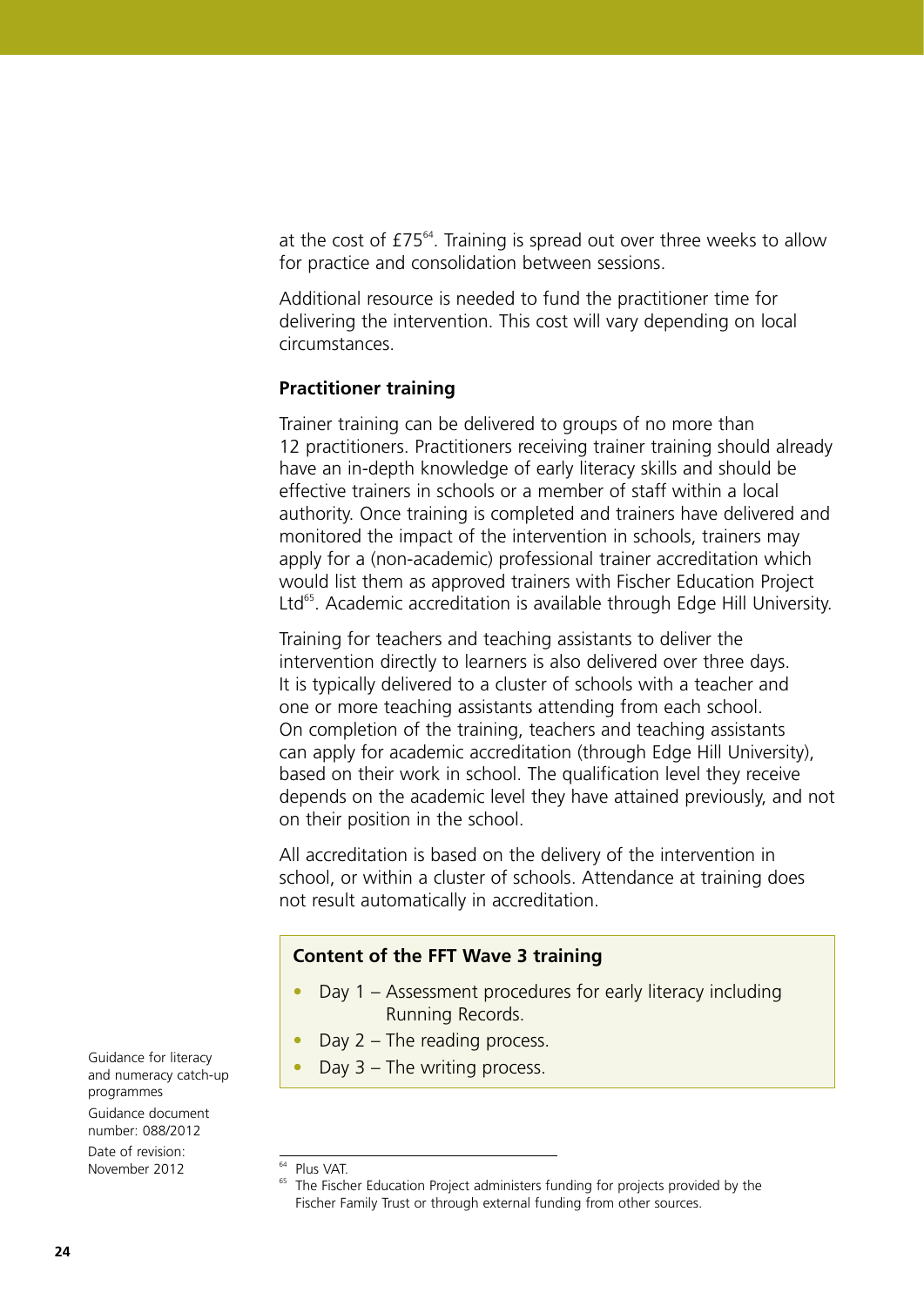at the cost of £75[64]. Training is spread out over three weeks to allow for practice and consolidation between sessions.

Additional resource is needed to fund the practitioner time for delivering the intervention. This cost will vary depending on local circumstances.

**Practitioner training**

Trainer training can be delivered to groups of no more than 12 practitioners. Practitioners receiving trainer training should already have an in-depth knowledge of early literacy skills and should be effective trainers in schools or a member of staff within a local authority. Once training is completed and trainers have delivered and monitored the impact of the intervention in schools, trainers may apply for a (non-academic) professional trainer accreditation which would list them as approved trainers with Fischer Education Project Ltd[65]. Academic accreditation is available through Edge Hill University.

Training for teachers and teaching assistants to deliver the intervention directly to learners is also delivered over three days. It is typically delivered to a cluster of schools with a teacher and one or more teaching assistants attending from each school. On completion of the training, teachers and teaching assistants can apply for academic accreditation (through Edge Hill University), based on their work in school. The qualification level they receive depends on the academic level they have attained previously, and not on their position in the school.

All accreditation is based on the delivery of the intervention in school, or within a cluster of schools. Attendance at training does not result automatically in accreditation.

**Content of the FFT Wave 3 training**

- Day 1 – Assessment procedures for early literacy including Running Records.
- Day 2 – The reading process.
- Day 3 – The writing process.

Guidance for literacy and numeracy catch-up programmes
Guidance document number: 088/2012
Date of revision: November 2012

[64] Plus VAT.

[65] The Fischer Education Project administers funding for projects provided by the Fischer Family Trust or through external funding from other sources.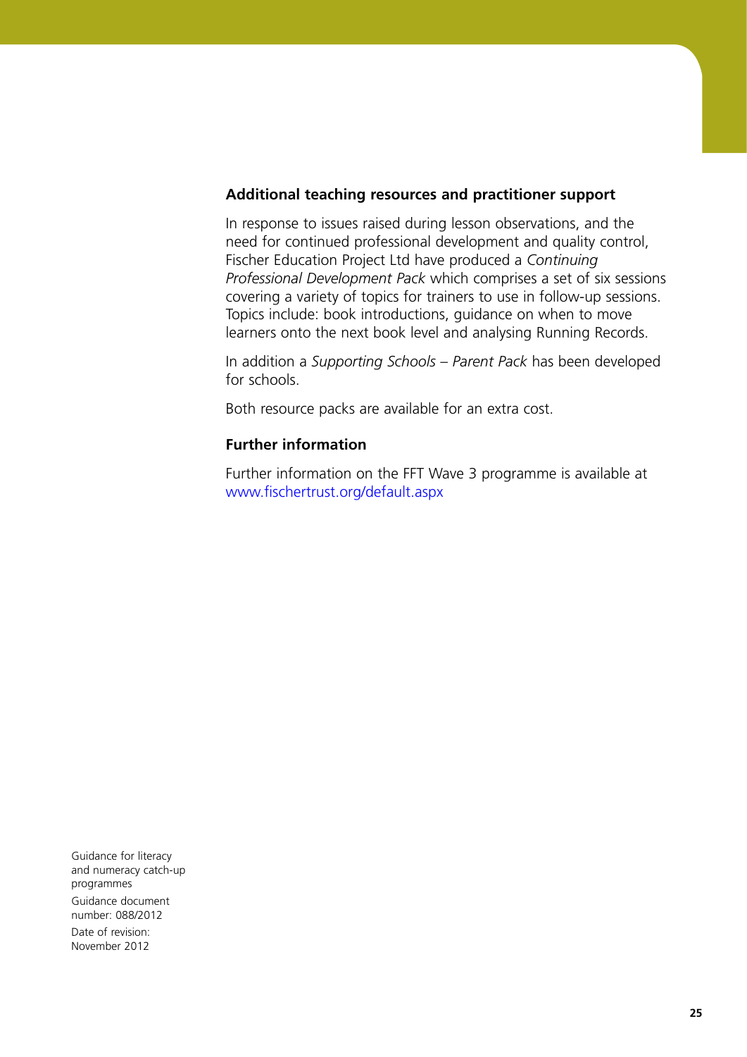### Additional teaching resources and practitioner support

In response to issues raised during lesson observations, and the need for continued professional development and quality control, Fischer Education Project Ltd have produced a *Continuing Professional Development Pack* which comprises a set of six sessions covering a variety of topics for trainers to use in follow-up sessions. Topics include: book introductions, guidance on when to move learners onto the next book level and analysing Running Records.

In addition a *Supporting Schools – Parent Pack* has been developed for schools.

Both resource packs are available for an extra cost.

### Further information

Further information on the FFT Wave 3 programme is available at www.fischertrust.org/default.aspx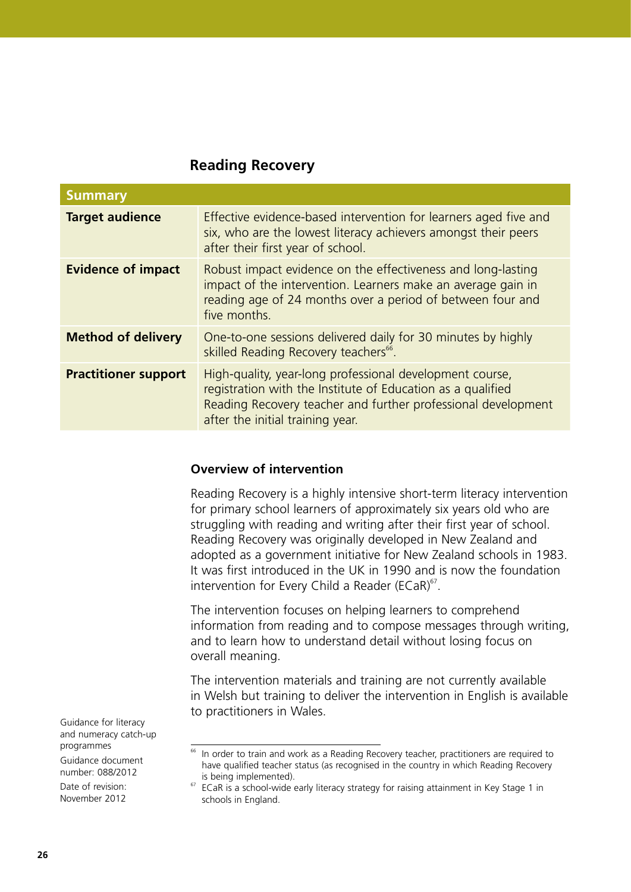## Reading Recovery

| Summary | |
|---|---|
| **Target audience** | Effective evidence-based intervention for learners aged five and six, who are the lowest literacy achievers amongst their peers after their first year of school. |
| **Evidence of impact** | Robust impact evidence on the effectiveness and long-lasting impact of the intervention. Learners make an average gain in reading age of 24 months over a period of between four and five months. |
| **Method of delivery** | One-to-one sessions delivered daily for 30 minutes by highly skilled Reading Recovery teachers[66]. |
| **Practitioner support** | High-quality, year-long professional development course, registration with the Institute of Education as a qualified Reading Recovery teacher and further professional development after the initial training year. |

### Overview of intervention

Reading Recovery is a highly intensive short-term literacy intervention for primary school learners of approximately six years old who are struggling with reading and writing after their first year of school. Reading Recovery was originally developed in New Zealand and adopted as a government initiative for New Zealand schools in 1983. It was first introduced in the UK in 1990 and is now the foundation intervention for Every Child a Reader (ECaR)[67].

The intervention focuses on helping learners to comprehend information from reading and to compose messages through writing, and to learn how to understand detail without losing focus on overall meaning.

The intervention materials and training are not currently available in Welsh but training to deliver the intervention in English is available to practitioners in Wales.

[66] In order to train and work as a Reading Recovery teacher, practitioners are required to have qualified teacher status (as recognised in the country in which Reading Recovery is being implemented).

[67] ECaR is a school-wide early literacy strategy for raising attainment in Key Stage 1 in schools in England.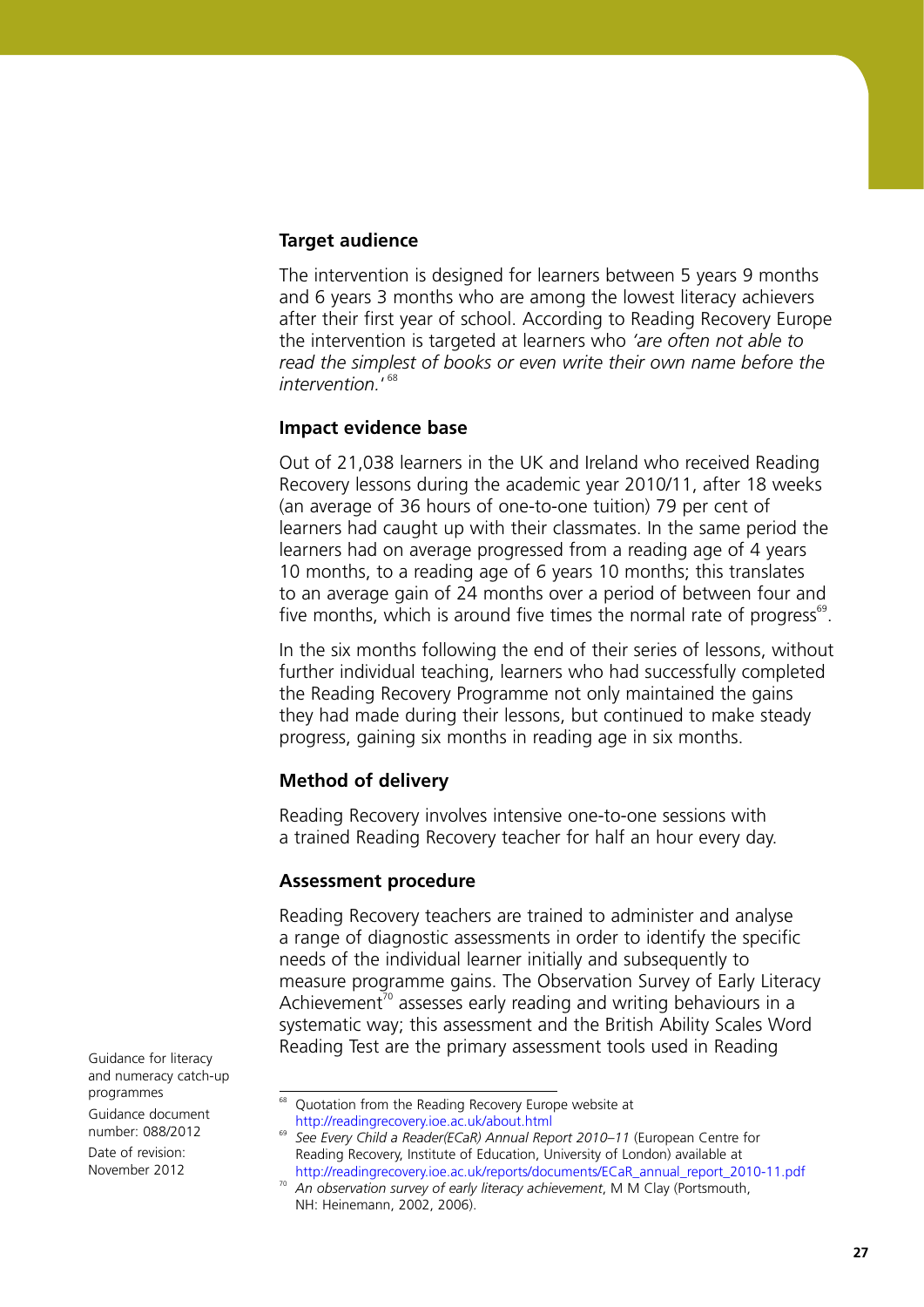### Target audience

The intervention is designed for learners between 5 years 9 months and 6 years 3 months who are among the lowest literacy achievers after their first year of school. According to Reading Recovery Europe the intervention is targeted at learners who *'are often not able to read the simplest of books or even write their own name before the intervention.'*[68]

### Impact evidence base

Out of 21,038 learners in the UK and Ireland who received Reading Recovery lessons during the academic year 2010/11, after 18 weeks (an average of 36 hours of one-to-one tuition) 79 per cent of learners had caught up with their classmates. In the same period the learners had on average progressed from a reading age of 4 years 10 months, to a reading age of 6 years 10 months; this translates to an average gain of 24 months over a period of between four and five months, which is around five times the normal rate of progress[69].

In the six months following the end of their series of lessons, without further individual teaching, learners who had successfully completed the Reading Recovery Programme not only maintained the gains they had made during their lessons, but continued to make steady progress, gaining six months in reading age in six months.

### Method of delivery

Reading Recovery involves intensive one-to-one sessions with a trained Reading Recovery teacher for half an hour every day.

### Assessment procedure

Reading Recovery teachers are trained to administer and analyse a range of diagnostic assessments in order to identify the specific needs of the individual learner initially and subsequently to measure programme gains. The Observation Survey of Early Literacy Achievement[70] assesses early reading and writing behaviours in a systematic way; this assessment and the British Ability Scales Word Reading Test are the primary assessment tools used in Reading

---

[68] Quotation from the Reading Recovery Europe website at http://readingrecovery.ioe.ac.uk/about.html

[69] *See Every Child a Reader(ECaR) Annual Report 2010–11* (European Centre for Reading Recovery, Institute of Education, University of London) available at http://readingrecovery.ioe.ac.uk/reports/documents/ECaR_annual_report_2010-11.pdf

[70] *An observation survey of early literacy achievement*, M M Clay (Portsmouth, NH: Heinemann, 2002, 2006).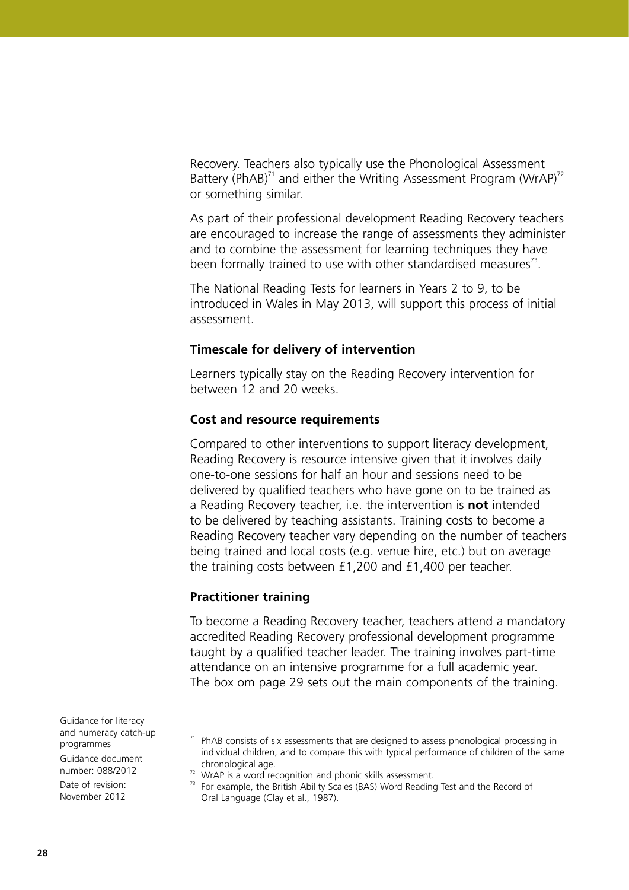Recovery. Teachers also typically use the Phonological Assessment Battery (PhAB)[71] and either the Writing Assessment Program (WrAP)[72] or something similar.

As part of their professional development Reading Recovery teachers are encouraged to increase the range of assessments they administer and to combine the assessment for learning techniques they have been formally trained to use with other standardised measures[73].

The National Reading Tests for learners in Years 2 to 9, to be introduced in Wales in May 2013, will support this process of initial assessment.

**Timescale for delivery of intervention**

Learners typically stay on the Reading Recovery intervention for between 12 and 20 weeks.

**Cost and resource requirements**

Compared to other interventions to support literacy development, Reading Recovery is resource intensive given that it involves daily one-to-one sessions for half an hour and sessions need to be delivered by qualified teachers who have gone on to be trained as a Reading Recovery teacher, i.e. the intervention is **not** intended to be delivered by teaching assistants. Training costs to become a Reading Recovery teacher vary depending on the number of teachers being trained and local costs (e.g. venue hire, etc.) but on average the training costs between £1,200 and £1,400 per teacher.

**Practitioner training**

To become a Reading Recovery teacher, teachers attend a mandatory accredited Reading Recovery professional development programme taught by a qualified teacher leader. The training involves part-time attendance on an intensive programme for a full academic year. The box om page 29 sets out the main components of the training.

---

[71] PhAB consists of six assessments that are designed to assess phonological processing in individual children, and to compare this with typical performance of children of the same chronological age.

[72] WrAP is a word recognition and phonic skills assessment.

[73] For example, the British Ability Scales (BAS) Word Reading Test and the Record of Oral Language (Clay et al., 1987).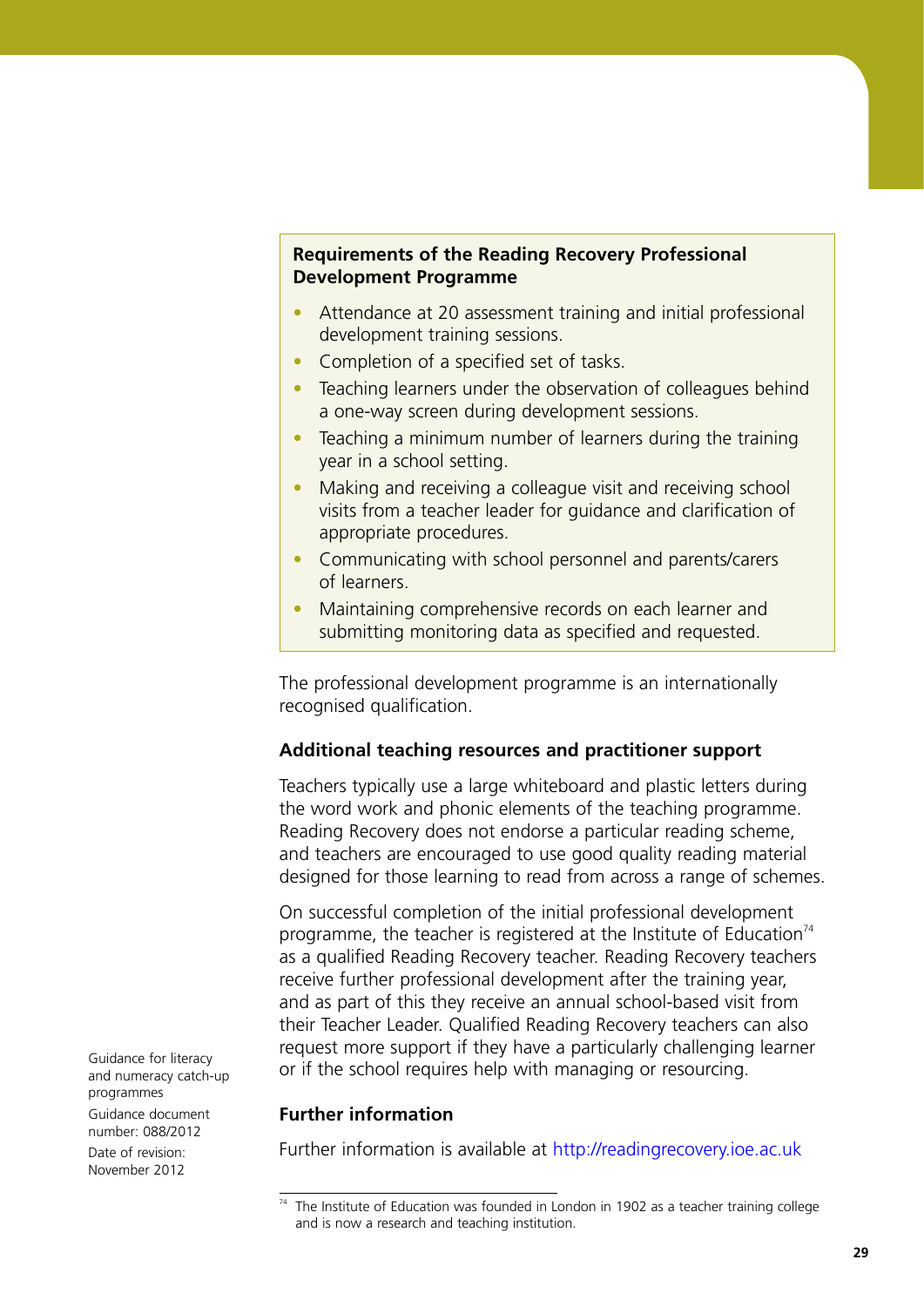**Requirements of the Reading Recovery Professional Development Programme**

- Attendance at 20 assessment training and initial professional development training sessions.
- Completion of a specified set of tasks.
- Teaching learners under the observation of colleagues behind a one-way screen during development sessions.
- Teaching a minimum number of learners during the training year in a school setting.
- Making and receiving a colleague visit and receiving school visits from a teacher leader for guidance and clarification of appropriate procedures.
- Communicating with school personnel and parents/carers of learners.
- Maintaining comprehensive records on each learner and submitting monitoring data as specified and requested.

The professional development programme is an internationally recognised qualification.

### Additional teaching resources and practitioner support

Teachers typically use a large whiteboard and plastic letters during the word work and phonic elements of the teaching programme. Reading Recovery does not endorse a particular reading scheme, and teachers are encouraged to use good quality reading material designed for those learning to read from across a range of schemes.

On successful completion of the initial professional development programme, the teacher is registered at the Institute of Education[74] as a qualified Reading Recovery teacher. Reading Recovery teachers receive further professional development after the training year, and as part of this they receive an annual school-based visit from their Teacher Leader. Qualified Reading Recovery teachers can also request more support if they have a particularly challenging learner or if the school requires help with managing or resourcing.

### Further information

Further information is available at http://readingrecovery.ioe.ac.uk

[74] The Institute of Education was founded in London in 1902 as a teacher training college and is now a research and teaching institution.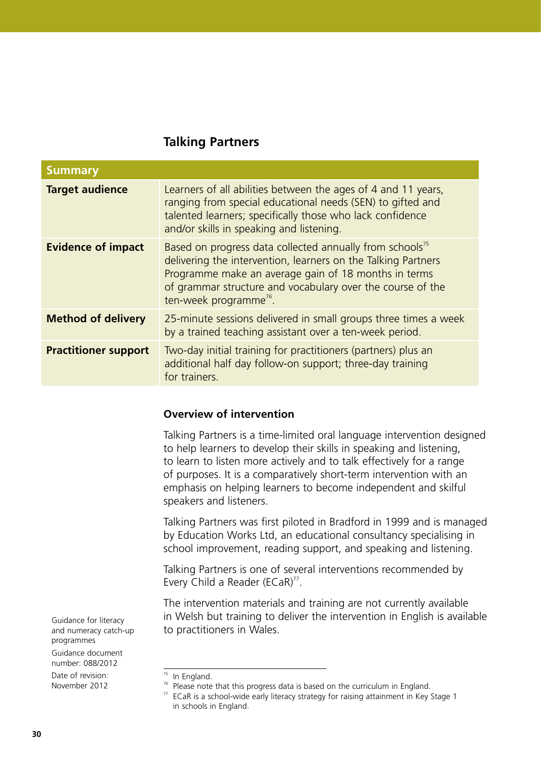## Talking Partners

| Summary | |
|---|---|
| **Target audience** | Learners of all abilities between the ages of 4 and 11 years, ranging from special educational needs (SEN) to gifted and talented learners; specifically those who lack confidence and/or skills in speaking and listening. |
| **Evidence of impact** | Based on progress data collected annually from schools[75] delivering the intervention, learners on the Talking Partners Programme make an average gain of 18 months in terms of grammar structure and vocabulary over the course of the ten-week programme[76]. |
| **Method of delivery** | 25-minute sessions delivered in small groups three times a week by a trained teaching assistant over a ten-week period. |
| **Practitioner support** | Two-day initial training for practitioners (partners) plus an additional half day follow-on support; three-day training for trainers. |

### Overview of intervention

Talking Partners is a time-limited oral language intervention designed to help learners to develop their skills in speaking and listening, to learn to listen more actively and to talk effectively for a range of purposes. It is a comparatively short-term intervention with an emphasis on helping learners to become independent and skilful speakers and listeners.

Talking Partners was first piloted in Bradford in 1999 and is managed by Education Works Ltd, an educational consultancy specialising in school improvement, reading support, and speaking and listening.

Talking Partners is one of several interventions recommended by Every Child a Reader (ECaR)[77].

The intervention materials and training are not currently available in Welsh but training to deliver the intervention in English is available to practitioners in Wales.

---

[75] In England.

[76] Please note that this progress data is based on the curriculum in England.

[77] ECaR is a school-wide early literacy strategy for raising attainment in Key Stage 1 in schools in England.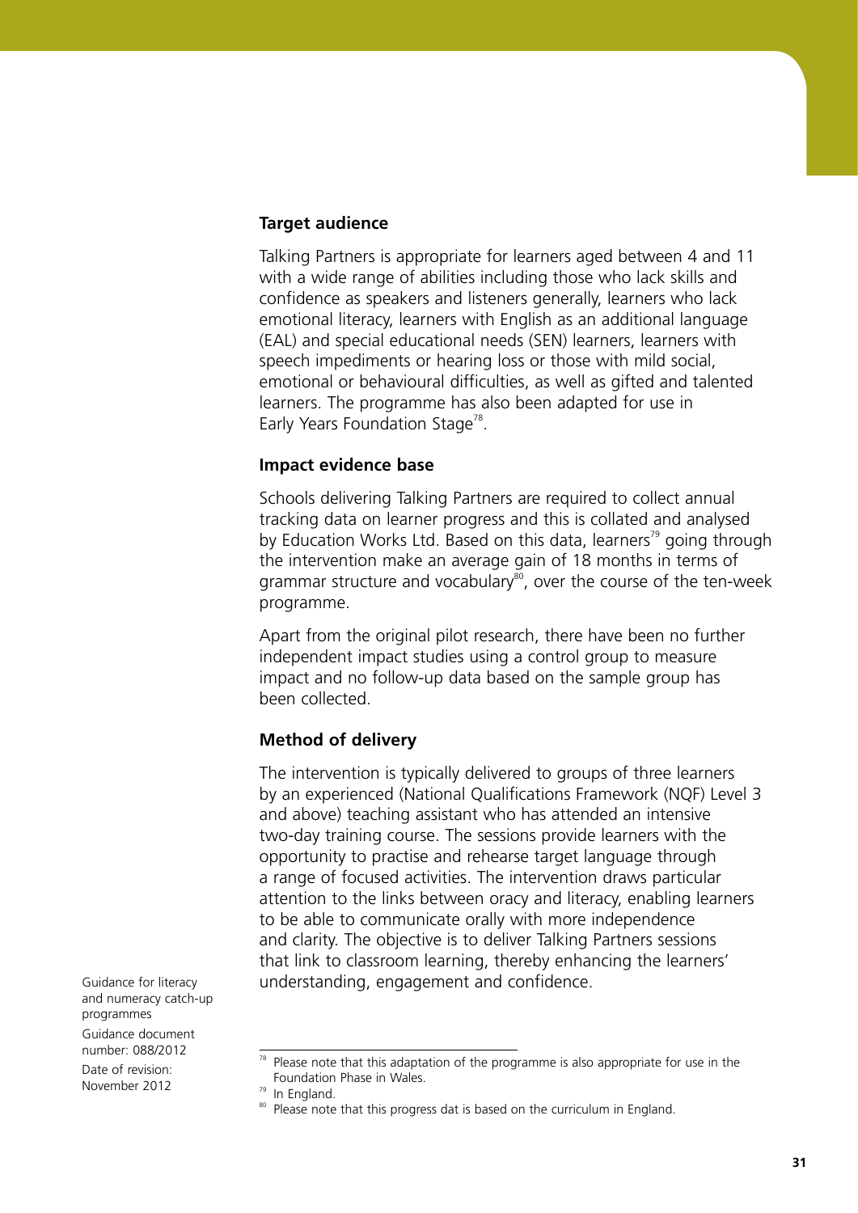### Target audience

Talking Partners is appropriate for learners aged between 4 and 11 with a wide range of abilities including those who lack skills and confidence as speakers and listeners generally, learners who lack emotional literacy, learners with English as an additional language (EAL) and special educational needs (SEN) learners, learners with speech impediments or hearing loss or those with mild social, emotional or behavioural difficulties, as well as gifted and talented learners. The programme has also been adapted for use in Early Years Foundation Stage[78].

### Impact evidence base

Schools delivering Talking Partners are required to collect annual tracking data on learner progress and this is collated and analysed by Education Works Ltd. Based on this data, learners[79] going through the intervention make an average gain of 18 months in terms of grammar structure and vocabulary[80], over the course of the ten-week programme.

Apart from the original pilot research, there have been no further independent impact studies using a control group to measure impact and no follow-up data based on the sample group has been collected.

### Method of delivery

The intervention is typically delivered to groups of three learners by an experienced (National Qualifications Framework (NQF) Level 3 and above) teaching assistant who has attended an intensive two-day training course. The sessions provide learners with the opportunity to practise and rehearse target language through a range of focused activities. The intervention draws particular attention to the links between oracy and literacy, enabling learners to be able to communicate orally with more independence and clarity. The objective is to deliver Talking Partners sessions that link to classroom learning, thereby enhancing the learners' understanding, engagement and confidence.

---

[78] Please note that this adaptation of the programme is also appropriate for use in the Foundation Phase in Wales.

[79] In England.

[80] Please note that this progress dat is based on the curriculum in England.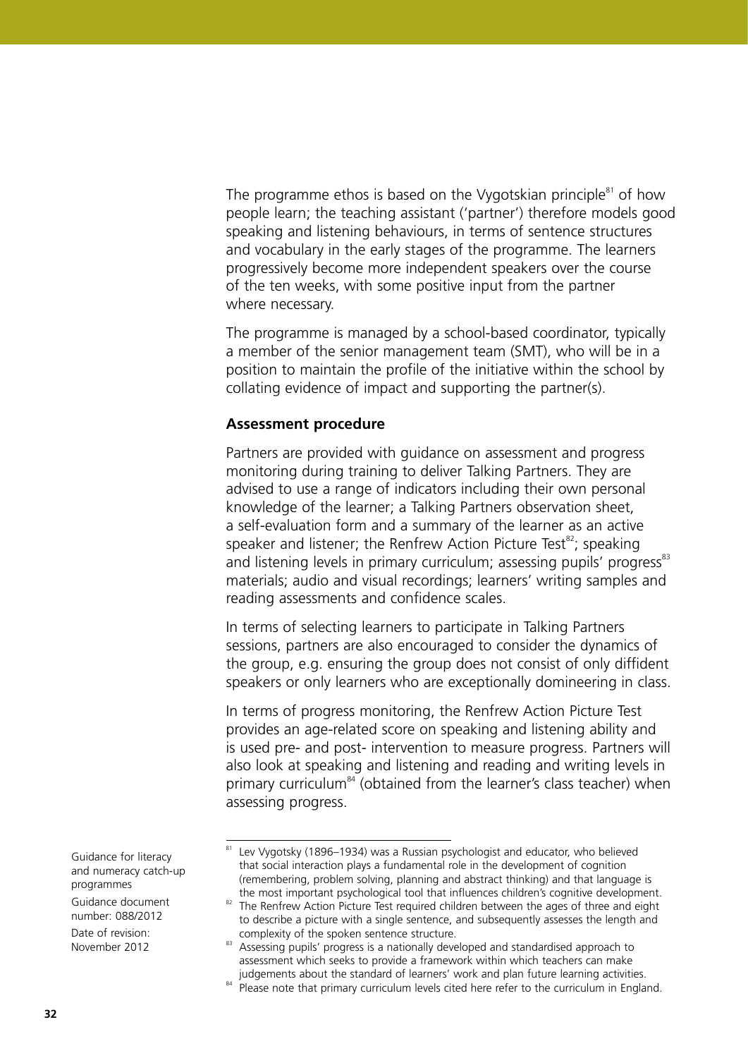The programme ethos is based on the Vygotskian principle[81] of how people learn; the teaching assistant ('partner') therefore models good speaking and listening behaviours, in terms of sentence structures and vocabulary in the early stages of the programme. The learners progressively become more independent speakers over the course of the ten weeks, with some positive input from the partner where necessary.

The programme is managed by a school-based coordinator, typically a member of the senior management team (SMT), who will be in a position to maintain the profile of the initiative within the school by collating evidence of impact and supporting the partner(s).

**Assessment procedure**

Partners are provided with guidance on assessment and progress monitoring during training to deliver Talking Partners. They are advised to use a range of indicators including their own personal knowledge of the learner; a Talking Partners observation sheet, a self-evaluation form and a summary of the learner as an active speaker and listener; the Renfrew Action Picture Test[82]; speaking and listening levels in primary curriculum; assessing pupils' progress[83] materials; audio and visual recordings; learners' writing samples and reading assessments and confidence scales.

In terms of selecting learners to participate in Talking Partners sessions, partners are also encouraged to consider the dynamics of the group, e.g. ensuring the group does not consist of only diffident speakers or only learners who are exceptionally domineering in class.

In terms of progress monitoring, the Renfrew Action Picture Test provides an age-related score on speaking and listening ability and is used pre- and post- intervention to measure progress. Partners will also look at speaking and listening and reading and writing levels in primary curriculum[84] (obtained from the learner's class teacher) when assessing progress.

Guidance for literacy and numeracy catch-up programmes

Guidance document number: 088/2012

Date of revision: November 2012

---

[81] Lev Vygotsky (1896–1934) was a Russian psychologist and educator, who believed that social interaction plays a fundamental role in the development of cognition (remembering, problem solving, planning and abstract thinking) and that language is the most important psychological tool that influences children's cognitive development.

[82] The Renfrew Action Picture Test required children between the ages of three and eight to describe a picture with a single sentence, and subsequently assesses the length and complexity of the spoken sentence structure.

[83] Assessing pupils' progress is a nationally developed and standardised approach to assessment which seeks to provide a framework within which teachers can make judgements about the standard of learners' work and plan future learning activities.

[84] Please note that primary curriculum levels cited here refer to the curriculum in England.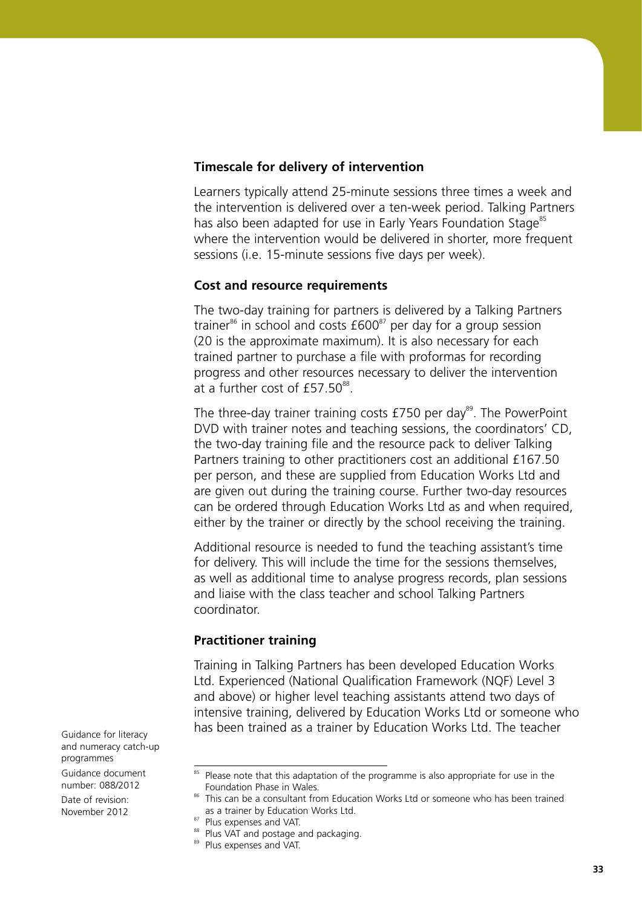### Timescale for delivery of intervention

Learners typically attend 25-minute sessions three times a week and the intervention is delivered over a ten-week period. Talking Partners has also been adapted for use in Early Years Foundation Stage[85] where the intervention would be delivered in shorter, more frequent sessions (i.e. 15-minute sessions five days per week).

### Cost and resource requirements

The two-day training for partners is delivered by a Talking Partners trainer[86] in school and costs £600[87] per day for a group session (20 is the approximate maximum). It is also necessary for each trained partner to purchase a file with proformas for recording progress and other resources necessary to deliver the intervention at a further cost of £57.50[88].

The three-day trainer training costs £750 per day[89]. The PowerPoint DVD with trainer notes and teaching sessions, the coordinators' CD, the two-day training file and the resource pack to deliver Talking Partners training to other practitioners cost an additional £167.50 per person, and these are supplied from Education Works Ltd and are given out during the training course. Further two-day resources can be ordered through Education Works Ltd as and when required, either by the trainer or directly by the school receiving the training.

Additional resource is needed to fund the teaching assistant's time for delivery. This will include the time for the sessions themselves, as well as additional time to analyse progress records, plan sessions and liaise with the class teacher and school Talking Partners coordinator.

### Practitioner training

Training in Talking Partners has been developed Education Works Ltd. Experienced (National Qualification Framework (NQF) Level 3 and above) or higher level teaching assistants attend two days of intensive training, delivered by Education Works Ltd or someone who has been trained as a trainer by Education Works Ltd. The teacher

---

[85] Please note that this adaptation of the programme is also appropriate for use in the Foundation Phase in Wales.

[86] This can be a consultant from Education Works Ltd or someone who has been trained as a trainer by Education Works Ltd.

[87] Plus expenses and VAT.

[88] Plus VAT and postage and packaging.

[89] Plus expenses and VAT.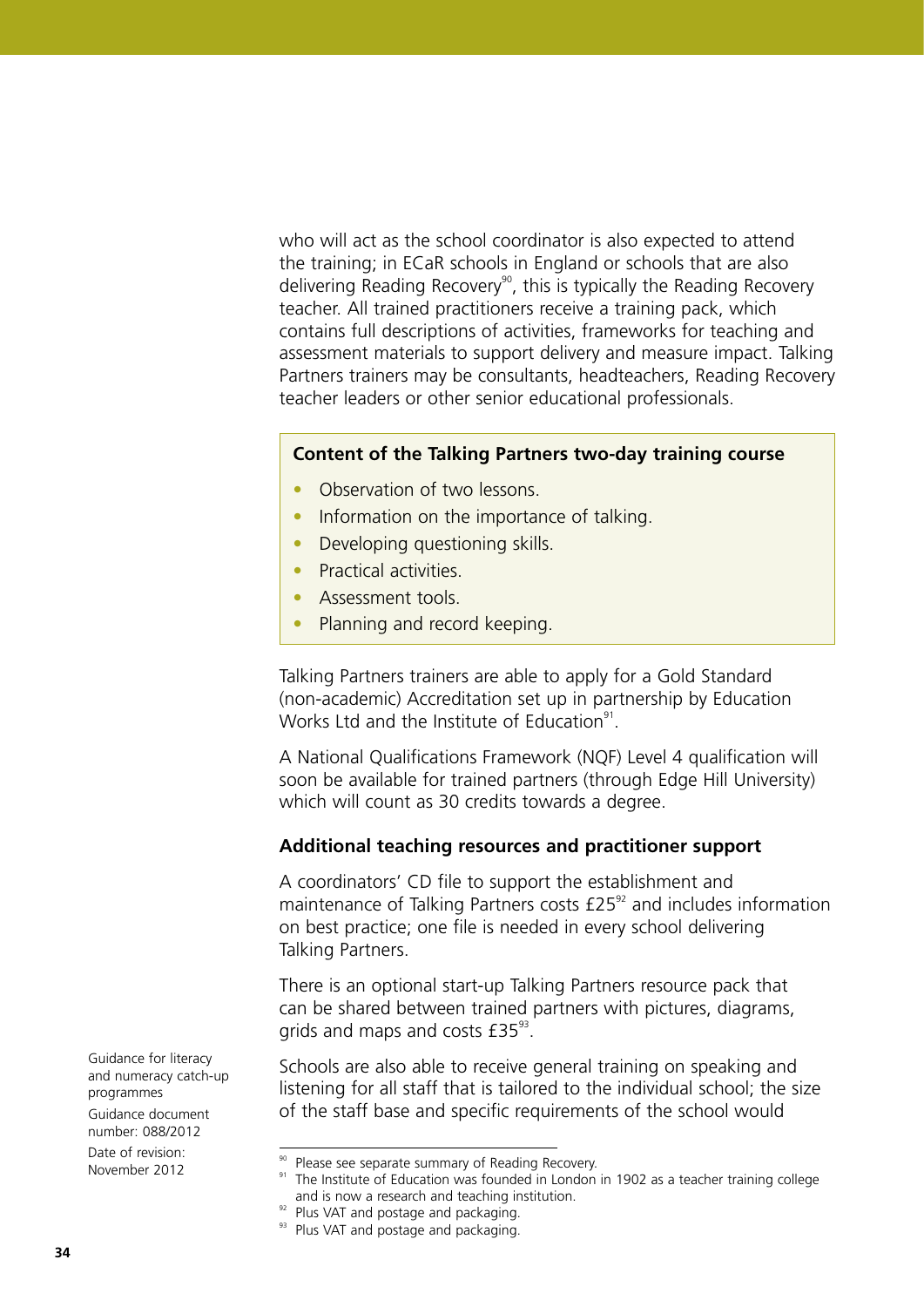who will act as the school coordinator is also expected to attend the training; in ECaR schools in England or schools that are also delivering Reading Recovery[90], this is typically the Reading Recovery teacher. All trained practitioners receive a training pack, which contains full descriptions of activities, frameworks for teaching and assessment materials to support delivery and measure impact. Talking Partners trainers may be consultants, headteachers, Reading Recovery teacher leaders or other senior educational professionals.

**Content of the Talking Partners two-day training course**

- Observation of two lessons.
- Information on the importance of talking.
- Developing questioning skills.
- Practical activities.
- Assessment tools.
- Planning and record keeping.

Talking Partners trainers are able to apply for a Gold Standard (non-academic) Accreditation set up in partnership by Education Works Ltd and the Institute of Education[91].

A National Qualifications Framework (NQF) Level 4 qualification will soon be available for trained partners (through Edge Hill University) which will count as 30 credits towards a degree.

### Additional teaching resources and practitioner support

A coordinators' CD file to support the establishment and maintenance of Talking Partners costs £25[92] and includes information on best practice; one file is needed in every school delivering Talking Partners.

There is an optional start-up Talking Partners resource pack that can be shared between trained partners with pictures, diagrams, grids and maps and costs £35[93].

Schools are also able to receive general training on speaking and listening for all staff that is tailored to the individual school; the size of the staff base and specific requirements of the school would

Guidance for literacy and numeracy catch-up programmes

Guidance document number: 088/2012

Date of revision: November 2012

[90] Please see separate summary of Reading Recovery.

[91] The Institute of Education was founded in London in 1902 as a teacher training college and is now a research and teaching institution.

[92] Plus VAT and postage and packaging.

[93] Plus VAT and postage and packaging.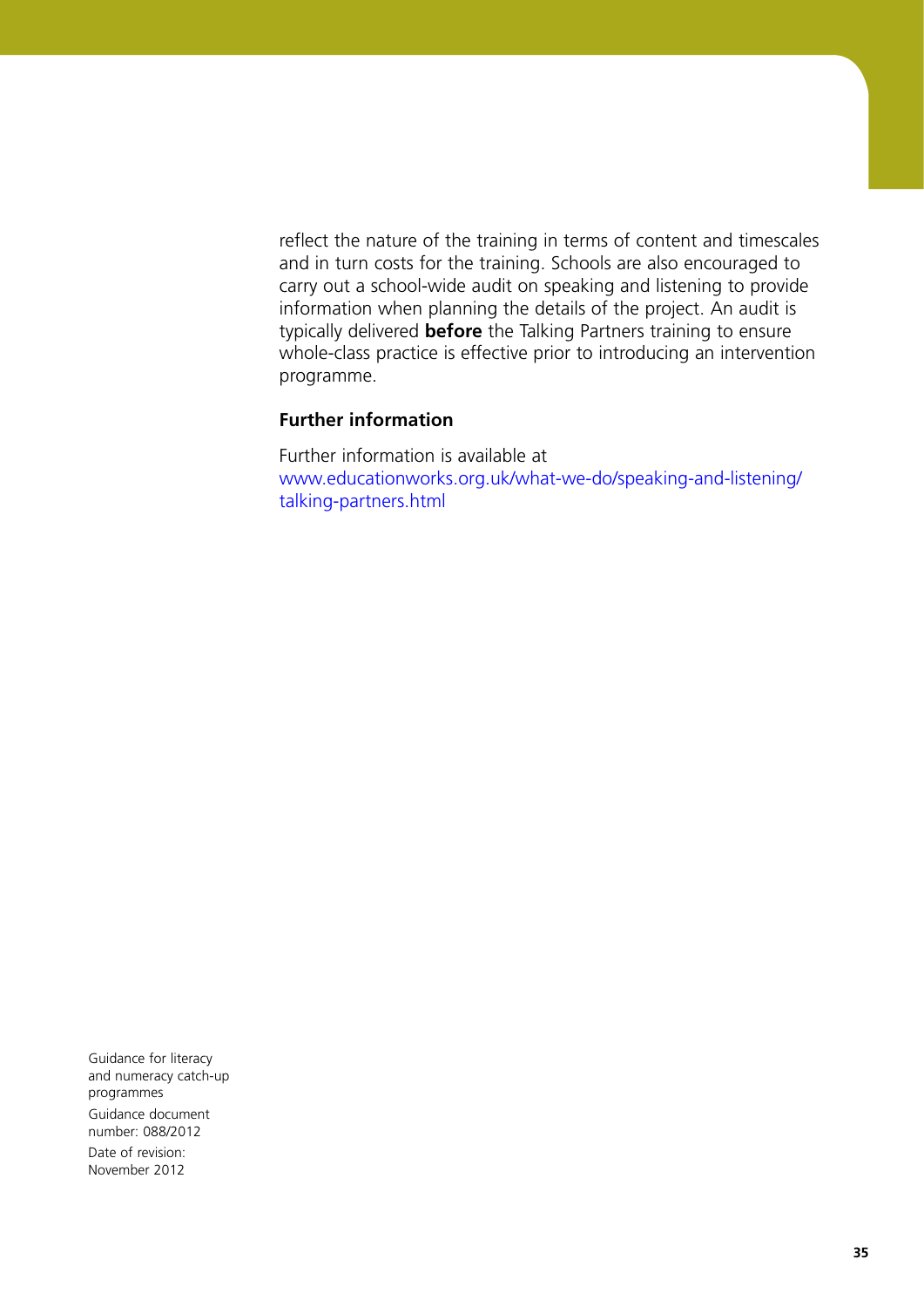reflect the nature of the training in terms of content and timescales and in turn costs for the training. Schools are also encouraged to carry out a school-wide audit on speaking and listening to provide information when planning the details of the project. An audit is typically delivered **before** the Talking Partners training to ensure whole-class practice is effective prior to introducing an intervention programme.

### Further information

Further information is available at www.educationworks.org.uk/what-we-do/speaking-and-listening/talking-partners.html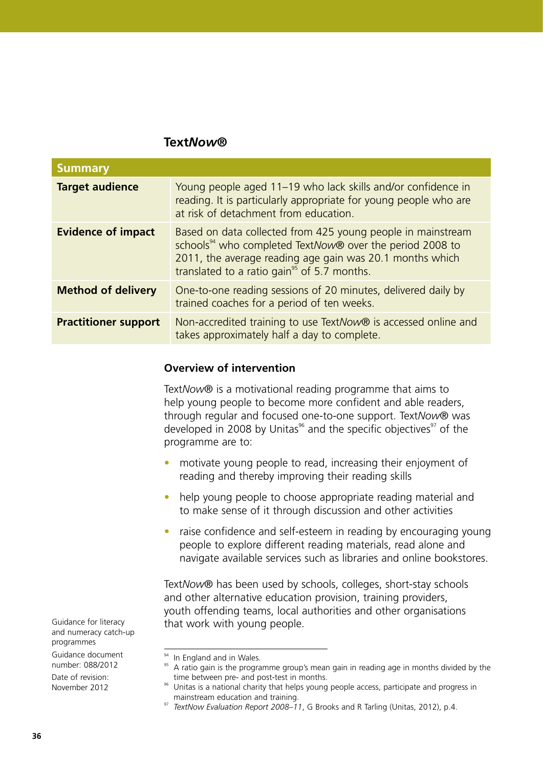## Text*Now*®

| Summary | |
|---|---|
| **Target audience** | Young people aged 11–19 who lack skills and/or confidence in reading. It is particularly appropriate for young people who are at risk of detachment from education. |
| **Evidence of impact** | Based on data collected from 425 young people in mainstream schools[94] who completed Text*Now*® over the period 2008 to 2011, the average reading age gain was 20.1 months which translated to a ratio gain[95] of 5.7 months. |
| **Method of delivery** | One-to-one reading sessions of 20 minutes, delivered daily by trained coaches for a period of ten weeks. |
| **Practitioner support** | Non-accredited training to use Text*Now*® is accessed online and takes approximately half a day to complete. |

### Overview of intervention

Text*Now*® is a motivational reading programme that aims to help young people to become more confident and able readers, through regular and focused one-to-one support. Text*Now*® was developed in 2008 by Unitas[96] and the specific objectives[97] of the programme are to:

- motivate young people to read, increasing their enjoyment of reading and thereby improving their reading skills
- help young people to choose appropriate reading material and to make sense of it through discussion and other activities
- raise confidence and self-esteem in reading by encouraging young people to explore different reading materials, read alone and navigate available services such as libraries and online bookstores.

Text*Now*® has been used by schools, colleges, short-stay schools and other alternative education provision, training providers, youth offending teams, local authorities and other organisations that work with young people.

---

[94] In England and in Wales.

[95] A ratio gain is the programme group's mean gain in reading age in months divided by the time between pre- and post-test in months.

[96] Unitas is a national charity that helps young people access, participate and progress in mainstream education and training.

[97] *TextNow Evaluation Report 2008–11*, G Brooks and R Tarling (Unitas, 2012), p.4.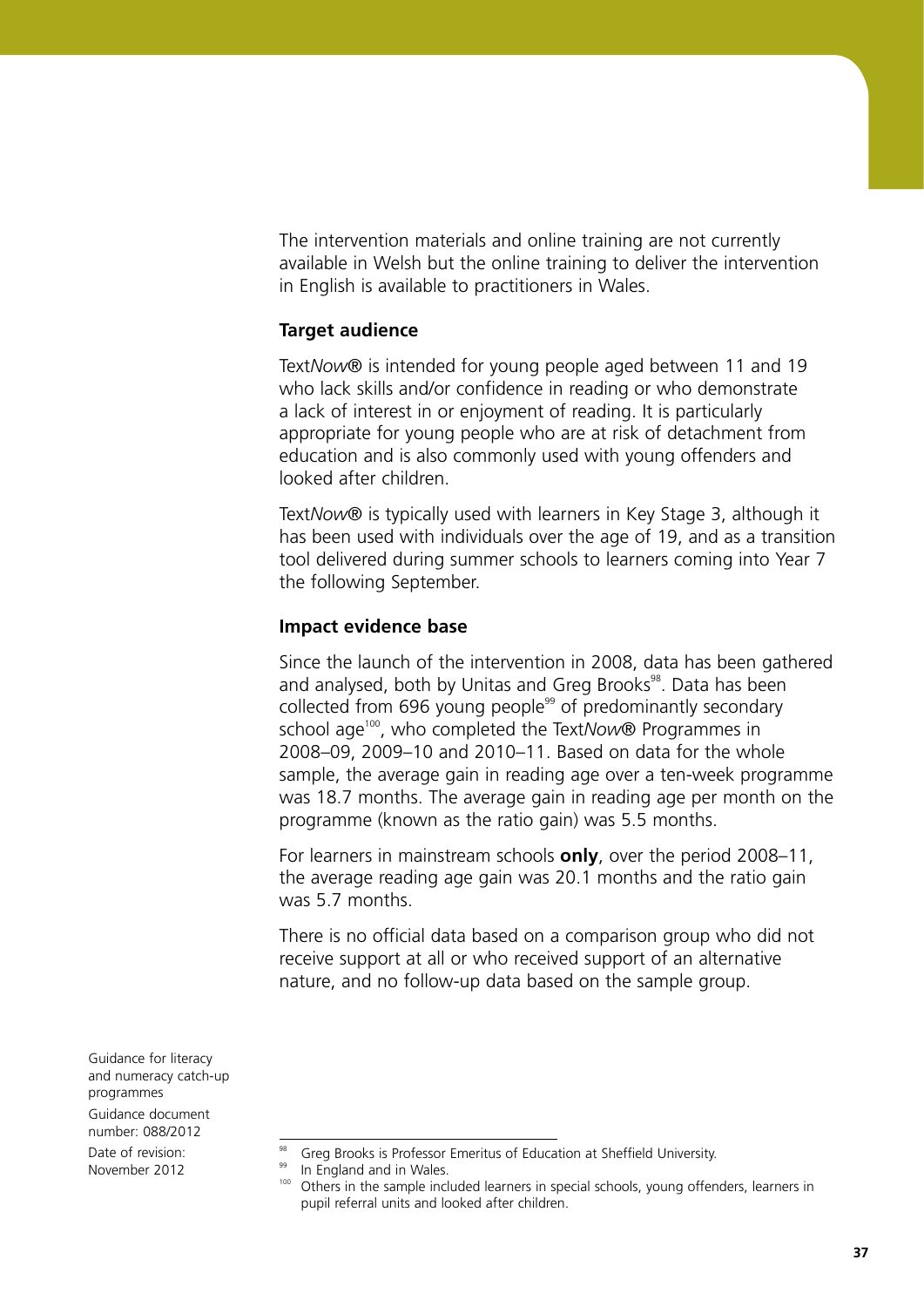The intervention materials and online training are not currently available in Welsh but the online training to deliver the intervention in English is available to practitioners in Wales.

### Target audience

Text*Now*® is intended for young people aged between 11 and 19 who lack skills and/or confidence in reading or who demonstrate a lack of interest in or enjoyment of reading. It is particularly appropriate for young people who are at risk of detachment from education and is also commonly used with young offenders and looked after children.

Text*Now*® is typically used with learners in Key Stage 3, although it has been used with individuals over the age of 19, and as a transition tool delivered during summer schools to learners coming into Year 7 the following September.

### Impact evidence base

Since the launch of the intervention in 2008, data has been gathered and analysed, both by Unitas and Greg Brooks[98]. Data has been collected from 696 young people[99] of predominantly secondary school age[100], who completed the Text*Now*® Programmes in 2008–09, 2009–10 and 2010–11. Based on data for the whole sample, the average gain in reading age over a ten-week programme was 18.7 months. The average gain in reading age per month on the programme (known as the ratio gain) was 5.5 months.

For learners in mainstream schools **only**, over the period 2008–11, the average reading age gain was 20.1 months and the ratio gain was 5.7 months.

There is no official data based on a comparison group who did not receive support at all or who received support of an alternative nature, and no follow-up data based on the sample group.

Guidance for literacy and numeracy catch-up programmes

Guidance document number: 088/2012

Date of revision: November 2012

[98] Greg Brooks is Professor Emeritus of Education at Sheffield University.

[99] In England and in Wales.

[100] Others in the sample included learners in special schools, young offenders, learners in pupil referral units and looked after children.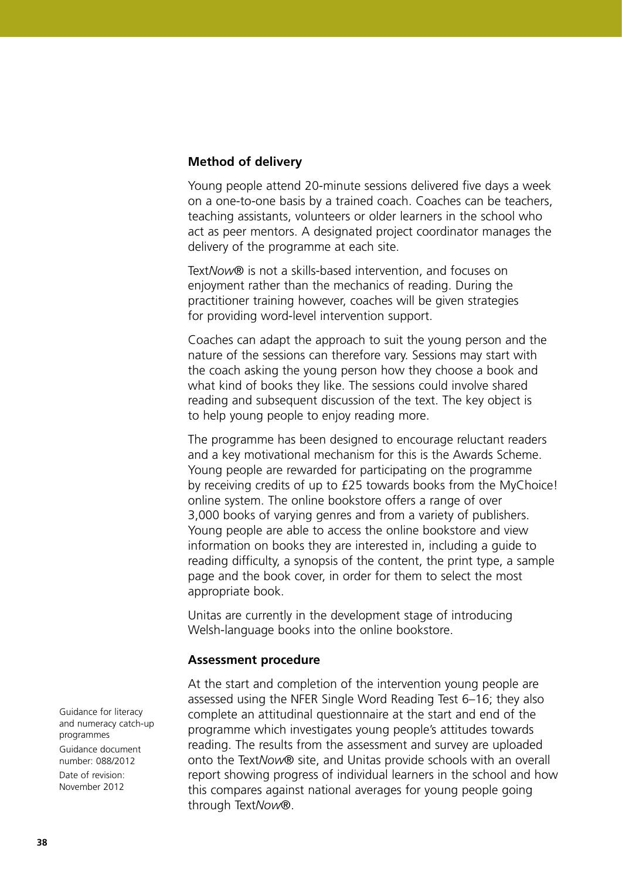### Method of delivery

Young people attend 20-minute sessions delivered five days a week on a one-to-one basis by a trained coach. Coaches can be teachers, teaching assistants, volunteers or older learners in the school who act as peer mentors. A designated project coordinator manages the delivery of the programme at each site.

Text*Now*® is not a skills-based intervention, and focuses on enjoyment rather than the mechanics of reading. During the practitioner training however, coaches will be given strategies for providing word-level intervention support.

Coaches can adapt the approach to suit the young person and the nature of the sessions can therefore vary. Sessions may start with the coach asking the young person how they choose a book and what kind of books they like. The sessions could involve shared reading and subsequent discussion of the text. The key object is to help young people to enjoy reading more.

The programme has been designed to encourage reluctant readers and a key motivational mechanism for this is the Awards Scheme. Young people are rewarded for participating on the programme by receiving credits of up to £25 towards books from the MyChoice! online system. The online bookstore offers a range of over 3,000 books of varying genres and from a variety of publishers. Young people are able to access the online bookstore and view information on books they are interested in, including a guide to reading difficulty, a synopsis of the content, the print type, a sample page and the book cover, in order for them to select the most appropriate book.

Unitas are currently in the development stage of introducing Welsh-language books into the online bookstore.

### Assessment procedure

At the start and completion of the intervention young people are assessed using the NFER Single Word Reading Test 6–16; they also complete an attitudinal questionnaire at the start and end of the programme which investigates young people's attitudes towards reading. The results from the assessment and survey are uploaded onto the Text*Now*® site, and Unitas provide schools with an overall report showing progress of individual learners in the school and how this compares against national averages for young people going through Text*Now*®.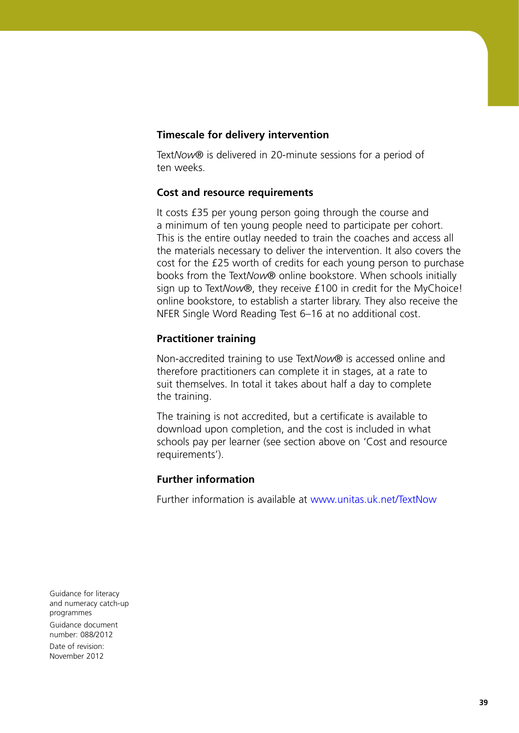### Timescale for delivery intervention

Text*Now*® is delivered in 20-minute sessions for a period of ten weeks.

### Cost and resource requirements

It costs £35 per young person going through the course and a minimum of ten young people need to participate per cohort. This is the entire outlay needed to train the coaches and access all the materials necessary to deliver the intervention. It also covers the cost for the £25 worth of credits for each young person to purchase books from the Text*Now*® online bookstore. When schools initially sign up to Text*Now*®, they receive £100 in credit for the MyChoice! online bookstore, to establish a starter library. They also receive the NFER Single Word Reading Test 6–16 at no additional cost.

### Practitioner training

Non-accredited training to use Text*Now*® is accessed online and therefore practitioners can complete it in stages, at a rate to suit themselves. In total it takes about half a day to complete the training.

The training is not accredited, but a certificate is available to download upon completion, and the cost is included in what schools pay per learner (see section above on 'Cost and resource requirements').

### Further information

Further information is available at www.unitas.uk.net/TextNow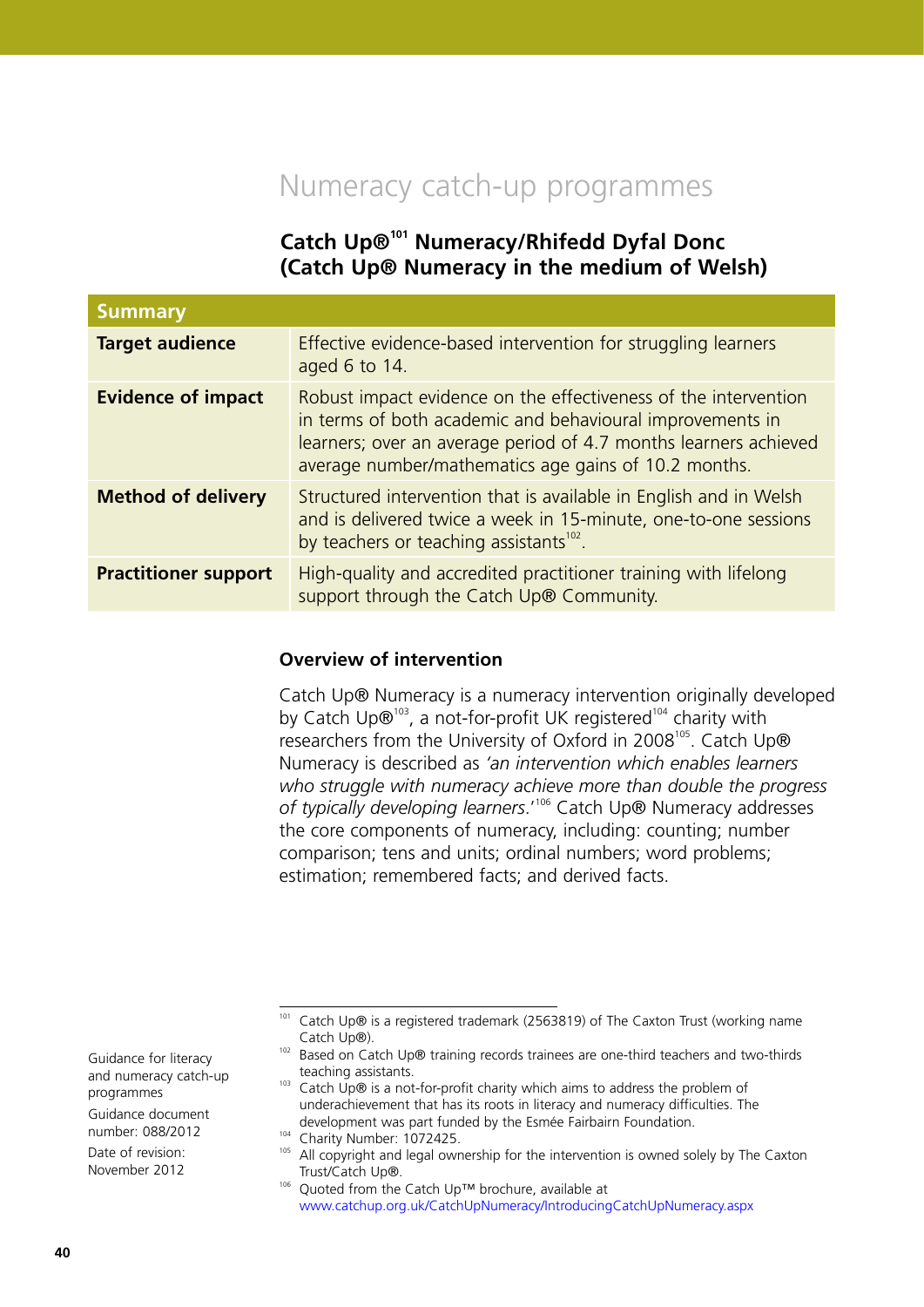# Numeracy catch-up programmes

## Catch Up®[101] Numeracy/Rhifedd Dyfal Donc (Catch Up® Numeracy in the medium of Welsh)

| Summary | |
|---|---|
| **Target audience** | Effective evidence-based intervention for struggling learners aged 6 to 14. |
| **Evidence of impact** | Robust impact evidence on the effectiveness of the intervention in terms of both academic and behavioural improvements in learners; over an average period of 4.7 months learners achieved average number/mathematics age gains of 10.2 months. |
| **Method of delivery** | Structured intervention that is available in English and in Welsh and is delivered twice a week in 15-minute, one-to-one sessions by teachers or teaching assistants[102]. |
| **Practitioner support** | High-quality and accredited practitioner training with lifelong support through the Catch Up® Community. |

### Overview of intervention

Catch Up® Numeracy is a numeracy intervention originally developed by Catch Up®[103], a not-for-profit UK registered[104] charity with researchers from the University of Oxford in 2008[105]. Catch Up® Numeracy is described as *'an intervention which enables learners who struggle with numeracy achieve more than double the progress of typically developing learners.'*[106] Catch Up® Numeracy addresses the core components of numeracy, including: counting; number comparison; tens and units; ordinal numbers; word problems; estimation; remembered facts; and derived facts.

---

[101] Catch Up® is a registered trademark (2563819) of The Caxton Trust (working name Catch Up®).

[102] Based on Catch Up® training records trainees are one-third teachers and two-thirds teaching assistants.

[103] Catch Up® is a not-for-profit charity which aims to address the problem of underachievement that has its roots in literacy and numeracy difficulties. The development was part funded by the Esmée Fairbairn Foundation.

[104] Charity Number: 1072425.

[105] All copyright and legal ownership for the intervention is owned solely by The Caxton Trust/Catch Up®.

[106] Quoted from the Catch Up™ brochure, available at www.catchup.org.uk/CatchUpNumeracy/IntroducingCatchUpNumeracy.aspx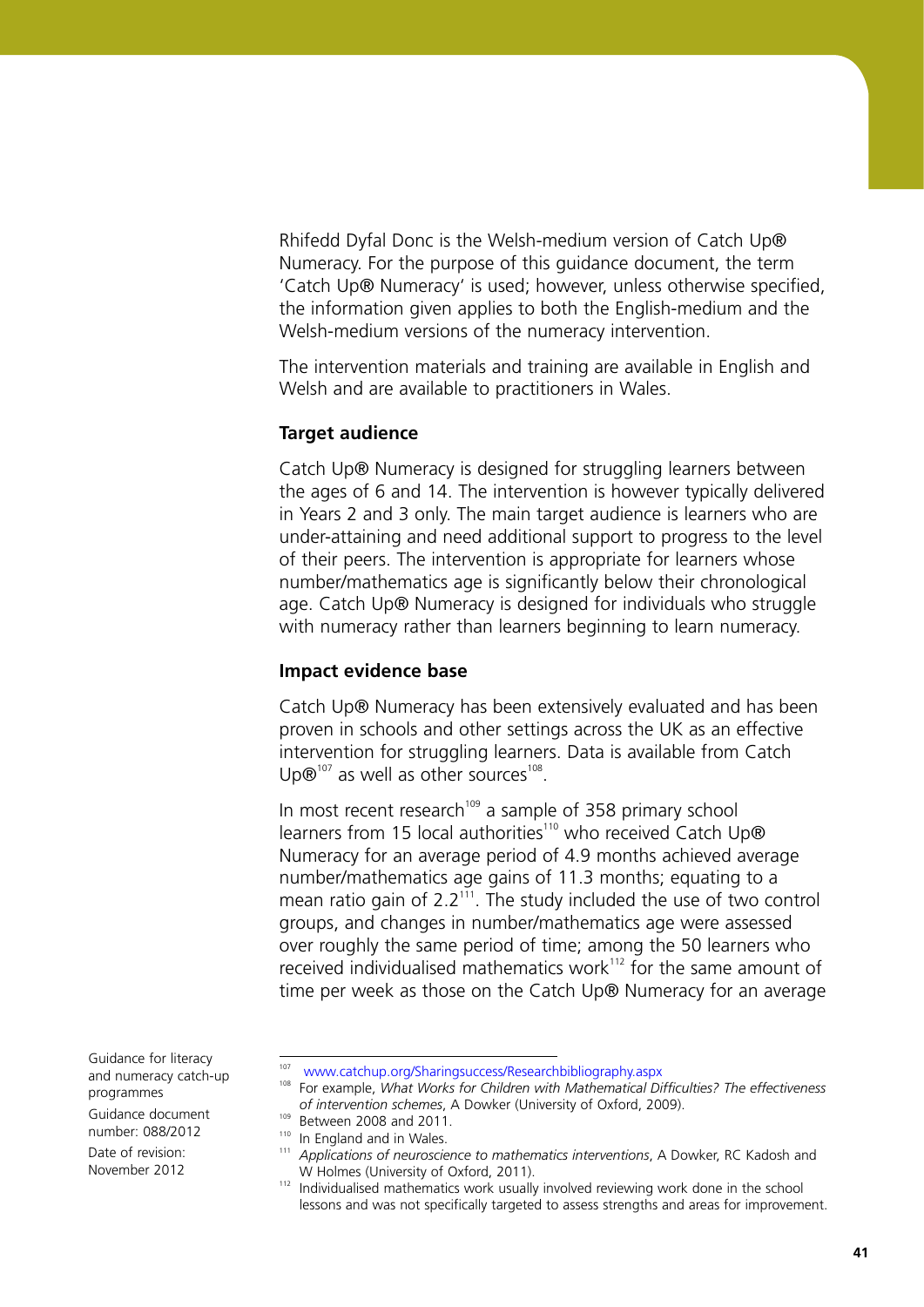Rhifedd Dyfal Donc is the Welsh-medium version of Catch Up® Numeracy. For the purpose of this guidance document, the term 'Catch Up® Numeracy' is used; however, unless otherwise specified, the information given applies to both the English-medium and the Welsh-medium versions of the numeracy intervention.

The intervention materials and training are available in English and Welsh and are available to practitioners in Wales.

### Target audience

Catch Up® Numeracy is designed for struggling learners between the ages of 6 and 14. The intervention is however typically delivered in Years 2 and 3 only. The main target audience is learners who are under-attaining and need additional support to progress to the level of their peers. The intervention is appropriate for learners whose number/mathematics age is significantly below their chronological age. Catch Up® Numeracy is designed for individuals who struggle with numeracy rather than learners beginning to learn numeracy.

### Impact evidence base

Catch Up® Numeracy has been extensively evaluated and has been proven in schools and other settings across the UK as an effective intervention for struggling learners. Data is available from Catch Up®[107] as well as other sources[108].

In most recent research[109] a sample of 358 primary school learners from 15 local authorities[110] who received Catch Up® Numeracy for an average period of 4.9 months achieved average number/mathematics age gains of 11.3 months; equating to a mean ratio gain of 2.2[111]. The study included the use of two control groups, and changes in number/mathematics age were assessed over roughly the same period of time; among the 50 learners who received individualised mathematics work[112] for the same amount of time per week as those on the Catch Up® Numeracy for an average

---

[107] www.catchup.org/Sharingsuccess/Researchbibliography.aspx

[108] For example, *What Works for Children with Mathematical Difficulties? The effectiveness of intervention schemes*, A Dowker (University of Oxford, 2009).

[109] Between 2008 and 2011.

[110] In England and in Wales.

[111] *Applications of neuroscience to mathematics interventions*, A Dowker, RC Kadosh and W Holmes (University of Oxford, 2011).

[112] Individualised mathematics work usually involved reviewing work done in the school lessons and was not specifically targeted to assess strengths and areas for improvement.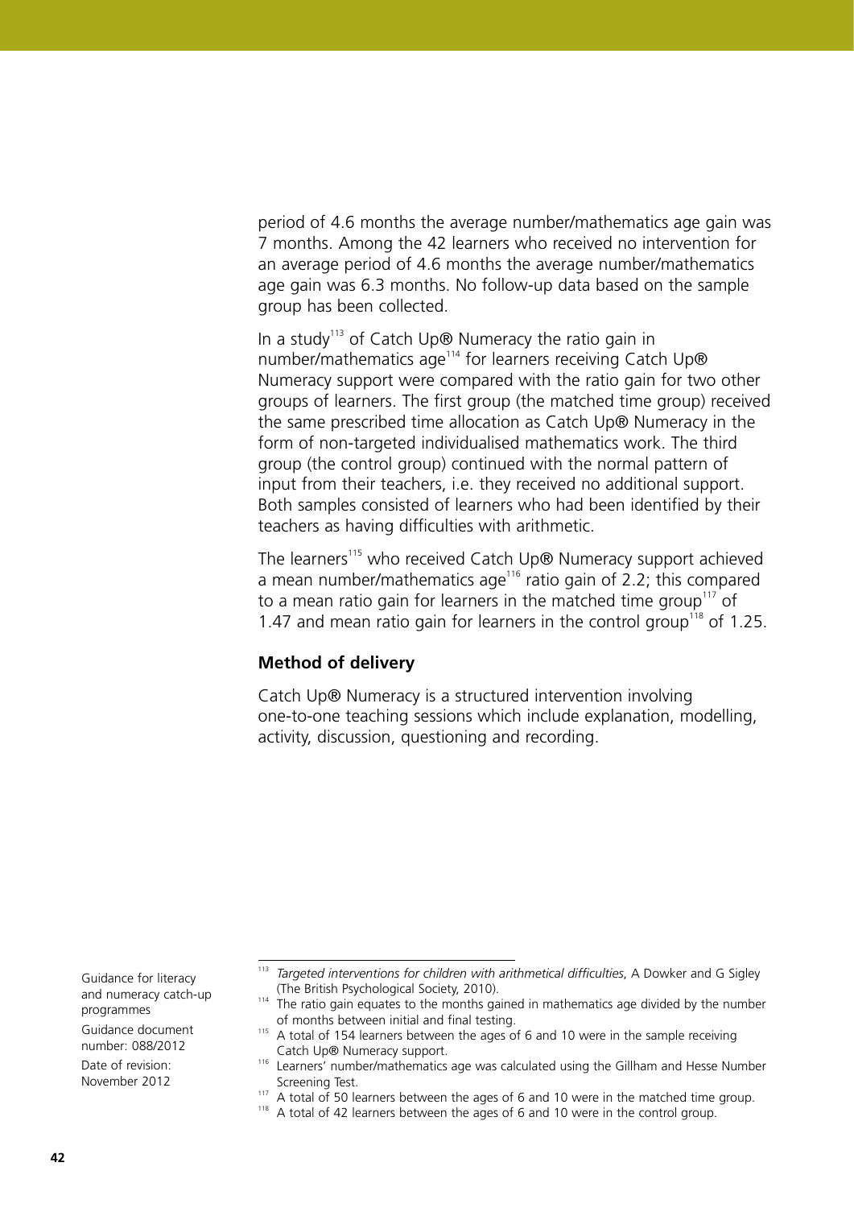period of 4.6 months the average number/mathematics age gain was 7 months. Among the 42 learners who received no intervention for an average period of 4.6 months the average number/mathematics age gain was 6.3 months. No follow-up data based on the sample group has been collected.

In a study[113] of Catch Up® Numeracy the ratio gain in number/mathematics age[114] for learners receiving Catch Up® Numeracy support were compared with the ratio gain for two other groups of learners. The first group (the matched time group) received the same prescribed time allocation as Catch Up® Numeracy in the form of non-targeted individualised mathematics work. The third group (the control group) continued with the normal pattern of input from their teachers, i.e. they received no additional support. Both samples consisted of learners who had been identified by their teachers as having difficulties with arithmetic.

The learners[115] who received Catch Up® Numeracy support achieved a mean number/mathematics age[116] ratio gain of 2.2; this compared to a mean ratio gain for learners in the matched time group[117] of 1.47 and mean ratio gain for learners in the control group[118] of 1.25.

### Method of delivery

Catch Up® Numeracy is a structured intervention involving one-to-one teaching sessions which include explanation, modelling, activity, discussion, questioning and recording.

---

[113] *Targeted interventions for children with arithmetical difficulties*, A Dowker and G Sigley (The British Psychological Society, 2010).

[114] The ratio gain equates to the months gained in mathematics age divided by the number of months between initial and final testing.

[115] A total of 154 learners between the ages of 6 and 10 were in the sample receiving Catch Up® Numeracy support.

[116] Learners' number/mathematics age was calculated using the Gillham and Hesse Number Screening Test.

[117] A total of 50 learners between the ages of 6 and 10 were in the matched time group.

[118] A total of 42 learners between the ages of 6 and 10 were in the control group.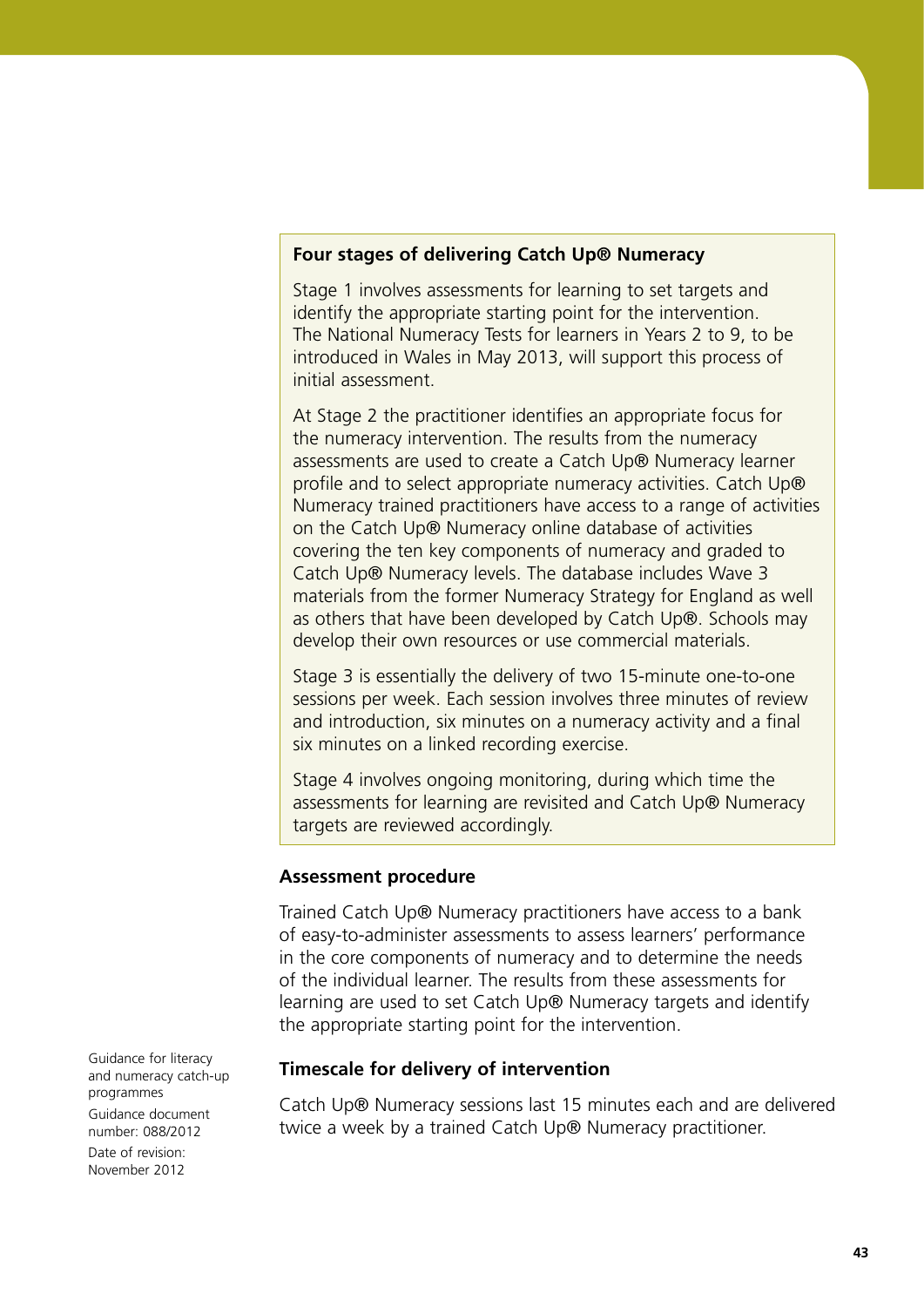**Four stages of delivering Catch Up® Numeracy**

Stage 1 involves assessments for learning to set targets and identify the appropriate starting point for the intervention. The National Numeracy Tests for learners in Years 2 to 9, to be introduced in Wales in May 2013, will support this process of initial assessment.

At Stage 2 the practitioner identifies an appropriate focus for the numeracy intervention. The results from the numeracy assessments are used to create a Catch Up® Numeracy learner profile and to select appropriate numeracy activities. Catch Up® Numeracy trained practitioners have access to a range of activities on the Catch Up® Numeracy online database of activities covering the ten key components of numeracy and graded to Catch Up® Numeracy levels. The database includes Wave 3 materials from the former Numeracy Strategy for England as well as others that have been developed by Catch Up®. Schools may develop their own resources or use commercial materials.

Stage 3 is essentially the delivery of two 15-minute one-to-one sessions per week. Each session involves three minutes of review and introduction, six minutes on a numeracy activity and a final six minutes on a linked recording exercise.

Stage 4 involves ongoing monitoring, during which time the assessments for learning are revisited and Catch Up® Numeracy targets are reviewed accordingly.

### Assessment procedure

Trained Catch Up® Numeracy practitioners have access to a bank of easy-to-administer assessments to assess learners' performance in the core components of numeracy and to determine the needs of the individual learner. The results from these assessments for learning are used to set Catch Up® Numeracy targets and identify the appropriate starting point for the intervention.

### Timescale for delivery of intervention

Catch Up® Numeracy sessions last 15 minutes each and are delivered twice a week by a trained Catch Up® Numeracy practitioner.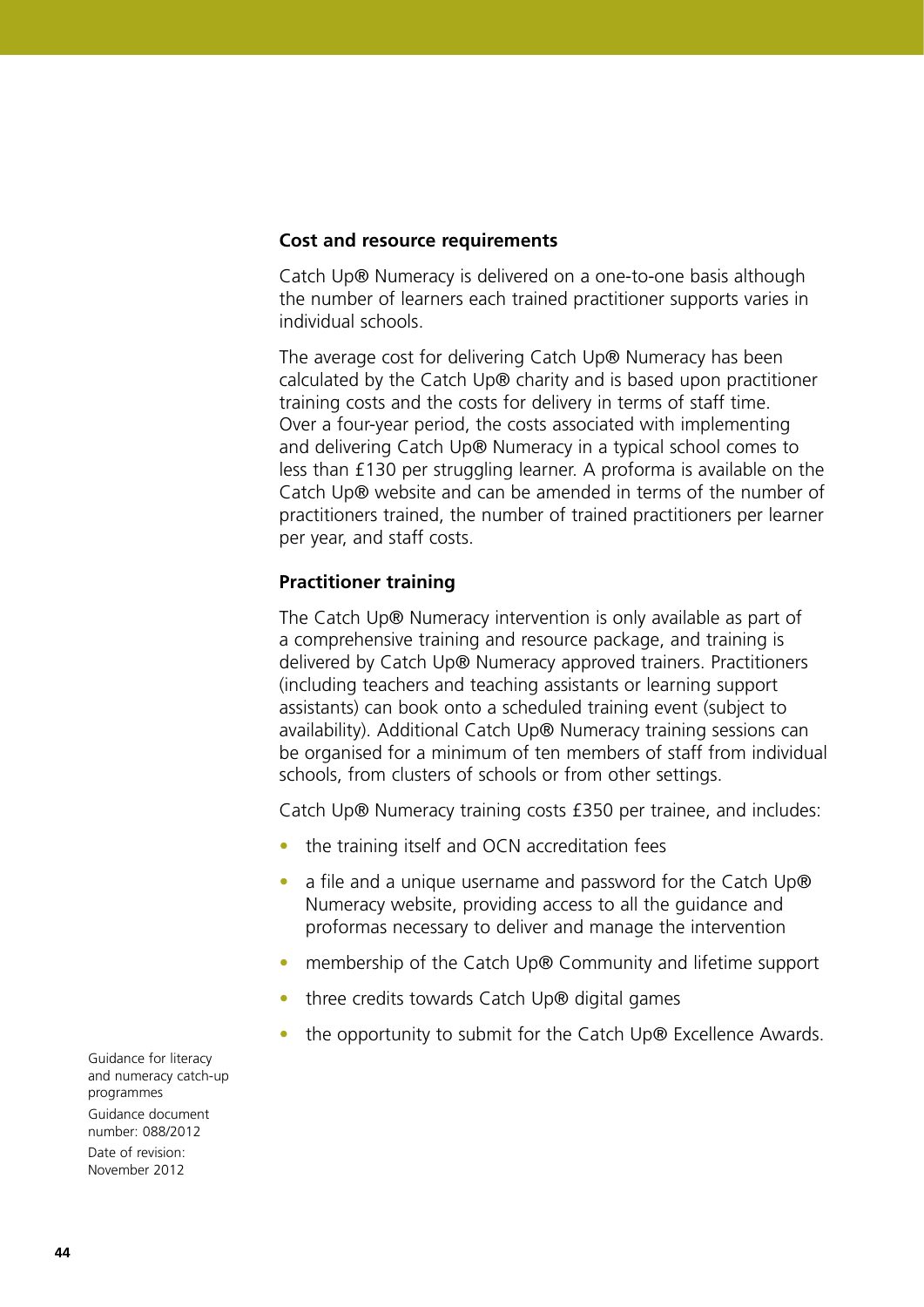### Cost and resource requirements

Catch Up® Numeracy is delivered on a one-to-one basis although the number of learners each trained practitioner supports varies in individual schools.

The average cost for delivering Catch Up® Numeracy has been calculated by the Catch Up® charity and is based upon practitioner training costs and the costs for delivery in terms of staff time. Over a four-year period, the costs associated with implementing and delivering Catch Up® Numeracy in a typical school comes to less than £130 per struggling learner. A proforma is available on the Catch Up® website and can be amended in terms of the number of practitioners trained, the number of trained practitioners per learner per year, and staff costs.

### Practitioner training

The Catch Up® Numeracy intervention is only available as part of a comprehensive training and resource package, and training is delivered by Catch Up® Numeracy approved trainers. Practitioners (including teachers and teaching assistants or learning support assistants) can book onto a scheduled training event (subject to availability). Additional Catch Up® Numeracy training sessions can be organised for a minimum of ten members of staff from individual schools, from clusters of schools or from other settings.

Catch Up® Numeracy training costs £350 per trainee, and includes:

- the training itself and OCN accreditation fees
- a file and a unique username and password for the Catch Up® Numeracy website, providing access to all the guidance and proformas necessary to deliver and manage the intervention
- membership of the Catch Up® Community and lifetime support
- three credits towards Catch Up® digital games
- the opportunity to submit for the Catch Up® Excellence Awards.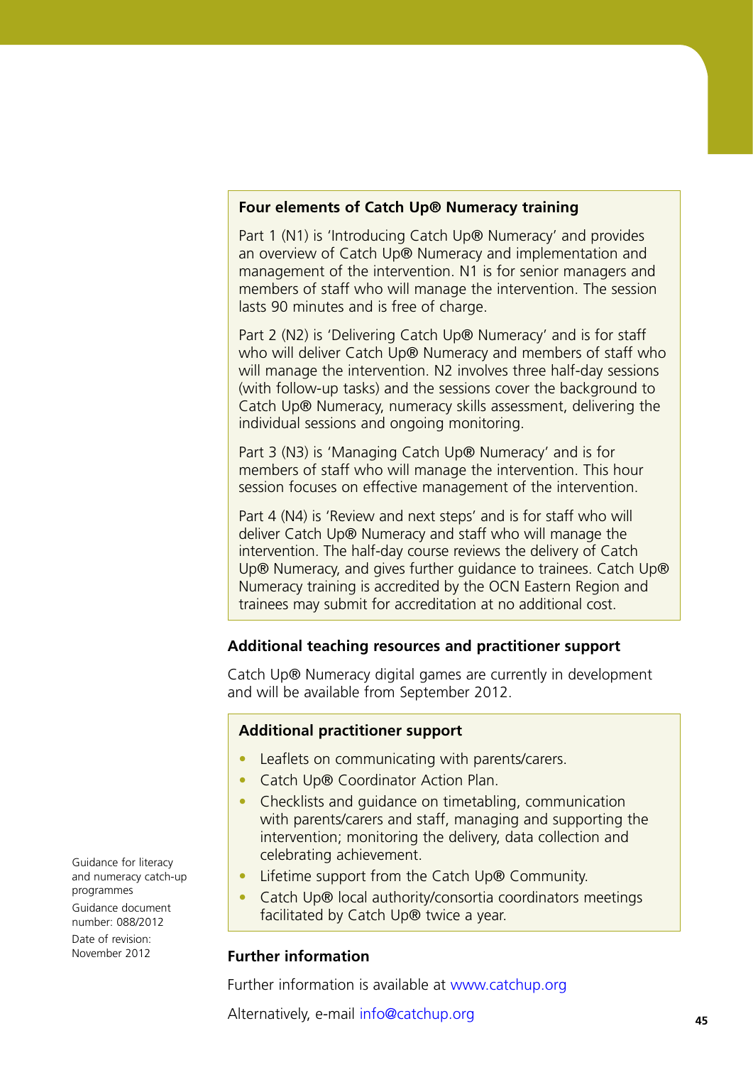### Four elements of Catch Up® Numeracy training

Part 1 (N1) is 'Introducing Catch Up® Numeracy' and provides an overview of Catch Up® Numeracy and implementation and management of the intervention. N1 is for senior managers and members of staff who will manage the intervention. The session lasts 90 minutes and is free of charge.

Part 2 (N2) is 'Delivering Catch Up® Numeracy' and is for staff who will deliver Catch Up® Numeracy and members of staff who will manage the intervention. N2 involves three half-day sessions (with follow-up tasks) and the sessions cover the background to Catch Up® Numeracy, numeracy skills assessment, delivering the individual sessions and ongoing monitoring.

Part 3 (N3) is 'Managing Catch Up® Numeracy' and is for members of staff who will manage the intervention. This hour session focuses on effective management of the intervention.

Part 4 (N4) is 'Review and next steps' and is for staff who will deliver Catch Up® Numeracy and staff who will manage the intervention. The half-day course reviews the delivery of Catch Up® Numeracy, and gives further guidance to trainees. Catch Up® Numeracy training is accredited by the OCN Eastern Region and trainees may submit for accreditation at no additional cost.

### Additional teaching resources and practitioner support

Catch Up® Numeracy digital games are currently in development and will be available from September 2012.

### Additional practitioner support

- Leaflets on communicating with parents/carers.
- Catch Up® Coordinator Action Plan.
- Checklists and guidance on timetabling, communication with parents/carers and staff, managing and supporting the intervention; monitoring the delivery, data collection and celebrating achievement.
- Lifetime support from the Catch Up® Community.
- Catch Up® local authority/consortia coordinators meetings facilitated by Catch Up® twice a year.

### Further information

Further information is available at www.catchup.org

Alternatively, e-mail info@catchup.org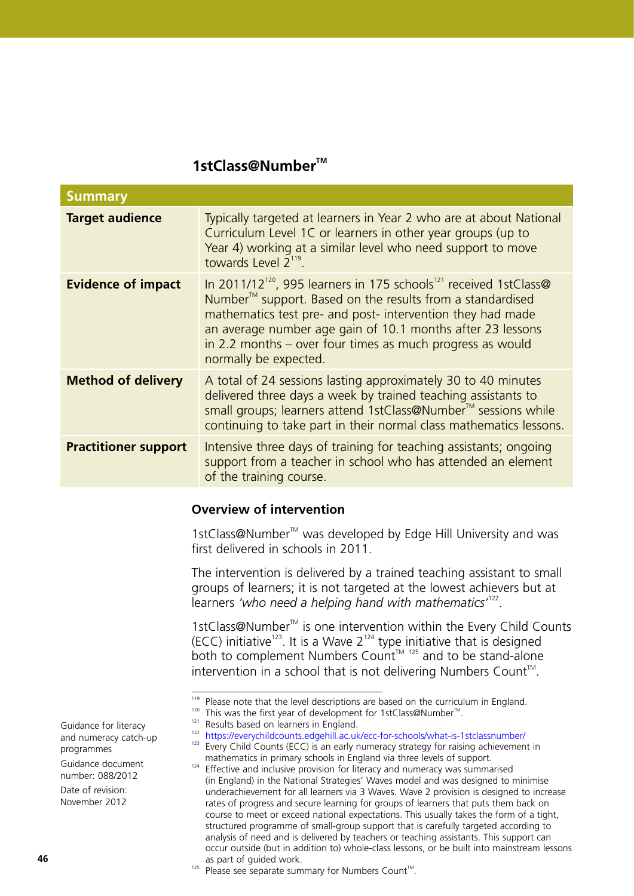## 1stClass@Number™

| Summary | |
|---|---|
| **Target audience** | Typically targeted at learners in Year 2 who are at about National Curriculum Level 1C or learners in other year groups (up to Year 4) working at a similar level who need support to move towards Level 2[119]. |
| **Evidence of impact** | In 2011/12[120], 995 learners in 175 schools[121] received 1stClass@Number™ support. Based on the results from a standardised mathematics test pre- and post- intervention they had made an average number age gain of 10.1 months after 23 lessons in 2.2 months – over four times as much progress as would normally be expected. |
| **Method of delivery** | A total of 24 sessions lasting approximately 30 to 40 minutes delivered three days a week by trained teaching assistants to small groups; learners attend 1stClass@Number™ sessions while continuing to take part in their normal class mathematics lessons. |
| **Practitioner support** | Intensive three days of training for teaching assistants; ongoing support from a teacher in school who has attended an element of the training course. |

### Overview of intervention

1stClass@Number™ was developed by Edge Hill University and was first delivered in schools in 2011.

The intervention is delivered by a trained teaching assistant to small groups of learners; it is not targeted at the lowest achievers but at learners *'who need a helping hand with mathematics'*[122].

1stClass@Number™ is one intervention within the Every Child Counts (ECC) initiative[123]. It is a Wave 2[124] type initiative that is designed both to complement Numbers Count™ [125] and to be stand-alone intervention in a school that is not delivering Numbers Count™.

[119] Please note that the level descriptions are based on the curriculum in England.
[120] This was the first year of development for 1stClass@Number™.
[121] Results based on learners in England.
[122] https://everychildcounts.edgehill.ac.uk/ecc-for-schools/what-is-1stclassnumber/
[123] Every Child Counts (ECC) is an early numeracy strategy for raising achievement in mathematics in primary schools in England via three levels of support.
[124] Effective and inclusive provision for literacy and numeracy was summarised (in England) in the National Strategies' Waves model and was designed to minimise underachievement for all learners via 3 Waves. Wave 2 provision is designed to increase rates of progress and secure learning for groups of learners that puts them back on course to meet or exceed national expectations. This usually takes the form of a tight, structured programme of small-group support that is carefully targeted according to analysis of need and is delivered by teachers or teaching assistants. This support can occur outside (but in addition to) whole-class lessons, or be built into mainstream lessons as part of guided work.
[125] Please see separate summary for Numbers Count™.

Guidance for literacy and numeracy catch-up programmes

Guidance document number: 088/2012

Date of revision: November 2012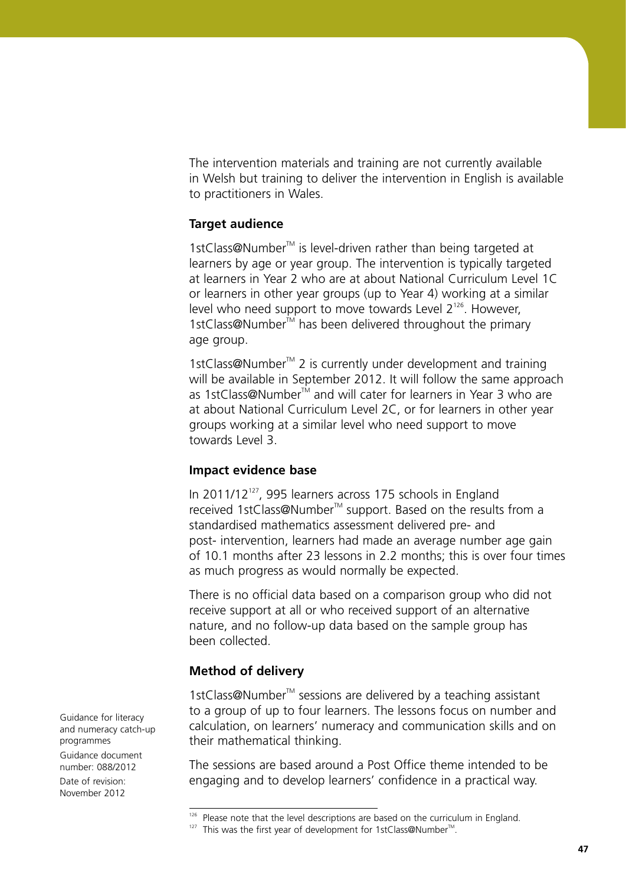The intervention materials and training are not currently available in Welsh but training to deliver the intervention in English is available to practitioners in Wales.

### Target audience

1stClass@Number™ is level-driven rather than being targeted at learners by age or year group. The intervention is typically targeted at learners in Year 2 who are at about National Curriculum Level 1C or learners in other year groups (up to Year 4) working at a similar level who need support to move towards Level 2[126]. However, 1stClass@Number™ has been delivered throughout the primary age group.

1stClass@Number™ 2 is currently under development and training will be available in September 2012. It will follow the same approach as 1stClass@Number™ and will cater for learners in Year 3 who are at about National Curriculum Level 2C, or for learners in other year groups working at a similar level who need support to move towards Level 3.

### Impact evidence base

In 2011/12[127], 995 learners across 175 schools in England received 1stClass@Number™ support. Based on the results from a standardised mathematics assessment delivered pre- and post- intervention, learners had made an average number age gain of 10.1 months after 23 lessons in 2.2 months; this is over four times as much progress as would normally be expected.

There is no official data based on a comparison group who did not receive support at all or who received support of an alternative nature, and no follow-up data based on the sample group has been collected.

### Method of delivery

1stClass@Number™ sessions are delivered by a teaching assistant to a group of up to four learners. The lessons focus on number and calculation, on learners' numeracy and communication skills and on their mathematical thinking.

The sessions are based around a Post Office theme intended to be engaging and to develop learners' confidence in a practical way.

Guidance for literacy and numeracy catch-up programmes
Guidance document number: 088/2012
Date of revision: November 2012

---

[126] Please note that the level descriptions are based on the curriculum in England.

[127] This was the first year of development for 1stClass@Number™.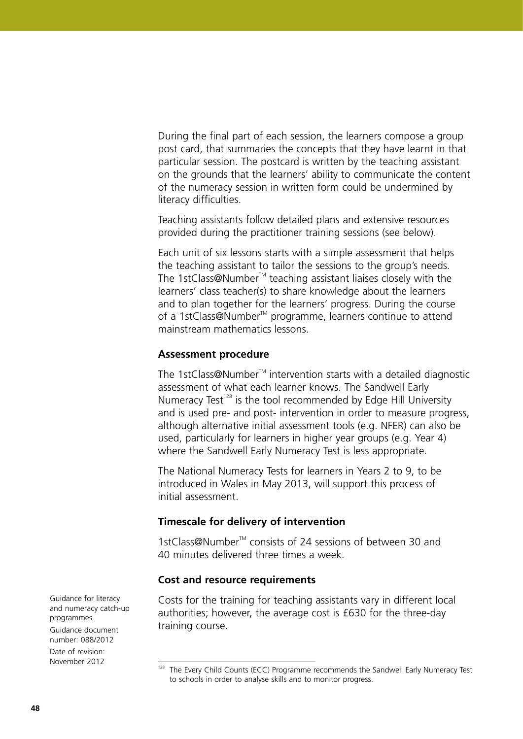During the final part of each session, the learners compose a group post card, that summaries the concepts that they have learnt in that particular session. The postcard is written by the teaching assistant on the grounds that the learners' ability to communicate the content of the numeracy session in written form could be undermined by literacy difficulties.

Teaching assistants follow detailed plans and extensive resources provided during the practitioner training sessions (see below).

Each unit of six lessons starts with a simple assessment that helps the teaching assistant to tailor the sessions to the group's needs. The 1stClass@Number™ teaching assistant liaises closely with the learners' class teacher(s) to share knowledge about the learners and to plan together for the learners' progress. During the course of a 1stClass@Number™ programme, learners continue to attend mainstream mathematics lessons.

### Assessment procedure

The 1stClass@Number™ intervention starts with a detailed diagnostic assessment of what each learner knows. The Sandwell Early Numeracy Test[128] is the tool recommended by Edge Hill University and is used pre- and post- intervention in order to measure progress, although alternative initial assessment tools (e.g. NFER) can also be used, particularly for learners in higher year groups (e.g. Year 4) where the Sandwell Early Numeracy Test is less appropriate.

The National Numeracy Tests for learners in Years 2 to 9, to be introduced in Wales in May 2013, will support this process of initial assessment.

### Timescale for delivery of intervention

1stClass@Number™ consists of 24 sessions of between 30 and 40 minutes delivered three times a week.

### Cost and resource requirements

Costs for the training for teaching assistants vary in different local authorities; however, the average cost is £630 for the three-day training course.

[128] The Every Child Counts (ECC) Programme recommends the Sandwell Early Numeracy Test to schools in order to analyse skills and to monitor progress.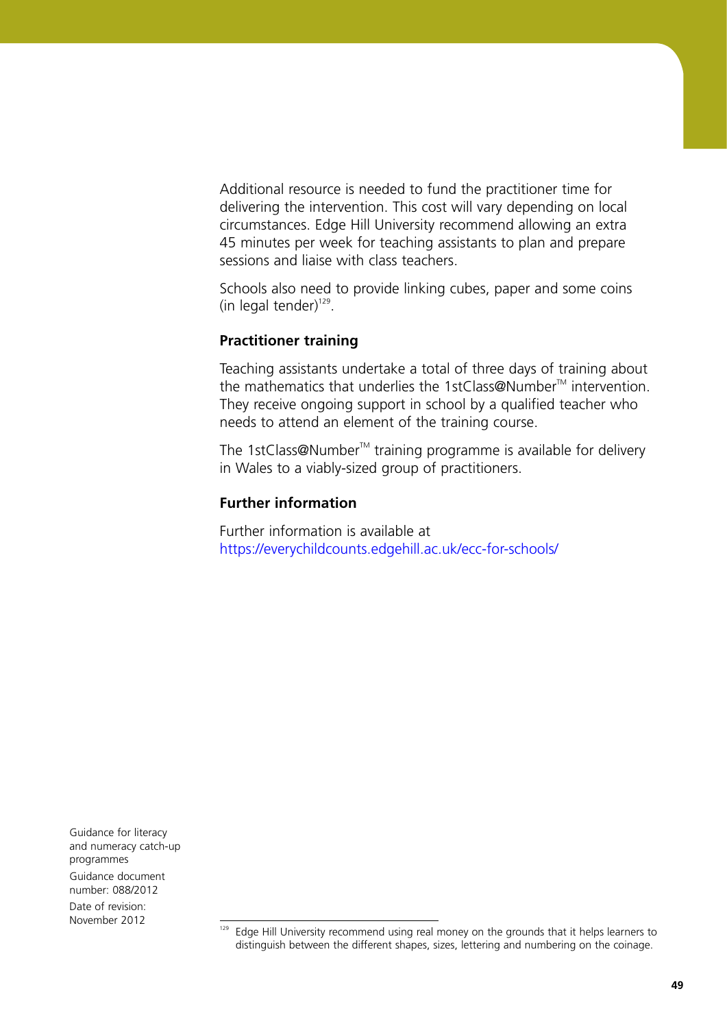Additional resource is needed to fund the practitioner time for delivering the intervention. This cost will vary depending on local circumstances. Edge Hill University recommend allowing an extra 45 minutes per week for teaching assistants to plan and prepare sessions and liaise with class teachers.

Schools also need to provide linking cubes, paper and some coins (in legal tender)[129].

### Practitioner training

Teaching assistants undertake a total of three days of training about the mathematics that underlies the 1stClass@Number™ intervention. They receive ongoing support in school by a qualified teacher who needs to attend an element of the training course.

The 1stClass@Number™ training programme is available for delivery in Wales to a viably-sized group of practitioners.

### Further information

Further information is available at https://everychildcounts.edgehill.ac.uk/ecc-for-schools/

[129] Edge Hill University recommend using real money on the grounds that it helps learners to distinguish between the different shapes, sizes, lettering and numbering on the coinage.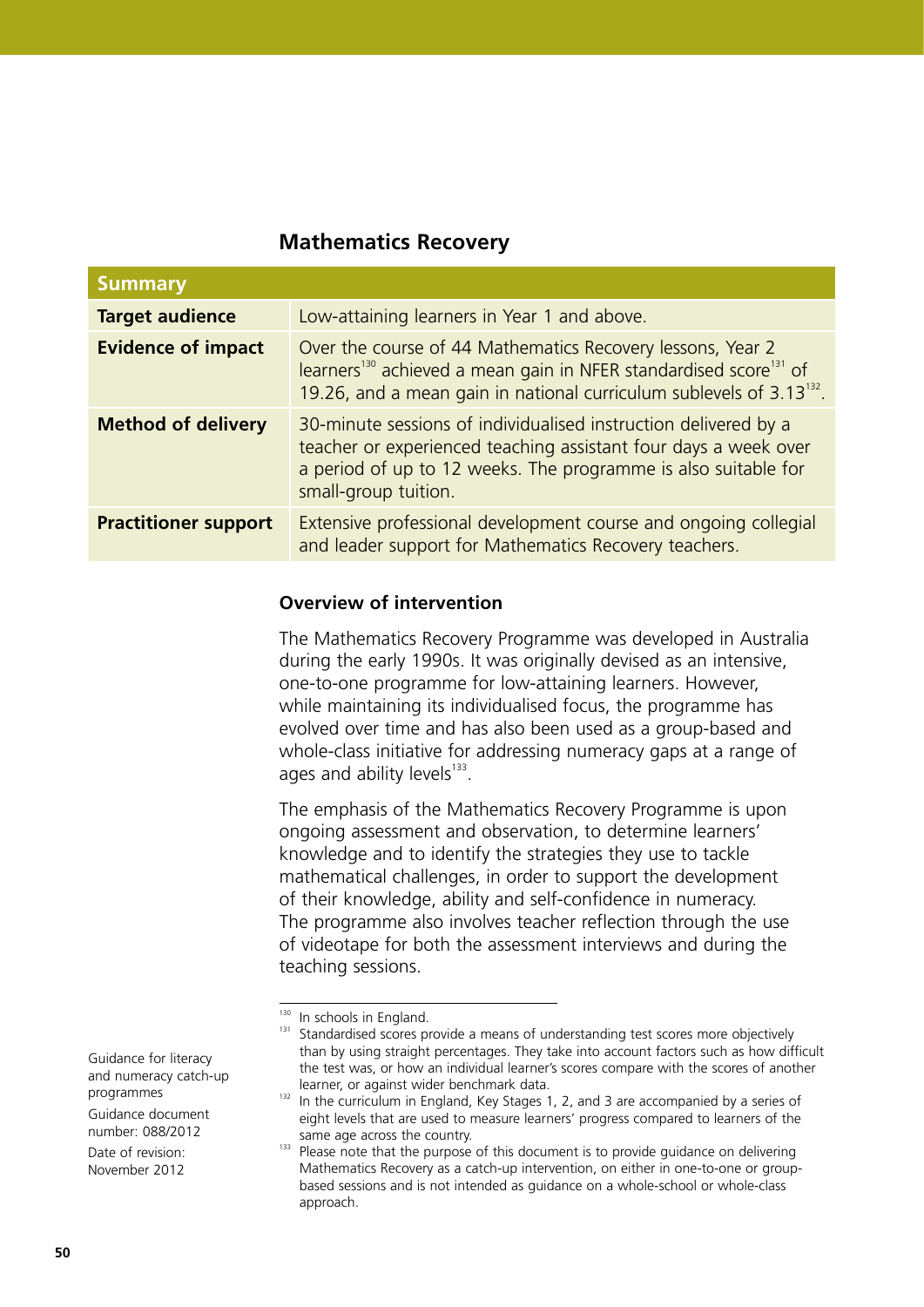## Mathematics Recovery

| Summary | |
|---|---|
| **Target audience** | Low-attaining learners in Year 1 and above. |
| **Evidence of impact** | Over the course of 44 Mathematics Recovery lessons, Year 2 learners[130] achieved a mean gain in NFER standardised score[131] of 19.26, and a mean gain in national curriculum sublevels of 3.13[132]. |
| **Method of delivery** | 30-minute sessions of individualised instruction delivered by a teacher or experienced teaching assistant four days a week over a period of up to 12 weeks. The programme is also suitable for small-group tuition. |
| **Practitioner support** | Extensive professional development course and ongoing collegial and leader support for Mathematics Recovery teachers. |

### Overview of intervention

The Mathematics Recovery Programme was developed in Australia during the early 1990s. It was originally devised as an intensive, one-to-one programme for low-attaining learners. However, while maintaining its individualised focus, the programme has evolved over time and has also been used as a group-based and whole-class initiative for addressing numeracy gaps at a range of ages and ability levels[133].

The emphasis of the Mathematics Recovery Programme is upon ongoing assessment and observation, to determine learners' knowledge and to identify the strategies they use to tackle mathematical challenges, in order to support the development of their knowledge, ability and self-confidence in numeracy. The programme also involves teacher reflection through the use of videotape for both the assessment interviews and during the teaching sessions.

---

[130] In schools in England.

[131] Standardised scores provide a means of understanding test scores more objectively than by using straight percentages. They take into account factors such as how difficult the test was, or how an individual learner's scores compare with the scores of another learner, or against wider benchmark data.

[132] In the curriculum in England, Key Stages 1, 2, and 3 are accompanied by a series of eight levels that are used to measure learners' progress compared to learners of the same age across the country.

[133] Please note that the purpose of this document is to provide guidance on delivering Mathematics Recovery as a catch-up intervention, on either in one-to-one or group-based sessions and is not intended as guidance on a whole-school or whole-class approach.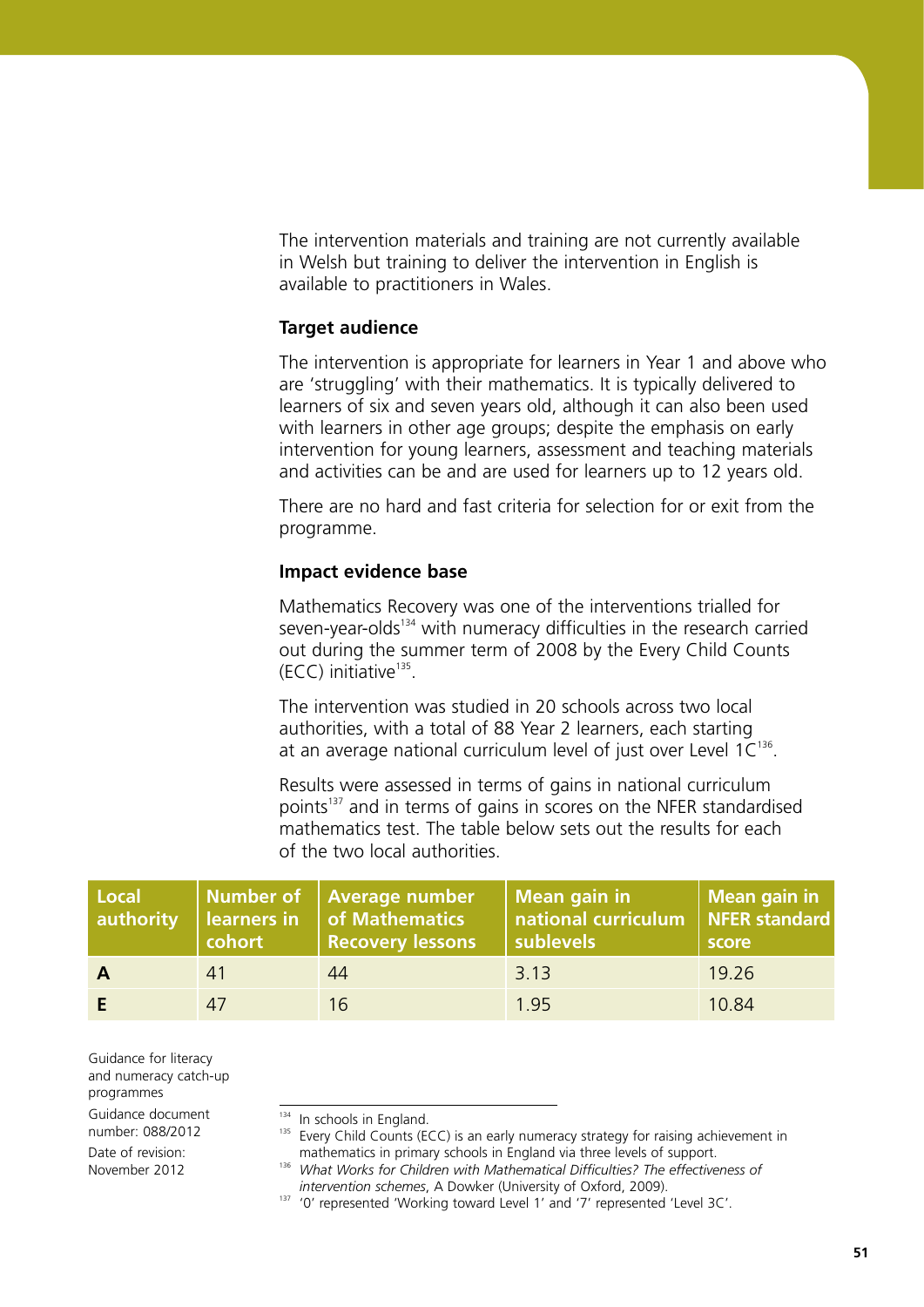The intervention materials and training are not currently available in Welsh but training to deliver the intervention in English is available to practitioners in Wales.

**Target audience**

The intervention is appropriate for learners in Year 1 and above who are 'struggling' with their mathematics. It is typically delivered to learners of six and seven years old, although it can also been used with learners in other age groups; despite the emphasis on early intervention for young learners, assessment and teaching materials and activities can be and are used for learners up to 12 years old.

There are no hard and fast criteria for selection for or exit from the programme.

**Impact evidence base**

Mathematics Recovery was one of the interventions trialled for seven-year-olds[134] with numeracy difficulties in the research carried out during the summer term of 2008 by the Every Child Counts (ECC) initiative[135].

The intervention was studied in 20 schools across two local authorities, with a total of 88 Year 2 learners, each starting at an average national curriculum level of just over Level 1C[136].

Results were assessed in terms of gains in national curriculum points[137] and in terms of gains in scores on the NFER standardised mathematics test. The table below sets out the results for each of the two local authorities.

| Local authority | Number of learners in cohort | Average number of Mathematics Recovery lessons | Mean gain in national curriculum sublevels | Mean gain in NFER standard score |
|---|---|---|---|---|
| **A** | 41 | 44 | 3.13 | 19.26 |
| **E** | 47 | 16 | 1.95 | 10.84 |

Guidance for literacy and numeracy catch-up programmes

Guidance document number: 088/2012

Date of revision: November 2012

---

[134] In schools in England.

[135] Every Child Counts (ECC) is an early numeracy strategy for raising achievement in mathematics in primary schools in England via three levels of support.

[136] *What Works for Children with Mathematical Difficulties? The effectiveness of intervention schemes*, A Dowker (University of Oxford, 2009).

[137] '0' represented 'Working toward Level 1' and '7' represented 'Level 3C'.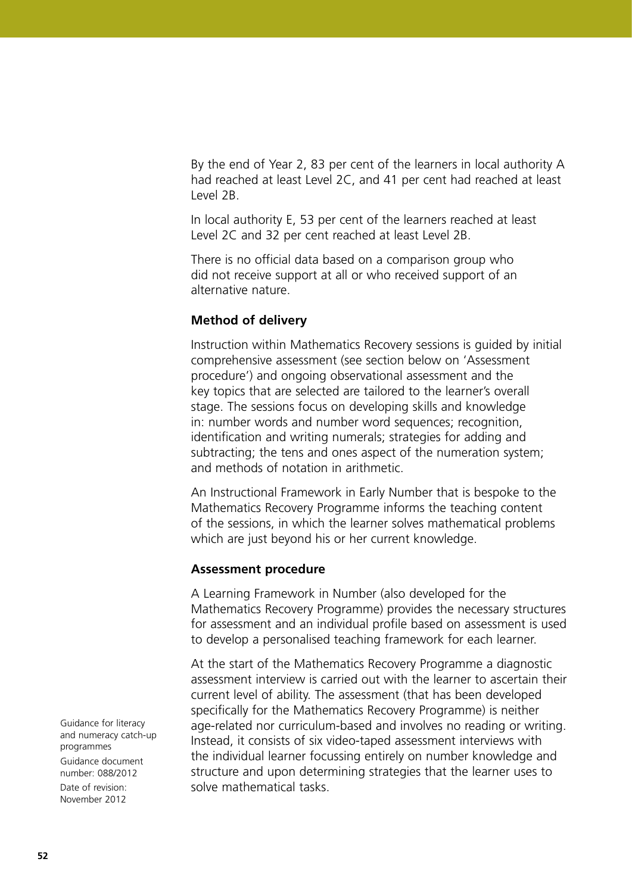By the end of Year 2, 83 per cent of the learners in local authority A had reached at least Level 2C, and 41 per cent had reached at least Level 2B.

In local authority E, 53 per cent of the learners reached at least Level 2C and 32 per cent reached at least Level 2B.

There is no official data based on a comparison group who did not receive support at all or who received support of an alternative nature.

**Method of delivery**

Instruction within Mathematics Recovery sessions is guided by initial comprehensive assessment (see section below on 'Assessment procedure') and ongoing observational assessment and the key topics that are selected are tailored to the learner's overall stage. The sessions focus on developing skills and knowledge in: number words and number word sequences; recognition, identification and writing numerals; strategies for adding and subtracting; the tens and ones aspect of the numeration system; and methods of notation in arithmetic.

An Instructional Framework in Early Number that is bespoke to the Mathematics Recovery Programme informs the teaching content of the sessions, in which the learner solves mathematical problems which are just beyond his or her current knowledge.

**Assessment procedure**

A Learning Framework in Number (also developed for the Mathematics Recovery Programme) provides the necessary structures for assessment and an individual profile based on assessment is used to develop a personalised teaching framework for each learner.

At the start of the Mathematics Recovery Programme a diagnostic assessment interview is carried out with the learner to ascertain their current level of ability. The assessment (that has been developed specifically for the Mathematics Recovery Programme) is neither age-related nor curriculum-based and involves no reading or writing. Instead, it consists of six video-taped assessment interviews with the individual learner focussing entirely on number knowledge and structure and upon determining strategies that the learner uses to solve mathematical tasks.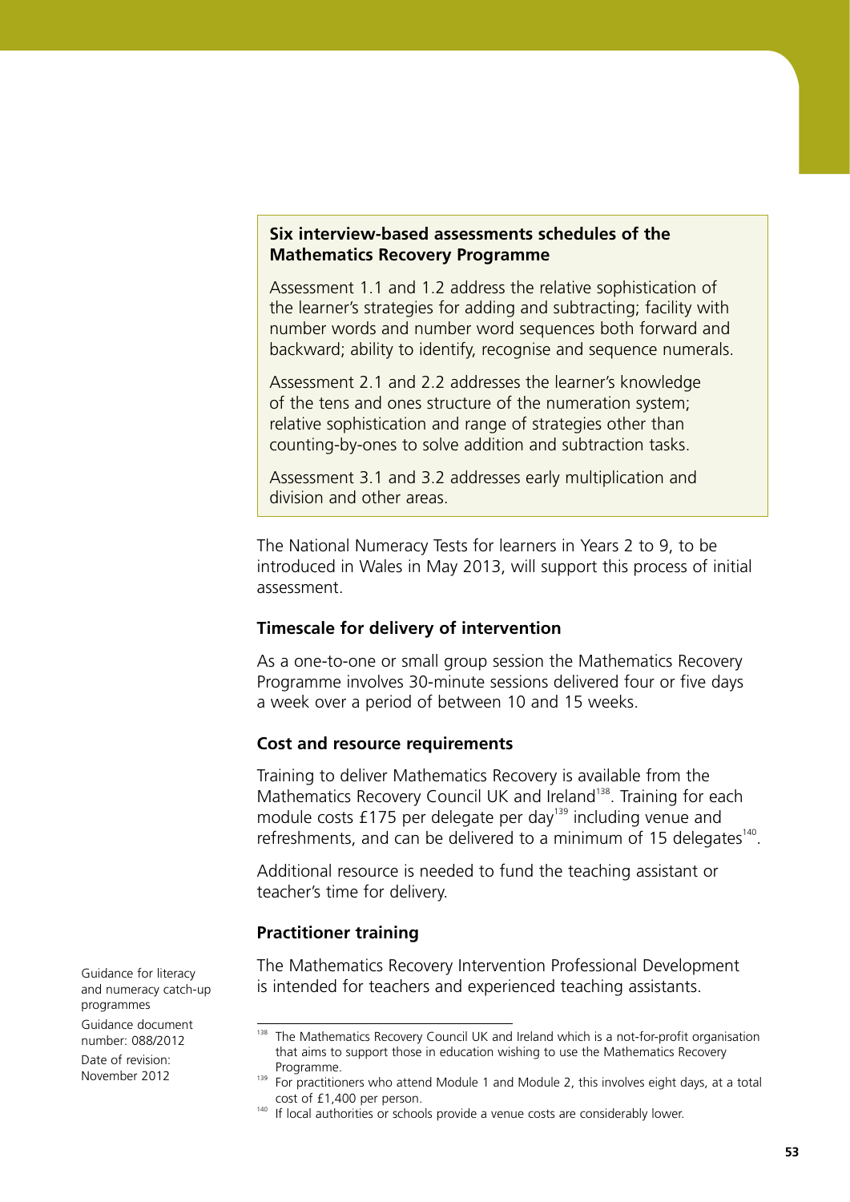**Six interview-based assessments schedules of the Mathematics Recovery Programme**

Assessment 1.1 and 1.2 address the relative sophistication of the learner's strategies for adding and subtracting; facility with number words and number word sequences both forward and backward; ability to identify, recognise and sequence numerals.

Assessment 2.1 and 2.2 addresses the learner's knowledge of the tens and ones structure of the numeration system; relative sophistication and range of strategies other than counting-by-ones to solve addition and subtraction tasks.

Assessment 3.1 and 3.2 addresses early multiplication and division and other areas.

The National Numeracy Tests for learners in Years 2 to 9, to be introduced in Wales in May 2013, will support this process of initial assessment.

### Timescale for delivery of intervention

As a one-to-one or small group session the Mathematics Recovery Programme involves 30-minute sessions delivered four or five days a week over a period of between 10 and 15 weeks.

### Cost and resource requirements

Training to deliver Mathematics Recovery is available from the Mathematics Recovery Council UK and Ireland[138]. Training for each module costs £175 per delegate per day[139] including venue and refreshments, and can be delivered to a minimum of 15 delegates[140].

Additional resource is needed to fund the teaching assistant or teacher's time for delivery.

### Practitioner training

The Mathematics Recovery Intervention Professional Development is intended for teachers and experienced teaching assistants.

Guidance for literacy and numeracy catch-up programmes

Guidance document number: 088/2012

Date of revision: November 2012

---

[138] The Mathematics Recovery Council UK and Ireland which is a not-for-profit organisation that aims to support those in education wishing to use the Mathematics Recovery Programme.

[139] For practitioners who attend Module 1 and Module 2, this involves eight days, at a total cost of £1,400 per person.

[140] If local authorities or schools provide a venue costs are considerably lower.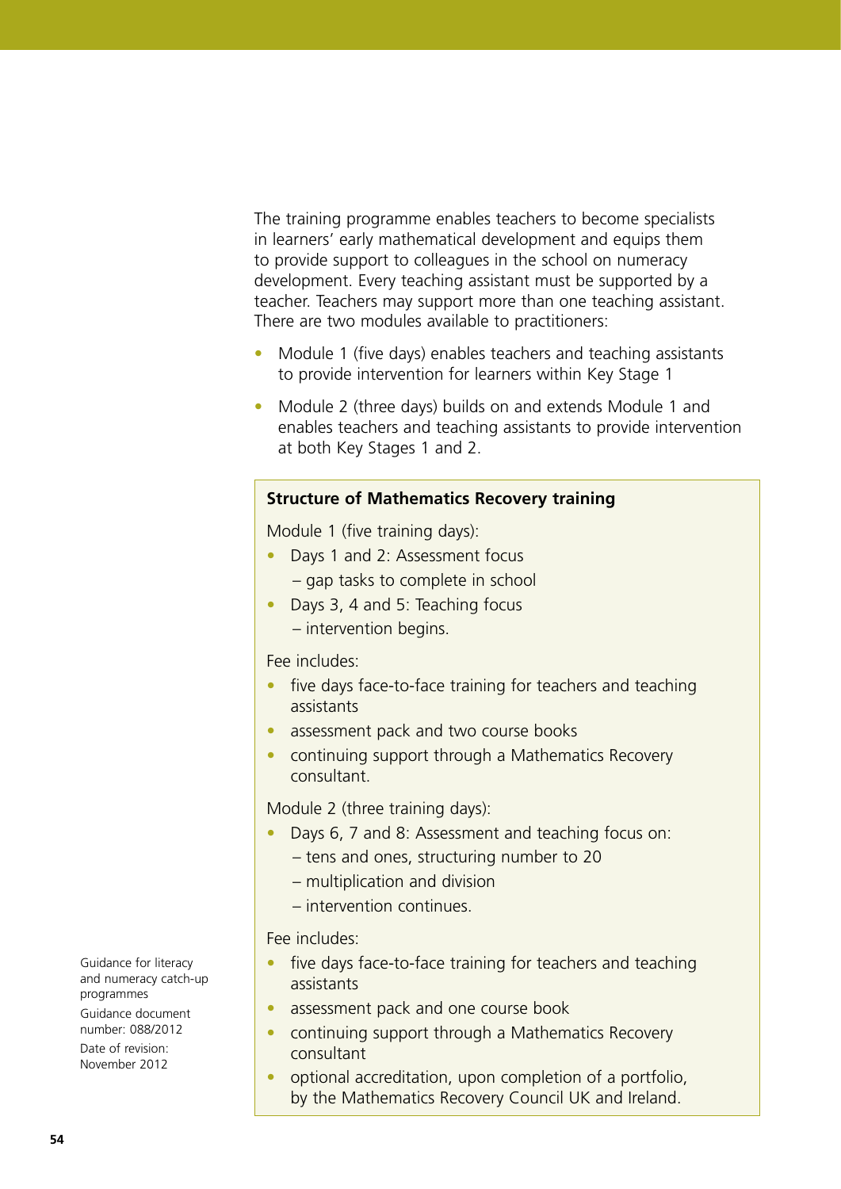The training programme enables teachers to become specialists in learners' early mathematical development and equips them to provide support to colleagues in the school on numeracy development. Every teaching assistant must be supported by a teacher. Teachers may support more than one teaching assistant. There are two modules available to practitioners:

- Module 1 (five days) enables teachers and teaching assistants to provide intervention for learners within Key Stage 1
- Module 2 (three days) builds on and extends Module 1 and enables teachers and teaching assistants to provide intervention at both Key Stages 1 and 2.

**Structure of Mathematics Recovery training**

Module 1 (five training days):

- Days 1 and 2: Assessment focus
  – gap tasks to complete in school
- Days 3, 4 and 5: Teaching focus
  – intervention begins.

Fee includes:

- five days face-to-face training for teachers and teaching assistants
- assessment pack and two course books
- continuing support through a Mathematics Recovery consultant.

Module 2 (three training days):

- Days 6, 7 and 8: Assessment and teaching focus on:
  – tens and ones, structuring number to 20
  – multiplication and division
  – intervention continues.

Fee includes:

- five days face-to-face training for teachers and teaching assistants
- assessment pack and one course book
- continuing support through a Mathematics Recovery consultant
- optional accreditation, upon completion of a portfolio, by the Mathematics Recovery Council UK and Ireland.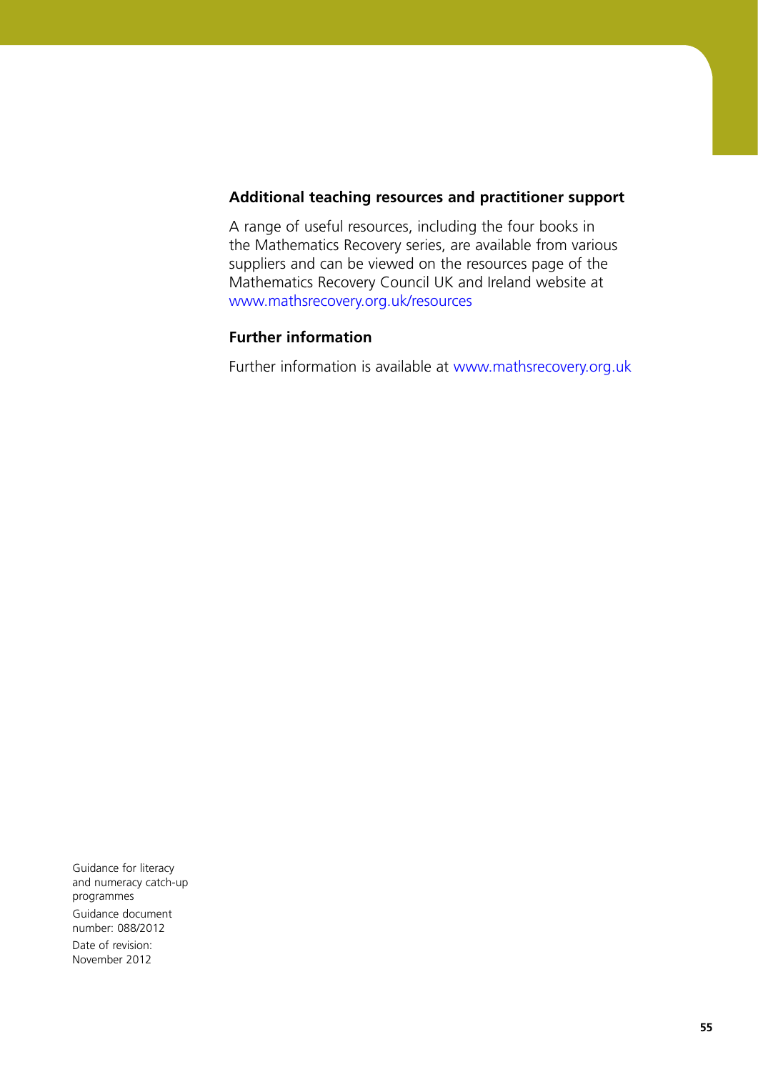### Additional teaching resources and practitioner support

A range of useful resources, including the four books in the Mathematics Recovery series, are available from various suppliers and can be viewed on the resources page of the Mathematics Recovery Council UK and Ireland website at www.mathsrecovery.org.uk/resources

### Further information

Further information is available at www.mathsrecovery.org.uk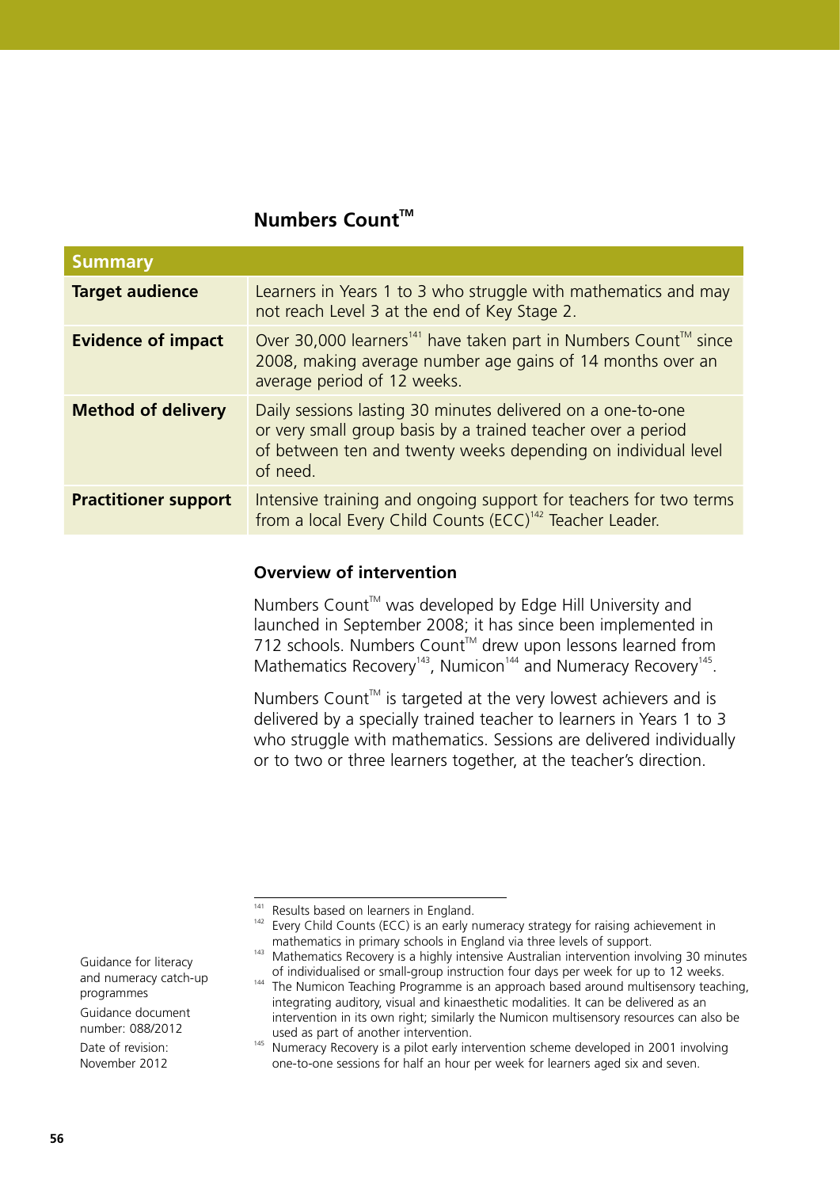## Numbers Count™

| Summary | |
|---|---|
| **Target audience** | Learners in Years 1 to 3 who struggle with mathematics and may not reach Level 3 at the end of Key Stage 2. |
| **Evidence of impact** | Over 30,000 learners[141] have taken part in Numbers Count™ since 2008, making average number age gains of 14 months over an average period of 12 weeks. |
| **Method of delivery** | Daily sessions lasting 30 minutes delivered on a one-to-one or very small group basis by a trained teacher over a period of between ten and twenty weeks depending on individual level of need. |
| **Practitioner support** | Intensive training and ongoing support for teachers for two terms from a local Every Child Counts (ECC)[142] Teacher Leader. |

### Overview of intervention

Numbers Count™ was developed by Edge Hill University and launched in September 2008; it has since been implemented in 712 schools. Numbers Count™ drew upon lessons learned from Mathematics Recovery[143], Numicon[144] and Numeracy Recovery[145].

Numbers Count™ is targeted at the very lowest achievers and is delivered by a specially trained teacher to learners in Years 1 to 3 who struggle with mathematics. Sessions are delivered individually or to two or three learners together, at the teacher's direction.

---

[141] Results based on learners in England.

[142] Every Child Counts (ECC) is an early numeracy strategy for raising achievement in mathematics in primary schools in England via three levels of support.

[143] Mathematics Recovery is a highly intensive Australian intervention involving 30 minutes of individualised or small-group instruction four days per week for up to 12 weeks.

[144] The Numicon Teaching Programme is an approach based around multisensory teaching, integrating auditory, visual and kinaesthetic modalities. It can be delivered as an intervention in its own right; similarly the Numicon multisensory resources can also be used as part of another intervention.

[145] Numeracy Recovery is a pilot early intervention scheme developed in 2001 involving one-to-one sessions for half an hour per week for learners aged six and seven.

Guidance for literacy and numeracy catch-up programmes

Guidance document number: 088/2012

Date of revision: November 2012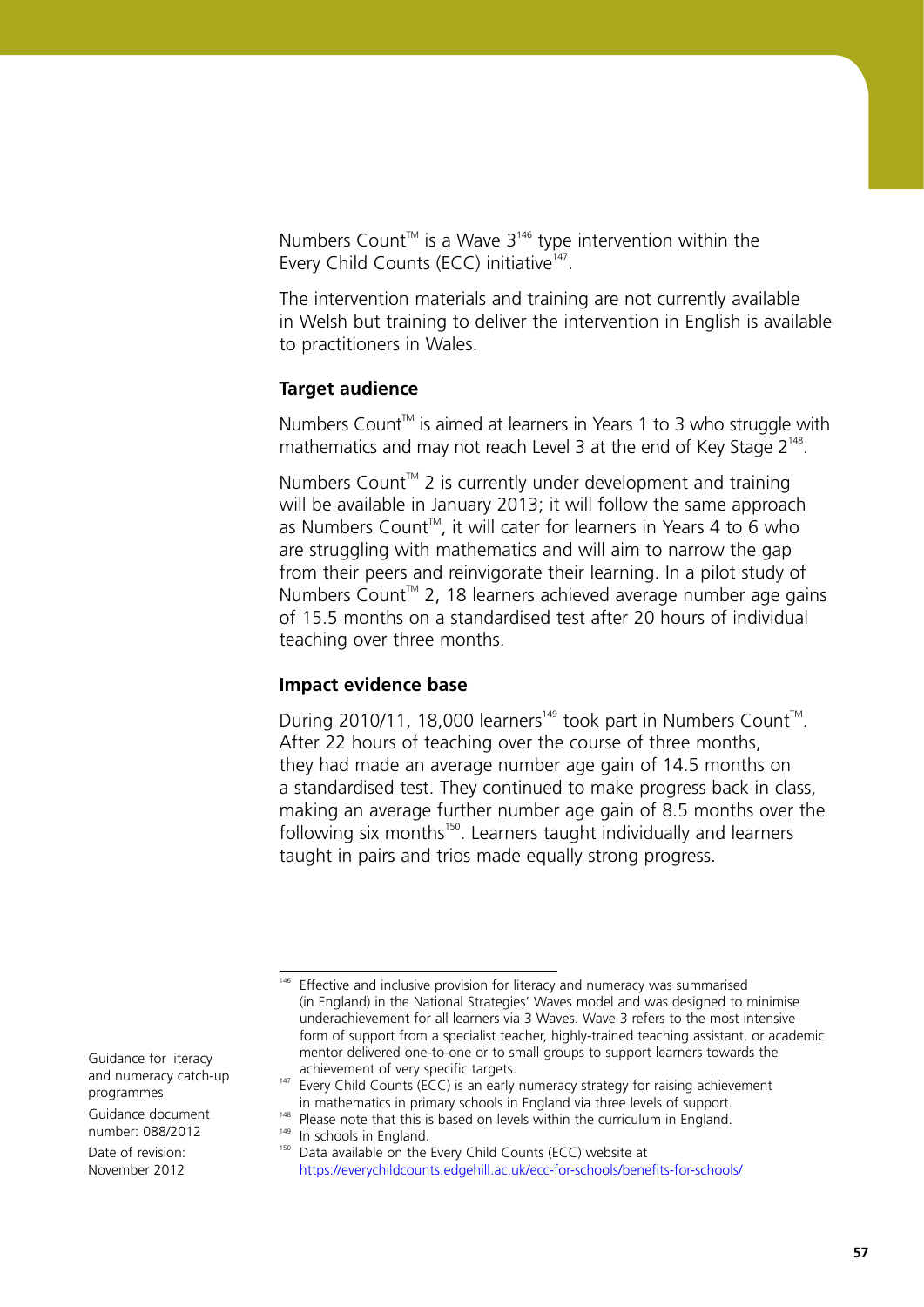Numbers Count™ is a Wave 3[146] type intervention within the Every Child Counts (ECC) initiative[147].

The intervention materials and training are not currently available in Welsh but training to deliver the intervention in English is available to practitioners in Wales.

### Target audience

Numbers Count™ is aimed at learners in Years 1 to 3 who struggle with mathematics and may not reach Level 3 at the end of Key Stage 2[148].

Numbers Count™ 2 is currently under development and training will be available in January 2013; it will follow the same approach as Numbers Count™, it will cater for learners in Years 4 to 6 who are struggling with mathematics and will aim to narrow the gap from their peers and reinvigorate their learning. In a pilot study of Numbers Count™ 2, 18 learners achieved average number age gains of 15.5 months on a standardised test after 20 hours of individual teaching over three months.

### Impact evidence base

During 2010/11, 18,000 learners[149] took part in Numbers Count™. After 22 hours of teaching over the course of three months, they had made an average number age gain of 14.5 months on a standardised test. They continued to make progress back in class, making an average further number age gain of 8.5 months over the following six months[150]. Learners taught individually and learners taught in pairs and trios made equally strong progress.

---

[146] Effective and inclusive provision for literacy and numeracy was summarised (in England) in the National Strategies' Waves model and was designed to minimise underachievement for all learners via 3 Waves. Wave 3 refers to the most intensive form of support from a specialist teacher, highly-trained teaching assistant, or academic mentor delivered one-to-one or to small groups to support learners towards the achievement of very specific targets.

[147] Every Child Counts (ECC) is an early numeracy strategy for raising achievement in mathematics in primary schools in England via three levels of support.

[148] Please note that this is based on levels within the curriculum in England.

[149] In schools in England.

[150] Data available on the Every Child Counts (ECC) website at https://everychildcounts.edgehill.ac.uk/ecc-for-schools/benefits-for-schools/

Guidance for literacy and numeracy catch-up programmes
Guidance document number: 088/2012
Date of revision: November 2012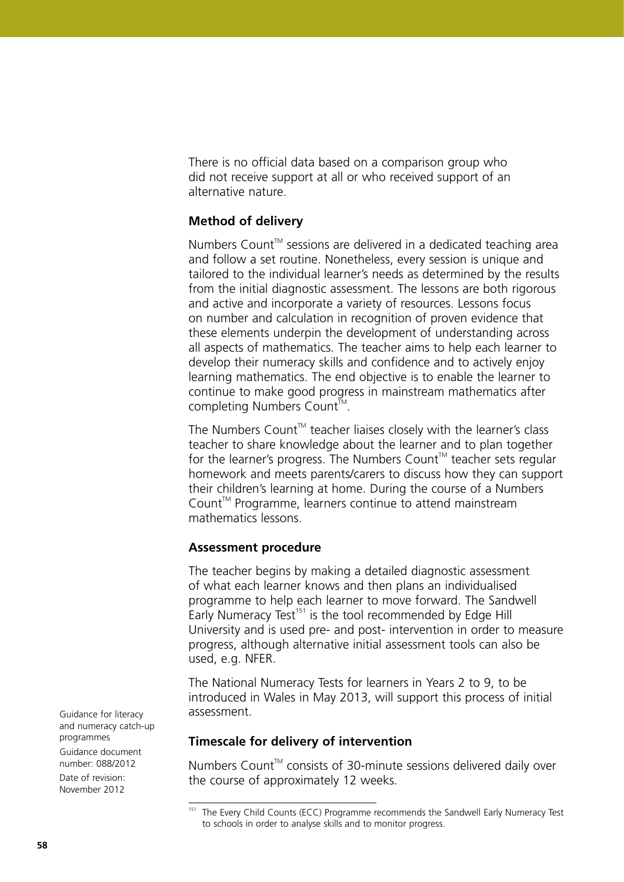There is no official data based on a comparison group who did not receive support at all or who received support of an alternative nature.

**Method of delivery**

Numbers Count™ sessions are delivered in a dedicated teaching area and follow a set routine. Nonetheless, every session is unique and tailored to the individual learner's needs as determined by the results from the initial diagnostic assessment. The lessons are both rigorous and active and incorporate a variety of resources. Lessons focus on number and calculation in recognition of proven evidence that these elements underpin the development of understanding across all aspects of mathematics. The teacher aims to help each learner to develop their numeracy skills and confidence and to actively enjoy learning mathematics. The end objective is to enable the learner to continue to make good progress in mainstream mathematics after completing Numbers Count™.

The Numbers Count™ teacher liaises closely with the learner's class teacher to share knowledge about the learner and to plan together for the learner's progress. The Numbers Count™ teacher sets regular homework and meets parents/carers to discuss how they can support their children's learning at home. During the course of a Numbers Count™ Programme, learners continue to attend mainstream mathematics lessons.

**Assessment procedure**

The teacher begins by making a detailed diagnostic assessment of what each learner knows and then plans an individualised programme to help each learner to move forward. The Sandwell Early Numeracy Test[151] is the tool recommended by Edge Hill University and is used pre- and post- intervention in order to measure progress, although alternative initial assessment tools can also be used, e.g. NFER.

The National Numeracy Tests for learners in Years 2 to 9, to be introduced in Wales in May 2013, will support this process of initial assessment.

**Timescale for delivery of intervention**

Numbers Count™ consists of 30-minute sessions delivered daily over the course of approximately 12 weeks.

[151] The Every Child Counts (ECC) Programme recommends the Sandwell Early Numeracy Test to schools in order to analyse skills and to monitor progress.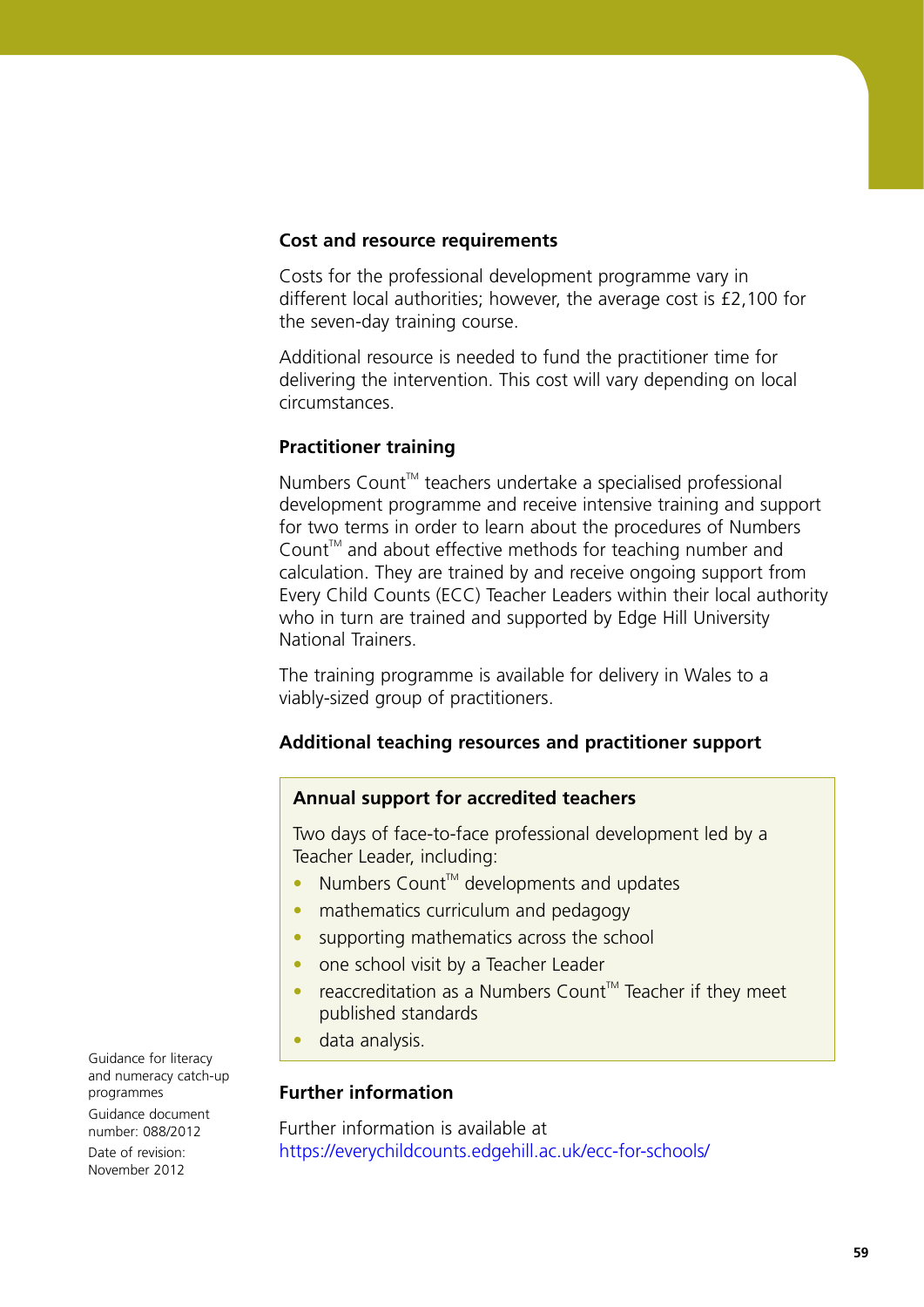### Cost and resource requirements

Costs for the professional development programme vary in different local authorities; however, the average cost is £2,100 for the seven-day training course.

Additional resource is needed to fund the practitioner time for delivering the intervention. This cost will vary depending on local circumstances.

### Practitioner training

Numbers Count™ teachers undertake a specialised professional development programme and receive intensive training and support for two terms in order to learn about the procedures of Numbers Count™ and about effective methods for teaching number and calculation. They are trained by and receive ongoing support from Every Child Counts (ECC) Teacher Leaders within their local authority who in turn are trained and supported by Edge Hill University National Trainers.

The training programme is available for delivery in Wales to a viably-sized group of practitioners.

### Additional teaching resources and practitioner support

**Annual support for accredited teachers**

Two days of face-to-face professional development led by a Teacher Leader, including:

- Numbers Count™ developments and updates
- mathematics curriculum and pedagogy
- supporting mathematics across the school
- one school visit by a Teacher Leader
- reaccreditation as a Numbers Count™ Teacher if they meet published standards
- data analysis.

### Further information

Further information is available at https://everychildcounts.edgehill.ac.uk/ecc-for-schools/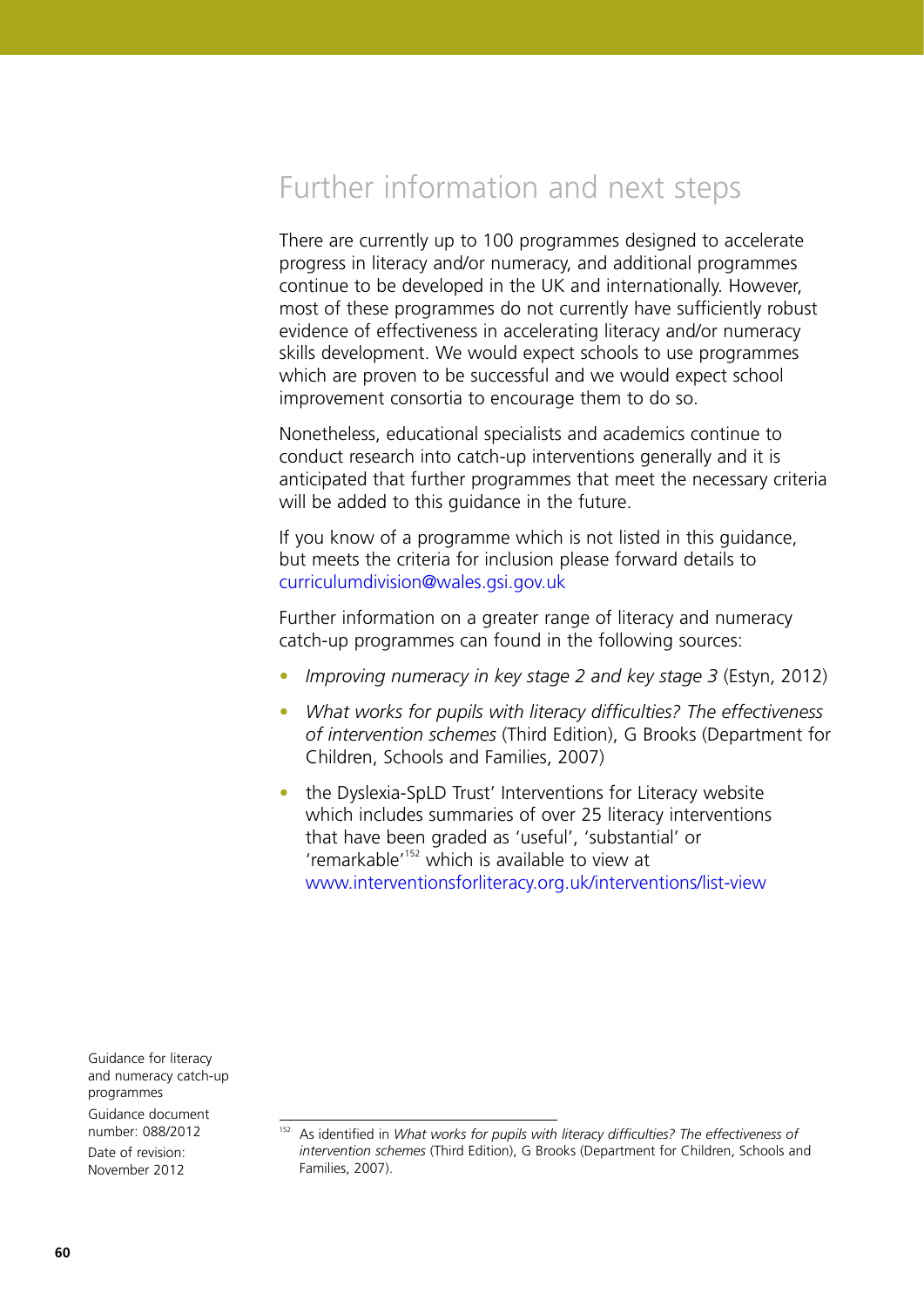# Further information and next steps

There are currently up to 100 programmes designed to accelerate progress in literacy and/or numeracy, and additional programmes continue to be developed in the UK and internationally. However, most of these programmes do not currently have sufficiently robust evidence of effectiveness in accelerating literacy and/or numeracy skills development. We would expect schools to use programmes which are proven to be successful and we would expect school improvement consortia to encourage them to do so.

Nonetheless, educational specialists and academics continue to conduct research into catch-up interventions generally and it is anticipated that further programmes that meet the necessary criteria will be added to this guidance in the future.

If you know of a programme which is not listed in this guidance, but meets the criteria for inclusion please forward details to curriculumdivision@wales.gsi.gov.uk

Further information on a greater range of literacy and numeracy catch-up programmes can found in the following sources:

- *Improving numeracy in key stage 2 and key stage 3* (Estyn, 2012)
- *What works for pupils with literacy difficulties? The effectiveness of intervention schemes* (Third Edition), G Brooks (Department for Children, Schools and Families, 2007)
- the Dyslexia-SpLD Trust' Interventions for Literacy website which includes summaries of over 25 literacy interventions that have been graded as 'useful', 'substantial' or 'remarkable'[152] which is available to view at www.interventionsforliteracy.org.uk/interventions/list-view

Guidance for literacy and numeracy catch-up programmes

Guidance document number: 088/2012

Date of revision: November 2012

[152] As identified in *What works for pupils with literacy difficulties? The effectiveness of intervention schemes* (Third Edition), G Brooks (Department for Children, Schools and Families, 2007).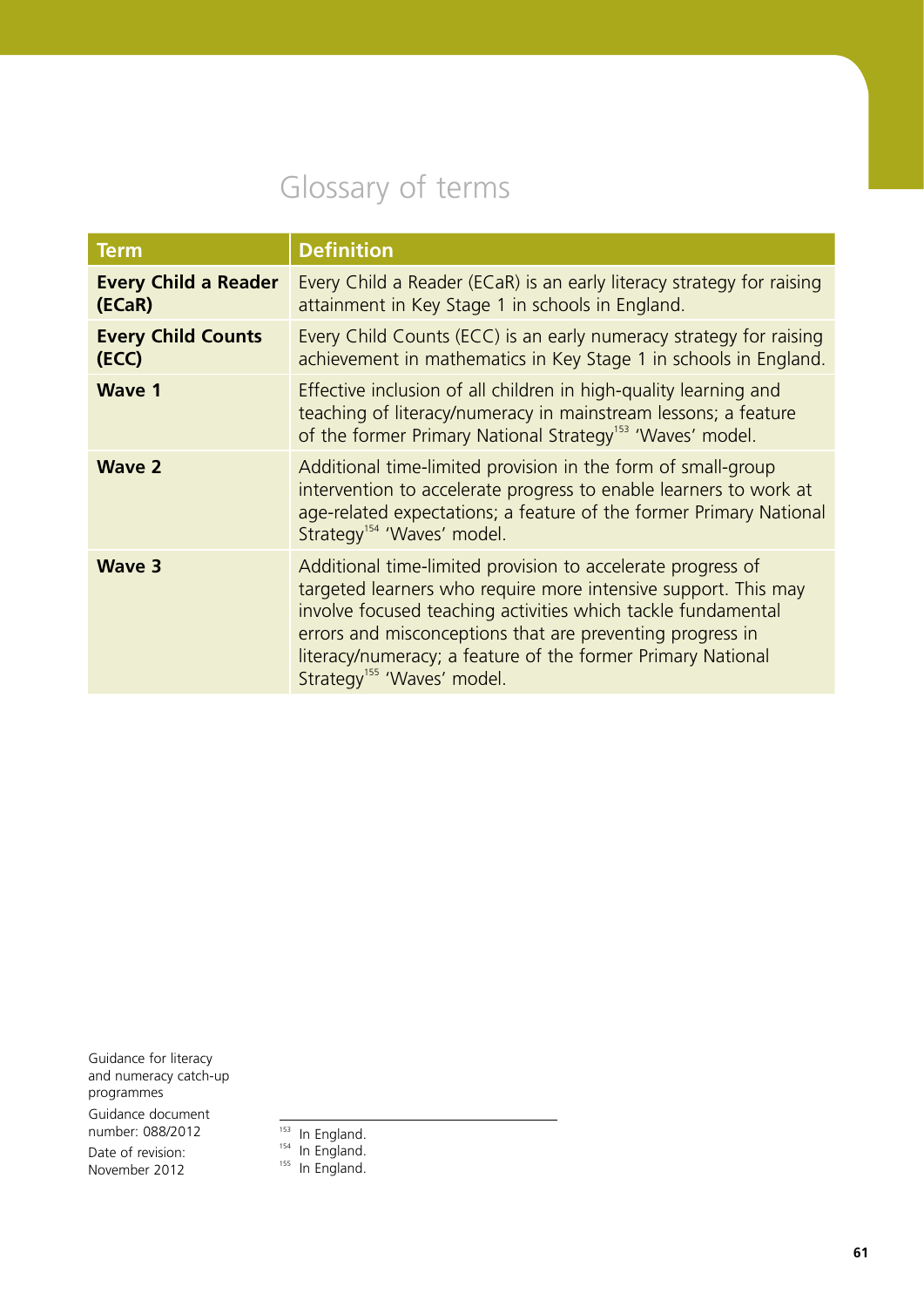# Glossary of terms

| Term | Definition |
|---|---|
| **Every Child a Reader (ECaR)** | Every Child a Reader (ECaR) is an early literacy strategy for raising attainment in Key Stage 1 in schools in England. |
| **Every Child Counts (ECC)** | Every Child Counts (ECC) is an early numeracy strategy for raising achievement in mathematics in Key Stage 1 in schools in England. |
| **Wave 1** | Effective inclusion of all children in high-quality learning and teaching of literacy/numeracy in mainstream lessons; a feature of the former Primary National Strategy[153] 'Waves' model. |
| **Wave 2** | Additional time-limited provision in the form of small-group intervention to accelerate progress to enable learners to work at age-related expectations; a feature of the former Primary National Strategy[154] 'Waves' model. |
| **Wave 3** | Additional time-limited provision to accelerate progress of targeted learners who require more intensive support. This may involve focused teaching activities which tackle fundamental errors and misconceptions that are preventing progress in literacy/numeracy; a feature of the former Primary National Strategy[155] 'Waves' model. |

[153] In England.
[154] In England.
[155] In England.

Guidance for literacy and numeracy catch-up programmes
Guidance document number: 088/2012
Date of revision: November 2012